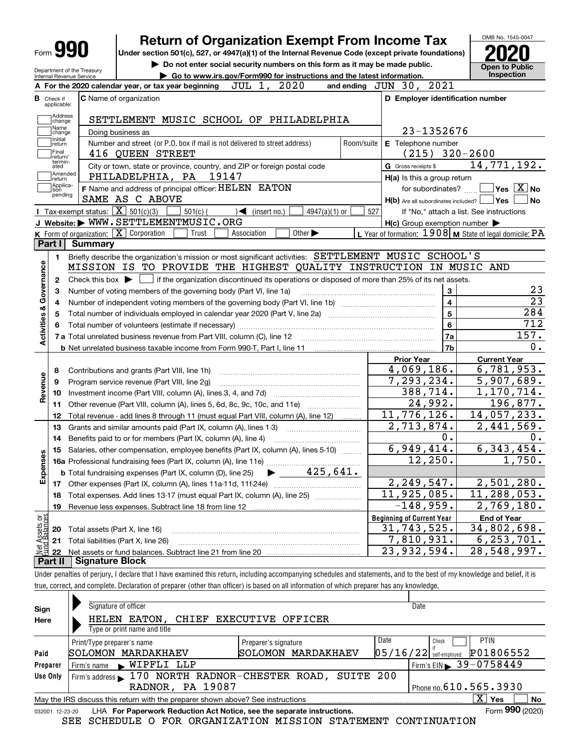# Form 990 Return of Organization Exempt From Income Tax

OMB No. 1545-0047

**2020**

**Open to Public Inspection**

Under section 501(c), 527, or 4947(a)(1) of the Internal Revenue Code (except private foundations)

▶ Do not enter social security numbers on this form as it may be made public.

▶ Go to www.irs.gov/Form990 for instructions and the latest information.

Department of the Treasury
Internal Revenue Service

**A** For the 2020 calendar year, or tax year beginning JUL 1, 2020 and ending JUN 30, 2021

**B** Check if applicable: Address change, Name change, Initial return, Final return/terminated, Amended return, Application pending

**C** Name of organization: SETTLEMENT MUSIC SCHOOL OF PHILADELPHIA

Doing business as

Number and street (or P.O. box if mail is not delivered to street address): 416 QUEEN STREET — Room/suite

City or town, state or province, country, and ZIP or foreign postal code: PHILADELPHIA, PA 19147

**D** Employer identification number: 23-1352676

**E** Telephone number: (215) 320-2600

**G** Gross receipts $ 14,771,192.

**F** Name and address of principal officer: HELEN EATON, SAME AS C ABOVE

**H(a)** Is this a group return for subordinates? ☐ Yes ☒ No

**H(b)** Are all subordinates included? ☐ Yes ☐ No — If "No," attach a list. See instructions

**H(c)** Group exemption number ▶

**I** Tax-exempt status: ☒ 501(c)(3) ☐ 501(c) ( ) ◀ (insert no.) ☐ 4947(a)(1) or ☐ 527

**J** Website: ▶ WWW.SETTLEMENTMUSIC.ORG

**K** Form of organization: ☒ Corporation ☐ Trust ☐ Association ☐ Other ▶

**L** Year of formation: 1908 **M** State of legal domicile: PA

## Part I Summary

**Activities & Governance**

1. Briefly describe the organization's mission or most significant activities: SETTLEMENT MUSIC SCHOOL'S MISSION IS TO PROVIDE THE HIGHEST QUALITY INSTRUCTION IN MUSIC AND
2. Check this box ▶ ☐ if the organization discontinued its operations or disposed of more than 25% of its net assets.

| Line | Description | | Value |
|---|---|---|---|
| 3 | Number of voting members of the governing body (Part VI, line 1a) | 3 | 23 |
| 4 | Number of independent voting members of the governing body (Part VI, line 1b) | 4 | 23 |
| 5 | Total number of individuals employed in calendar year 2020 (Part V, line 2a) | 5 | 284 |
| 6 | Total number of volunteers (estimate if necessary) | 6 | 712 |
| 7a | Total unrelated business revenue from Part VIII, column (C), line 12 | 7a | 157. |
| 7b | Net unrelated business taxable income from Form 990-T, Part I, line 11 | 7b | 0. |

| Line | Description | Prior Year | Current Year |
|---|---|---|---|
| **Revenue** | | | |
| 8 | Contributions and grants (Part VIII, line 1h) | 4,069,186. | 6,781,953. |
| 9 | Program service revenue (Part VIII, line 2g) | 7,293,234. | 5,907,689. |
| 10 | Investment income (Part VIII, column (A), lines 3, 4, and 7d) | 388,714. | 1,170,714. |
| 11 | Other revenue (Part VIII, column (A), lines 5, 6d, 8c, 9c, 10c, and 11e) | 24,992. | 196,877. |
| 12 | Total revenue - add lines 8 through 11 (must equal Part VIII, column (A), line 12) | 11,776,126. | 14,057,233. |
| **Expenses** | | | |
| 13 | Grants and similar amounts paid (Part IX, column (A), lines 1-3) | 2,713,874. | 2,441,569. |
| 14 | Benefits paid to or for members (Part IX, column (A), line 4) | 0. | 0. |
| 15 | Salaries, other compensation, employee benefits (Part IX, column (A), lines 5-10) | 6,949,414. | 6,343,454. |
| 16a | Professional fundraising fees (Part IX, column (A), line 11e) | 12,250. | 1,750. |
| b | Total fundraising expenses (Part IX, column (D), line 25) ▶ 425,641. | | |
| 17 | Other expenses (Part IX, column (A), lines 11a-11d, 11f-24e) | 2,249,547. | 2,501,280. |
| 18 | Total expenses. Add lines 13-17 (must equal Part IX, column (A), line 25) | 11,925,085. | 11,288,053. |
| 19 | Revenue less expenses. Subtract line 18 from line 12 | -148,959. | 2,769,180. |

| Line | Net Assets or Fund Balances | Beginning of Current Year | End of Year |
|---|---|---|---|
| 20 | Total assets (Part X, line 16) | 31,743,525. | 34,802,698. |
| 21 | Total liabilities (Part X, line 26) | 7,810,931. | 6,253,701. |
| 22 | Net assets or fund balances. Subtract line 21 from line 20 | 23,932,594. | 28,548,997. |

## Part II Signature Block

Under penalties of perjury, I declare that I have examined this return, including accompanying schedules and statements, and to the best of my knowledge and belief, it is true, correct, and complete. Declaration of preparer (other than officer) is based on all information of which preparer has any knowledge.

**Sign Here**

Signature of officer — Date

HELEN EATON, CHIEF EXECUTIVE OFFICER
Type or print name and title

**Paid Preparer Use Only**

| Print/Type preparer's name | Preparer's signature | Date | Check ☐ if self-employed | PTIN |
|---|---|---|---|---|
| SOLOMON MARDAKHAEV | SOLOMON MARDAKHAEV | 05/16/22 | | P01806552 |

Firm's name ▶ WIPFLI LLP — Firm's EIN ▶ 39-0758449

Firm's address ▶ 170 NORTH RADNOR-CHESTER ROAD, SUITE 200, RADNOR, PA 19087 — Phone no. 610.565.3930

May the IRS discuss this return with the preparer shown above? See instructions ☒ Yes ☐ No

032001 12-23-20 LHA For Paperwork Reduction Act Notice, see the separate instructions. Form **990** (2020)

SEE SCHEDULE O FOR ORGANIZATION MISSION STATEMENT CONTINUATION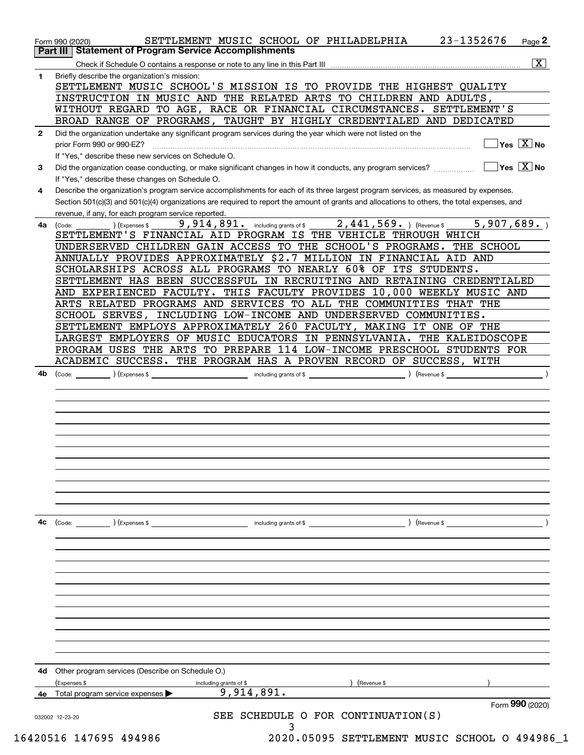Form 990 (2020) SETTLEMENT MUSIC SCHOOL OF PHILADELPHIA 23-1352676

## Part III Statement of Program Service Accomplishments

Check if Schedule O contains a response or note to any line in this Part III [X]

**1** Briefly describe the organization's mission:

SETTLEMENT MUSIC SCHOOL'S MISSION IS TO PROVIDE THE HIGHEST QUALITY INSTRUCTION IN MUSIC AND THE RELATED ARTS TO CHILDREN AND ADULTS, WITHOUT REGARD TO AGE, RACE OR FINANCIAL CIRCUMSTANCES. SETTLEMENT'S BROAD RANGE OF PROGRAMS, TAUGHT BY HIGHLY CREDENTIALED AND DEDICATED

**2** Did the organization undertake any significant program services during the year which were not listed on the prior Form 990 or 990-EZ? [ ] Yes [X] No

If "Yes," describe these new services on Schedule O.

**3** Did the organization cease conducting, or make significant changes in how it conducts, any program services? [ ] Yes [X] No

If "Yes," describe these changes on Schedule O.

**4** Describe the organization's program service accomplishments for each of its three largest program services, as measured by expenses. Section 501(c)(3) and 501(c)(4) organizations are required to report the amount of grants and allocations to others, the total expenses, and revenue, if any, for each program service reported.

**4a** (Code: ) (Expenses $ 9,914,891. including grants of $ 2,441,569. ) (Revenue $ 5,907,689. )

SETTLEMENT'S FINANCIAL AID PROGRAM IS THE VEHICLE THROUGH WHICH UNDERSERVED CHILDREN GAIN ACCESS TO THE SCHOOL'S PROGRAMS. THE SCHOOL ANNUALLY PROVIDES APPROXIMATELY $2.7 MILLION IN FINANCIAL AID AND SCHOLARSHIPS ACROSS ALL PROGRAMS TO NEARLY 60% OF ITS STUDENTS. SETTLEMENT HAS BEEN SUCCESSFUL IN RECRUITING AND RETAINING CREDENTIALED AND EXPERIENCED FACULTY. THIS FACULTY PROVIDES 10,000 WEEKLY MUSIC AND ARTS RELATED PROGRAMS AND SERVICES TO ALL THE COMMUNITIES THAT THE SCHOOL SERVES, INCLUDING LOW-INCOME AND UNDERSERVED COMMUNITIES. SETTLEMENT EMPLOYS APPROXIMATELY 260 FACULTY, MAKING IT ONE OF THE LARGEST EMPLOYERS OF MUSIC EDUCATORS IN PENNSYLVANIA. THE KALEIDOSCOPE PROGRAM USES THE ARTS TO PREPARE 114 LOW-INCOME PRESCHOOL STUDENTS FOR ACADEMIC SUCCESS. THE PROGRAM HAS A PROVEN RECORD OF SUCCESS, WITH

**4b** (Code: ) (Expenses $ including grants of $ ) (Revenue $ )

**4c** (Code: ) (Expenses $ including grants of $ ) (Revenue $ )

**4d** Other program services (Describe on Schedule O.)

(Expenses $ including grants of $ ) (Revenue $ )

**4e** Total program service expenses 9,914,891.

Form **990** (2020)

SEE SCHEDULE O FOR CONTINUATION(S)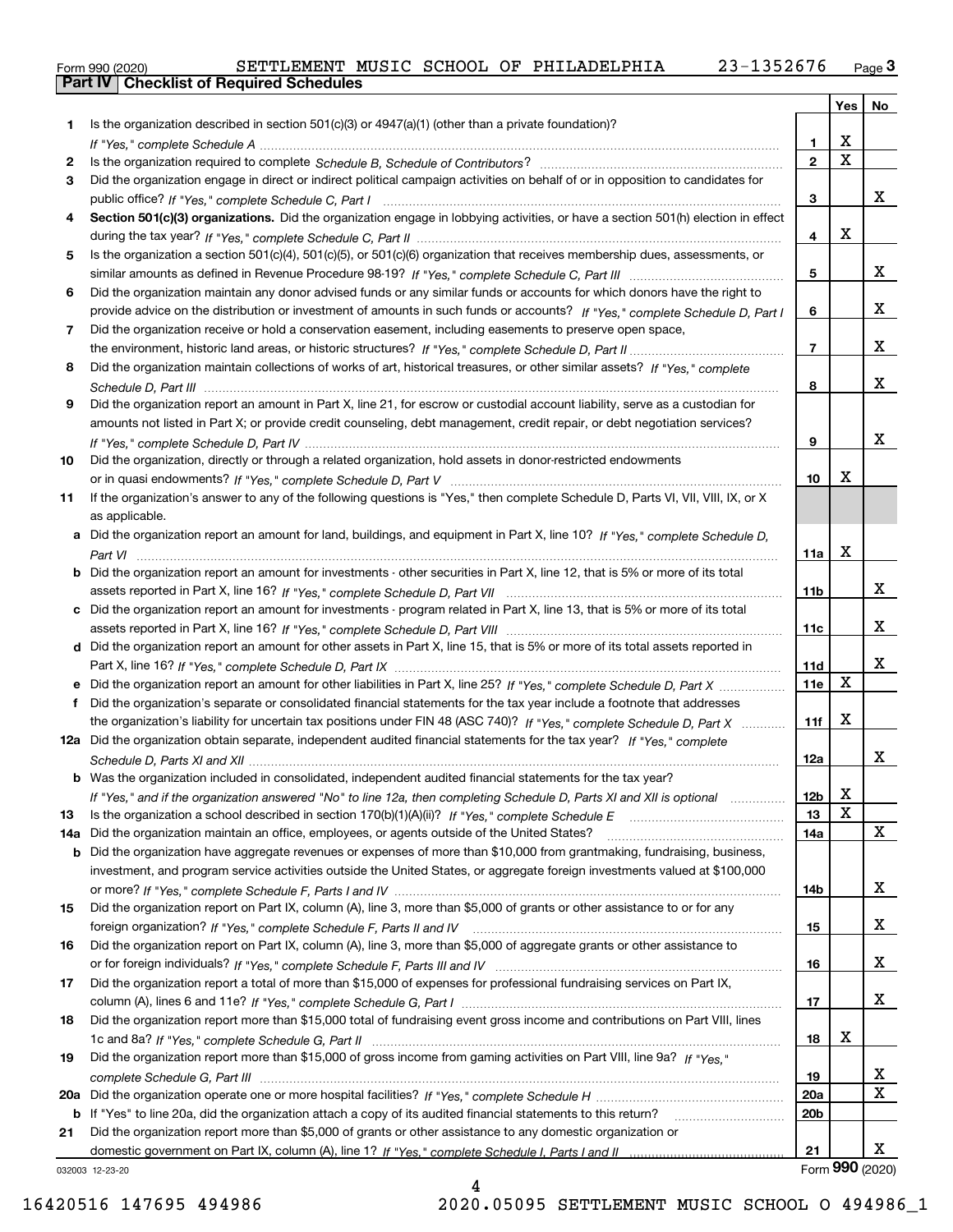Form 990 (2020) SETTLEMENT MUSIC SCHOOL OF PHILADELPHIA 23-1352676 Page **3**

**Part IV Checklist of Required Schedules**

| | | | Yes | No |
|---|---|---|---|---|
| 1 | Is the organization described in section 501(c)(3) or 4947(a)(1) (other than a private foundation)? *If "Yes," complete Schedule A* | 1 | X | |
| 2 | Is the organization required to complete *Schedule B, Schedule of Contributors*? | 2 | X | |
| 3 | Did the organization engage in direct or indirect political campaign activities on behalf of or in opposition to candidates for public office? *If "Yes," complete Schedule C, Part I* | 3 | | X |
| 4 | **Section 501(c)(3) organizations.** Did the organization engage in lobbying activities, or have a section 501(h) election in effect during the tax year? *If "Yes," complete Schedule C, Part II* | 4 | X | |
| 5 | Is the organization a section 501(c)(4), 501(c)(5), or 501(c)(6) organization that receives membership dues, assessments, or similar amounts as defined in Revenue Procedure 98-19? *If "Yes," complete Schedule C, Part III* | 5 | | X |
| 6 | Did the organization maintain any donor advised funds or any similar funds or accounts for which donors have the right to provide advice on the distribution or investment of amounts in such funds or accounts? *If "Yes," complete Schedule D, Part I* | 6 | | X |
| 7 | Did the organization receive or hold a conservation easement, including easements to preserve open space, the environment, historic land areas, or historic structures? *If "Yes," complete Schedule D, Part II* | 7 | | X |
| 8 | Did the organization maintain collections of works of art, historical treasures, or other similar assets? *If "Yes," complete Schedule D, Part III* | 8 | | X |
| 9 | Did the organization report an amount in Part X, line 21, for escrow or custodial account liability, serve as a custodian for amounts not listed in Part X; or provide credit counseling, debt management, credit repair, or debt negotiation services? *If "Yes," complete Schedule D, Part IV* | 9 | | X |
| 10 | Did the organization, directly or through a related organization, hold assets in donor-restricted endowments or in quasi endowments? *If "Yes," complete Schedule D, Part V* | 10 | X | |
| 11 | If the organization's answer to any of the following questions is "Yes," then complete Schedule D, Parts VI, VII, VIII, IX, or X as applicable. | | | |
| a | Did the organization report an amount for land, buildings, and equipment in Part X, line 10? *If "Yes," complete Schedule D, Part VI* | 11a | X | |
| b | Did the organization report an amount for investments - other securities in Part X, line 12, that is 5% or more of its total assets reported in Part X, line 16? *If "Yes," complete Schedule D, Part VII* | 11b | | X |
| c | Did the organization report an amount for investments - program related in Part X, line 13, that is 5% or more of its total assets reported in Part X, line 16? *If "Yes," complete Schedule D, Part VIII* | 11c | | X |
| d | Did the organization report an amount for other assets in Part X, line 15, that is 5% or more of its total assets reported in Part X, line 16? *If "Yes," complete Schedule D, Part IX* | 11d | | X |
| e | Did the organization report an amount for other liabilities in Part X, line 25? *If "Yes," complete Schedule D, Part X* | 11e | X | |
| f | Did the organization's separate or consolidated financial statements for the tax year include a footnote that addresses the organization's liability for uncertain tax positions under FIN 48 (ASC 740)? *If "Yes," complete Schedule D, Part X* | 11f | X | |
| 12a | Did the organization obtain separate, independent audited financial statements for the tax year? *If "Yes," complete Schedule D, Parts XI and XII* | 12a | | X |
| b | Was the organization included in consolidated, independent audited financial statements for the tax year? *If "Yes," and if the organization answered "No" to line 12a, then completing Schedule D, Parts XI and XII is optional* | 12b | X | |
| 13 | Is the organization a school described in section 170(b)(1)(A)(ii)? *If "Yes," complete Schedule E* | 13 | X | |
| 14a | Did the organization maintain an office, employees, or agents outside of the United States? | 14a | | X |
| b | Did the organization have aggregate revenues or expenses of more than $10,000 from grantmaking, fundraising, business, investment, and program service activities outside the United States, or aggregate foreign investments valued at $100,000 or more? *If "Yes," complete Schedule F, Parts I and IV* | 14b | | X |
| 15 | Did the organization report on Part IX, column (A), line 3, more than $5,000 of grants or other assistance to or for any foreign organization? *If "Yes," complete Schedule F, Parts II and IV* | 15 | | X |
| 16 | Did the organization report on Part IX, column (A), line 3, more than $5,000 of aggregate grants or other assistance to or for foreign individuals? *If "Yes," complete Schedule F, Parts III and IV* | 16 | | X |
| 17 | Did the organization report a total of more than $15,000 of expenses for professional fundraising services on Part IX, column (A), lines 6 and 11e? *If "Yes," complete Schedule G, Part I* | 17 | | X |
| 18 | Did the organization report more than $15,000 total of fundraising event gross income and contributions on Part VIII, lines 1c and 8a? *If "Yes," complete Schedule G, Part II* | 18 | X | |
| 19 | Did the organization report more than $15,000 of gross income from gaming activities on Part VIII, line 9a? *If "Yes," complete Schedule G, Part III* | 19 | | X |
| 20a | Did the organization operate one or more hospital facilities? *If "Yes," complete Schedule H* | 20a | | X |
| b | If "Yes" to line 20a, did the organization attach a copy of its audited financial statements to this return? | 20b | | |
| 21 | Did the organization report more than $5,000 of grants or other assistance to any domestic organization or domestic government on Part IX, column (A), line 1? *If "Yes," complete Schedule I, Parts I and II* | 21 | | X |

032003 12-23-20

Form **990** (2020)

16420516 147695 494986 2020.05095 SETTLEMENT MUSIC SCHOOL O 494986_1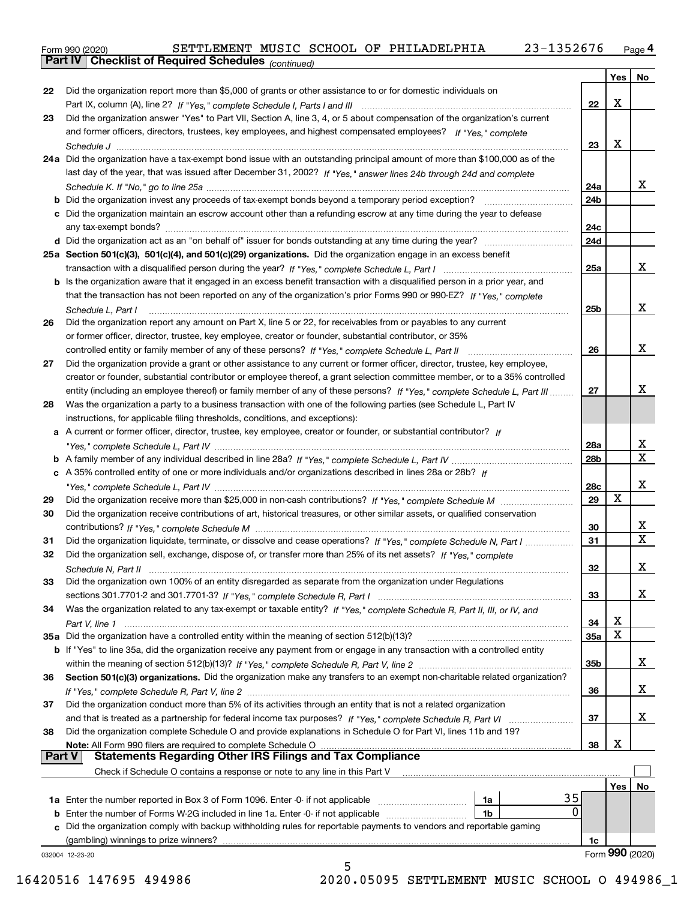Form 990 (2020) SETTLEMENT MUSIC SCHOOL OF PHILADELPHIA 23-1352676 Page 4

**Part IV Checklist of Required Schedules** *(continued)*

| | | | Yes | No |
|---|---|---|---|---|
| 22 | Did the organization report more than $5,000 of grants or other assistance to or for domestic individuals on Part IX, column (A), line 2? *If "Yes," complete Schedule I, Parts I and III* | 22 | X | |
| 23 | Did the organization answer "Yes" to Part VII, Section A, line 3, 4, or 5 about compensation of the organization's current and former officers, directors, trustees, key employees, and highest compensated employees? *If "Yes," complete Schedule J* | 23 | X | |
| 24a | Did the organization have a tax-exempt bond issue with an outstanding principal amount of more than $100,000 as of the last day of the year, that was issued after December 31, 2002? *If "Yes," answer lines 24b through 24d and complete Schedule K. If "No," go to line 25a* | 24a | | X |
| b | Did the organization invest any proceeds of tax-exempt bonds beyond a temporary period exception? | 24b | | |
| c | Did the organization maintain an escrow account other than a refunding escrow at any time during the year to defease any tax-exempt bonds? | 24c | | |
| d | Did the organization act as an "on behalf of" issuer for bonds outstanding at any time during the year? | 24d | | |
| 25a | **Section 501(c)(3), 501(c)(4), and 501(c)(29) organizations.** Did the organization engage in an excess benefit transaction with a disqualified person during the year? *If "Yes," complete Schedule L, Part I* | 25a | | X |
| b | Is the organization aware that it engaged in an excess benefit transaction with a disqualified person in a prior year, and that the transaction has not been reported on any of the organization's prior Forms 990 or 990-EZ? *If "Yes," complete Schedule L, Part I* | 25b | | X |
| 26 | Did the organization report any amount on Part X, line 5 or 22, for receivables from or payables to any current or former officer, director, trustee, key employee, creator or founder, substantial contributor, or 35% controlled entity or family member of any of these persons? *If "Yes," complete Schedule L, Part II* | 26 | | X |
| 27 | Did the organization provide a grant or other assistance to any current or former officer, director, trustee, key employee, creator or founder, substantial contributor or employee thereof, a grant selection committee member, or to a 35% controlled entity (including an employee thereof) or family member of any of these persons? *If "Yes," complete Schedule L, Part III* | 27 | | X |
| 28 | Was the organization a party to a business transaction with one of the following parties (see Schedule L, Part IV instructions, for applicable filing thresholds, conditions, and exceptions): | | | |
| a | A current or former officer, director, trustee, key employee, creator or founder, or substantial contributor? *If "Yes," complete Schedule L, Part IV* | 28a | | X |
| b | A family member of any individual described in line 28a? *If "Yes," complete Schedule L, Part IV* | 28b | | X |
| c | A 35% controlled entity of one or more individuals and/or organizations described in lines 28a or 28b? *If "Yes," complete Schedule L, Part IV* | 28c | | X |
| 29 | Did the organization receive more than $25,000 in non-cash contributions? *If "Yes," complete Schedule M* | 29 | X | |
| 30 | Did the organization receive contributions of art, historical treasures, or other similar assets, or qualified conservation contributions? *If "Yes," complete Schedule M* | 30 | | X |
| 31 | Did the organization liquidate, terminate, or dissolve and cease operations? *If "Yes," complete Schedule N, Part I* | 31 | | X |
| 32 | Did the organization sell, exchange, dispose of, or transfer more than 25% of its net assets? *If "Yes," complete Schedule N, Part II* | 32 | | X |
| 33 | Did the organization own 100% of an entity disregarded as separate from the organization under Regulations sections 301.7701-2 and 301.7701-3? *If "Yes," complete Schedule R, Part I* | 33 | | X |
| 34 | Was the organization related to any tax-exempt or taxable entity? *If "Yes," complete Schedule R, Part II, III, or IV, and Part V, line 1* | 34 | X | |
| 35a | Did the organization have a controlled entity within the meaning of section 512(b)(13)? | 35a | X | |
| b | If "Yes" to line 35a, did the organization receive any payment from or engage in any transaction with a controlled entity within the meaning of section 512(b)(13)? *If "Yes," complete Schedule R, Part V, line 2* | 35b | | X |
| 36 | **Section 501(c)(3) organizations.** Did the organization make any transfers to an exempt non-charitable related organization? *If "Yes," complete Schedule R, Part V, line 2* | 36 | | X |
| 37 | Did the organization conduct more than 5% of its activities through an entity that is not a related organization and that is treated as a partnership for federal income tax purposes? *If "Yes," complete Schedule R, Part VI* | 37 | | X |
| 38 | Did the organization complete Schedule O and provide explanations in Schedule O for Part VI, lines 11b and 19? **Note:** All Form 990 filers are required to complete Schedule O | 38 | X | |

**Part V Statements Regarding Other IRS Filings and Tax Compliance**

Check if Schedule O contains a response or note to any line in this Part V ☐

| | | | | | Yes | No |
|---|---|---|---|---|---|---|
| 1a | Enter the number reported in Box 3 of Form 1096. Enter -0- if not applicable | 1a | 35 | | | |
| b | Enter the number of Forms W-2G included in line 1a. Enter -0- if not applicable | 1b | 0 | | | |
| c | Did the organization comply with backup withholding rules for reportable payments to vendors and reportable gaming (gambling) winnings to prize winners? | | | 1c | | |

032004 12-23-20 Form **990** (2020)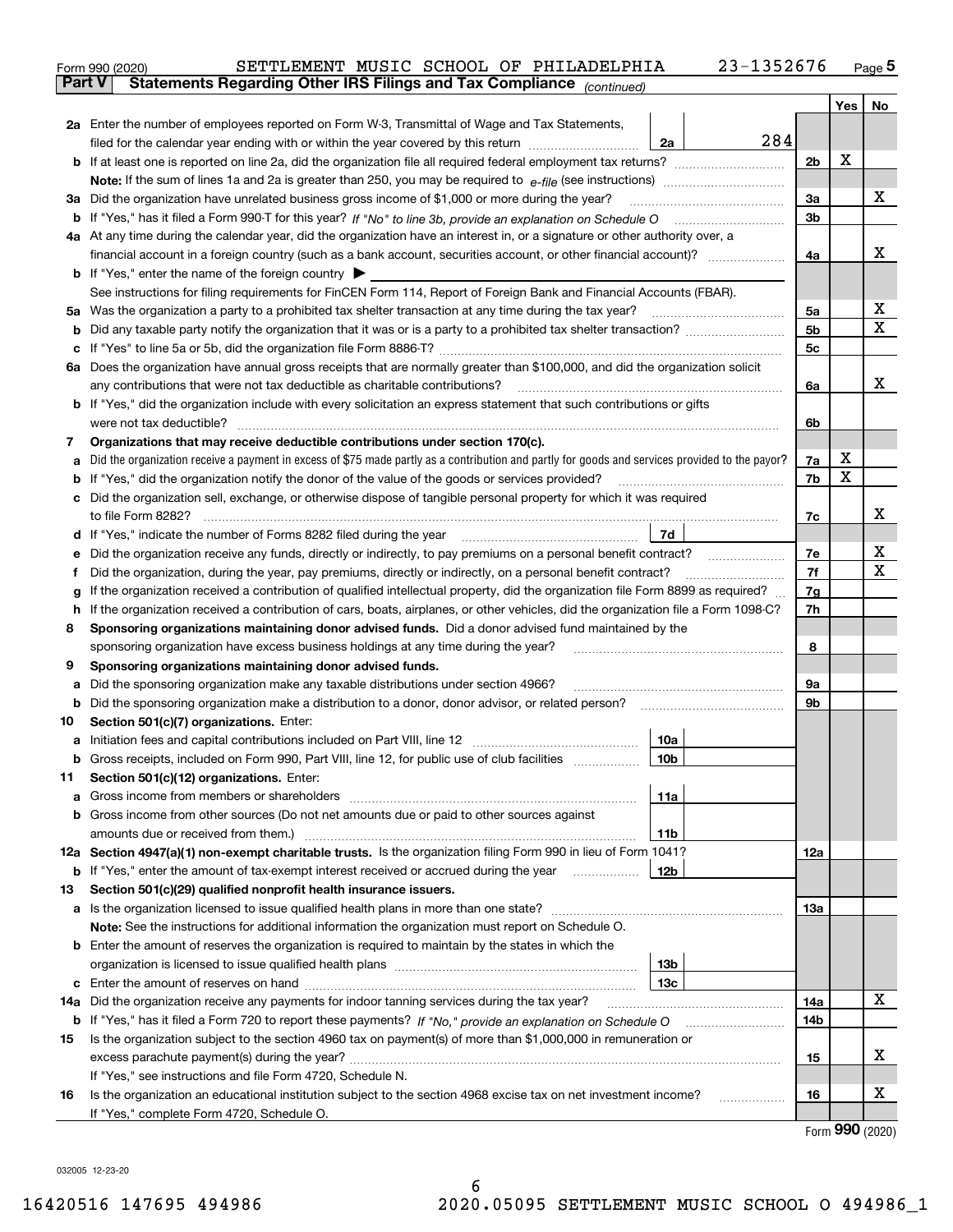Form 990 (2020) SETTLEMENT MUSIC SCHOOL OF PHILADELPHIA 23-1352676 Page **5**

**Part V Statements Regarding Other IRS Filings and Tax Compliance** *(continued)*

| | | | | Yes | No |
|---|---|---|---|---|---|
| **2a** | Enter the number of employees reported on Form W-3, Transmittal of Wage and Tax Statements, filed for the calendar year ending with or within the year covered by this return | 2a | 284 | | |
| **b** | If at least one is reported on line 2a, did the organization file all required federal employment tax returns? | | 2b | X | |
| | **Note:** If the sum of lines 1a and 2a is greater than 250, you may be required to *e-file* (see instructions) | | | | |
| **3a** | Did the organization have unrelated business gross income of $1,000 or more during the year? | | 3a | | X |
| **b** | If "Yes," has it filed a Form 990-T for this year? *If "No" to line 3b, provide an explanation on Schedule O* | | 3b | | |
| **4a** | At any time during the calendar year, did the organization have an interest in, or a signature or other authority over, a financial account in a foreign country (such as a bank account, securities account, or other financial account)? | | 4a | | X |
| **b** | If "Yes," enter the name of the foreign country ▶ | | | | |
| | See instructions for filing requirements for FinCEN Form 114, Report of Foreign Bank and Financial Accounts (FBAR). | | | | |
| **5a** | Was the organization a party to a prohibited tax shelter transaction at any time during the tax year? | | 5a | | X |
| **b** | Did any taxable party notify the organization that it was or is a party to a prohibited tax shelter transaction? | | 5b | | X |
| **c** | If "Yes" to line 5a or 5b, did the organization file Form 8886-T? | | 5c | | |
| **6a** | Does the organization have annual gross receipts that are normally greater than $100,000, and did the organization solicit any contributions that were not tax deductible as charitable contributions? | | 6a | | X |
| **b** | If "Yes," did the organization include with every solicitation an express statement that such contributions or gifts were not tax deductible? | | 6b | | |
| **7** | **Organizations that may receive deductible contributions under section 170(c).** | | | | |
| **a** | Did the organization receive a payment in excess of $75 made partly as a contribution and partly for goods and services provided to the payor? | | 7a | X | |
| **b** | If "Yes," did the organization notify the donor of the value of the goods or services provided? | | 7b | X | |
| **c** | Did the organization sell, exchange, or otherwise dispose of tangible personal property for which it was required to file Form 8282? | | 7c | | X |
| **d** | If "Yes," indicate the number of Forms 8282 filed during the year | 7d | | | |
| **e** | Did the organization receive any funds, directly or indirectly, to pay premiums on a personal benefit contract? | | 7e | | X |
| **f** | Did the organization, during the year, pay premiums, directly or indirectly, on a personal benefit contract? | | 7f | | X |
| **g** | If the organization received a contribution of qualified intellectual property, did the organization file Form 8899 as required? | | 7g | | |
| **h** | If the organization received a contribution of cars, boats, airplanes, or other vehicles, did the organization file a Form 1098-C? | | 7h | | |
| **8** | **Sponsoring organizations maintaining donor advised funds.** Did a donor advised fund maintained by the sponsoring organization have excess business holdings at any time during the year? | | 8 | | |
| **9** | **Sponsoring organizations maintaining donor advised funds.** | | | | |
| **a** | Did the sponsoring organization make any taxable distributions under section 4966? | | 9a | | |
| **b** | Did the sponsoring organization make a distribution to a donor, donor advisor, or related person? | | 9b | | |
| **10** | **Section 501(c)(7) organizations.** Enter: | | | | |
| **a** | Initiation fees and capital contributions included on Part VIII, line 12 | 10a | | | |
| **b** | Gross receipts, included on Form 990, Part VIII, line 12, for public use of club facilities | 10b | | | |
| **11** | **Section 501(c)(12) organizations.** Enter: | | | | |
| **a** | Gross income from members or shareholders | 11a | | | |
| **b** | Gross income from other sources (Do not net amounts due or paid to other sources against amounts due or received from them.) | 11b | | | |
| **12a** | **Section 4947(a)(1) non-exempt charitable trusts.** Is the organization filing Form 990 in lieu of Form 1041? | | 12a | | |
| **b** | If "Yes," enter the amount of tax-exempt interest received or accrued during the year | 12b | | | |
| **13** | **Section 501(c)(29) qualified nonprofit health insurance issuers.** | | | | |
| **a** | Is the organization licensed to issue qualified health plans in more than one state? | | 13a | | |
| | **Note:** See the instructions for additional information the organization must report on Schedule O. | | | | |
| **b** | Enter the amount of reserves the organization is required to maintain by the states in which the organization is licensed to issue qualified health plans | 13b | | | |
| **c** | Enter the amount of reserves on hand | 13c | | | |
| **14a** | Did the organization receive any payments for indoor tanning services during the tax year? | | 14a | | X |
| **b** | If "Yes," has it filed a Form 720 to report these payments? *If "No," provide an explanation on Schedule O* | | 14b | | |
| **15** | Is the organization subject to the section 4960 tax on payment(s) of more than $1,000,000 in remuneration or excess parachute payment(s) during the year? | | 15 | | X |
| | If "Yes," see instructions and file Form 4720, Schedule N. | | | | |
| **16** | Is the organization an educational institution subject to the section 4968 excise tax on net investment income? | | 16 | | X |
| | If "Yes," complete Form 4720, Schedule O. | | | | |

Form **990** (2020)

032005 12-23-20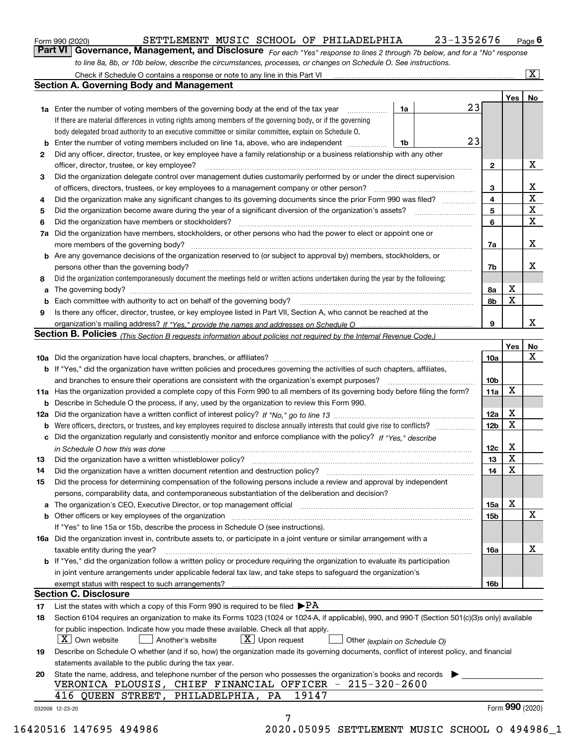Form 990 (2020) SETTLEMENT MUSIC SCHOOL OF PHILADELPHIA 23-1352676 Page 6

**Part VI Governance, Management, and Disclosure** *For each "Yes" response to lines 2 through 7b below, and for a "No" response to line 8a, 8b, or 10b below, describe the circumstances, processes, or changes on Schedule O. See instructions.*

Check if Schedule O contains a response or note to any line in this Part VI [X]

## Section A. Governing Body and Management

| | | | | | Yes | No |
|---|---|---|---|---|---|---|
| **1a** | Enter the number of voting members of the governing body at the end of the tax year. If there are material differences in voting rights among members of the governing body, or if the governing body delegated broad authority to an executive committee or similar committee, explain on Schedule O. | 1a | 23 | | | |
| **b** | Enter the number of voting members included on line 1a, above, who are independent | 1b | 23 | | | |
| **2** | Did any officer, director, trustee, or key employee have a family relationship or a business relationship with any other officer, director, trustee, or key employee? | | | 2 | | X |
| **3** | Did the organization delegate control over management duties customarily performed by or under the direct supervision of officers, directors, trustees, or key employees to a management company or other person? | | | 3 | | X |
| **4** | Did the organization make any significant changes to its governing documents since the prior Form 990 was filed? | | | 4 | | X |
| **5** | Did the organization become aware during the year of a significant diversion of the organization's assets? | | | 5 | | X |
| **6** | Did the organization have members or stockholders? | | | 6 | | X |
| **7a** | Did the organization have members, stockholders, or other persons who had the power to elect or appoint one or more members of the governing body? | | | 7a | | X |
| **b** | Are any governance decisions of the organization reserved to (or subject to approval by) members, stockholders, or persons other than the governing body? | | | 7b | | X |
| **8** | Did the organization contemporaneously document the meetings held or written actions undertaken during the year by the following: | | | | | |
| **a** | The governing body? | | | 8a | X | |
| **b** | Each committee with authority to act on behalf of the governing body? | | | 8b | X | |
| **9** | Is there any officer, director, trustee, or key employee listed in Part VII, Section A, who cannot be reached at the organization's mailing address? *If "Yes," provide the names and addresses on Schedule O* | | | 9 | | X |

## Section B. Policies *(This Section B requests information about policies not required by the Internal Revenue Code.)*

| | | | Yes | No |
|---|---|---|---|---|
| **10a** | Did the organization have local chapters, branches, or affiliates? | 10a | | X |
| **b** | If "Yes," did the organization have written policies and procedures governing the activities of such chapters, affiliates, and branches to ensure their operations are consistent with the organization's exempt purposes? | 10b | | |
| **11a** | Has the organization provided a complete copy of this Form 990 to all members of its governing body before filing the form? | 11a | X | |
| **b** | Describe in Schedule O the process, if any, used by the organization to review this Form 990. | | | |
| **12a** | Did the organization have a written conflict of interest policy? *If "No," go to line 13* | 12a | X | |
| **b** | Were officers, directors, or trustees, and key employees required to disclose annually interests that could give rise to conflicts? | 12b | X | |
| **c** | Did the organization regularly and consistently monitor and enforce compliance with the policy? *If "Yes," describe in Schedule O how this was done* | 12c | X | |
| **13** | Did the organization have a written whistleblower policy? | 13 | X | |
| **14** | Did the organization have a written document retention and destruction policy? | 14 | X | |
| **15** | Did the process for determining compensation of the following persons include a review and approval by independent persons, comparability data, and contemporaneous substantiation of the deliberation and decision? | | | |
| **a** | The organization's CEO, Executive Director, or top management official | 15a | X | |
| **b** | Other officers or key employees of the organization | 15b | | X |
| | If "Yes" to line 15a or 15b, describe the process in Schedule O (see instructions). | | | |
| **16a** | Did the organization invest in, contribute assets to, or participate in a joint venture or similar arrangement with a taxable entity during the year? | 16a | | X |
| **b** | If "Yes," did the organization follow a written policy or procedure requiring the organization to evaluate its participation in joint venture arrangements under applicable federal tax law, and take steps to safeguard the organization's exempt status with respect to such arrangements? | 16b | | |

## Section C. Disclosure

**17** List the states with which a copy of this Form 990 is required to be filed ▶PA

**18** Section 6104 requires an organization to make its Forms 1023 (1024 or 1024-A, if applicable), 990, and 990-T (Section 501(c)(3)s only) available for public inspection. Indicate how you made these available. Check all that apply.

[X] Own website [ ] Another's website [X] Upon request [ ] Other *(explain on Schedule O)*

**19** Describe on Schedule O whether (and if so, how) the organization made its governing documents, conflict of interest policy, and financial statements available to the public during the tax year.

**20** State the name, address, and telephone number of the person who possesses the organization's books and records ▶

VERONICA PLOUSIS, CHIEF FINANCIAL OFFICER - 215-320-2600
416 QUEEN STREET, PHILADELPHIA, PA 19147

032006 12-23-20 Form **990** (2020)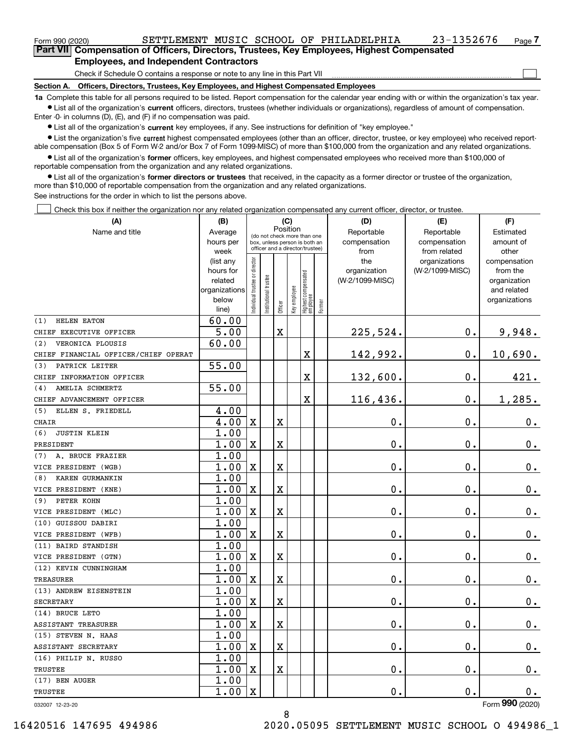Form 990 (2020) SETTLEMENT MUSIC SCHOOL OF PHILADELPHIA 23-1352676 Page 7

**Part VII Compensation of Officers, Directors, Trustees, Key Employees, Highest Compensated Employees, and Independent Contractors**

Check if Schedule O contains a response or note to any line in this Part VII

**Section A. Officers, Directors, Trustees, Key Employees, and Highest Compensated Employees**

**1a** Complete this table for all persons required to be listed. Report compensation for the calendar year ending with or within the organization's tax year.

- List all of the organization's **current** officers, directors, trustees (whether individuals or organizations), regardless of amount of compensation. Enter -0- in columns (D), (E), and (F) if no compensation was paid.
- List all of the organization's **current** key employees, if any. See instructions for definition of "key employee."
- List the organization's five **current** highest compensated employees (other than an officer, director, trustee, or key employee) who received reportable compensation (Box 5 of Form W-2 and/or Box 7 of Form 1099-MISC) of more than $100,000 from the organization and any related organizations.
- List all of the organization's **former** officers, key employees, and highest compensated employees who received more than $100,000 of reportable compensation from the organization and any related organizations.
- List all of the organization's **former directors or trustees** that received, in the capacity as a former director or trustee of the organization, more than $10,000 of reportable compensation from the organization and any related organizations.

See instructions for the order in which to list the persons above.

Check this box if neither the organization nor any related organization compensated any current officer, director, or trustee.

| (A) Name and title | (B) Average hours per week (list any hours for related organizations below line) | (C) Position: Individual trustee or director | Institutional trustee | Officer | Key employee | Highest compensated employee | Former | (D) Reportable compensation from the organization (W-2/1099-MISC) | (E) Reportable compensation from related organizations (W-2/1099-MISC) | (F) Estimated amount of other compensation from the organization and related organizations |
|---|---|---|---|---|---|---|---|---|---|---|
| (1) HELEN EATON<br>CHIEF EXECUTIVE OFFICER | 60.00<br>5.00 | | | X | | | | 225,524. | 0. | 9,948. |
| (2) VERONICA PLOUSIS<br>CHIEF FINANCIAL OFFICER/CHIEF OPERAT | 60.00 | | | | | X | | 142,992. | 0. | 10,690. |
| (3) PATRICK LEITER<br>CHIEF INFORMATION OFFICER | 55.00 | | | | | X | | 132,600. | 0. | 421. |
| (4) AMELIA SCHMERTZ<br>CHIEF ADVANCEMENT OFFICER | 55.00 | | | | | X | | 116,436. | 0. | 1,285. |
| (5) ELLEN S. FRIEDELL<br>CHAIR | 4.00<br>4.00 | X | | X | | | | 0. | 0. | 0. |
| (6) JUSTIN KLEIN<br>PRESIDENT | 1.00<br>1.00 | X | | X | | | | 0. | 0. | 0. |
| (7) A. BRUCE FRAZIER<br>VICE PRESIDENT (WGB) | 1.00<br>1.00 | X | | X | | | | 0. | 0. | 0. |
| (8) KAREN GURMANKIN<br>VICE PRESIDENT (KNE) | 1.00<br>1.00 | X | | X | | | | 0. | 0. | 0. |
| (9) PETER KOHN<br>VICE PRESIDENT (MLC) | 1.00<br>1.00 | X | | X | | | | 0. | 0. | 0. |
| (10) GUISSOU DABIRI<br>VICE PRESIDENT (WFB) | 1.00<br>1.00 | X | | X | | | | 0. | 0. | 0. |
| (11) BAIRD STANDISH<br>VICE PRESIDENT (GTN) | 1.00<br>1.00 | X | | X | | | | 0. | 0. | 0. |
| (12) KEVIN CUNNINGHAM<br>TREASURER | 1.00<br>1.00 | X | | X | | | | 0. | 0. | 0. |
| (13) ANDREW EISENSTEIN<br>SECRETARY | 1.00<br>1.00 | X | | X | | | | 0. | 0. | 0. |
| (14) BRUCE LETO<br>ASSISTANT TREASURER | 1.00<br>1.00 | X | | X | | | | 0. | 0. | 0. |
| (15) STEVEN N. HAAS<br>ASSISTANT SECRETARY | 1.00<br>1.00 | X | | X | | | | 0. | 0. | 0. |
| (16) PHILIP N. RUSSO<br>TRUSTEE | 1.00<br>1.00 | X | | X | | | | 0. | 0. | 0. |
| (17) BEN AUGER<br>TRUSTEE | 1.00<br>1.00 | X | | | | | | 0. | 0. | 0. |

032007 12-23-20

Form 990 (2020)

16420516 147695 494986 2020.05095 SETTLEMENT MUSIC SCHOOL O 494986_1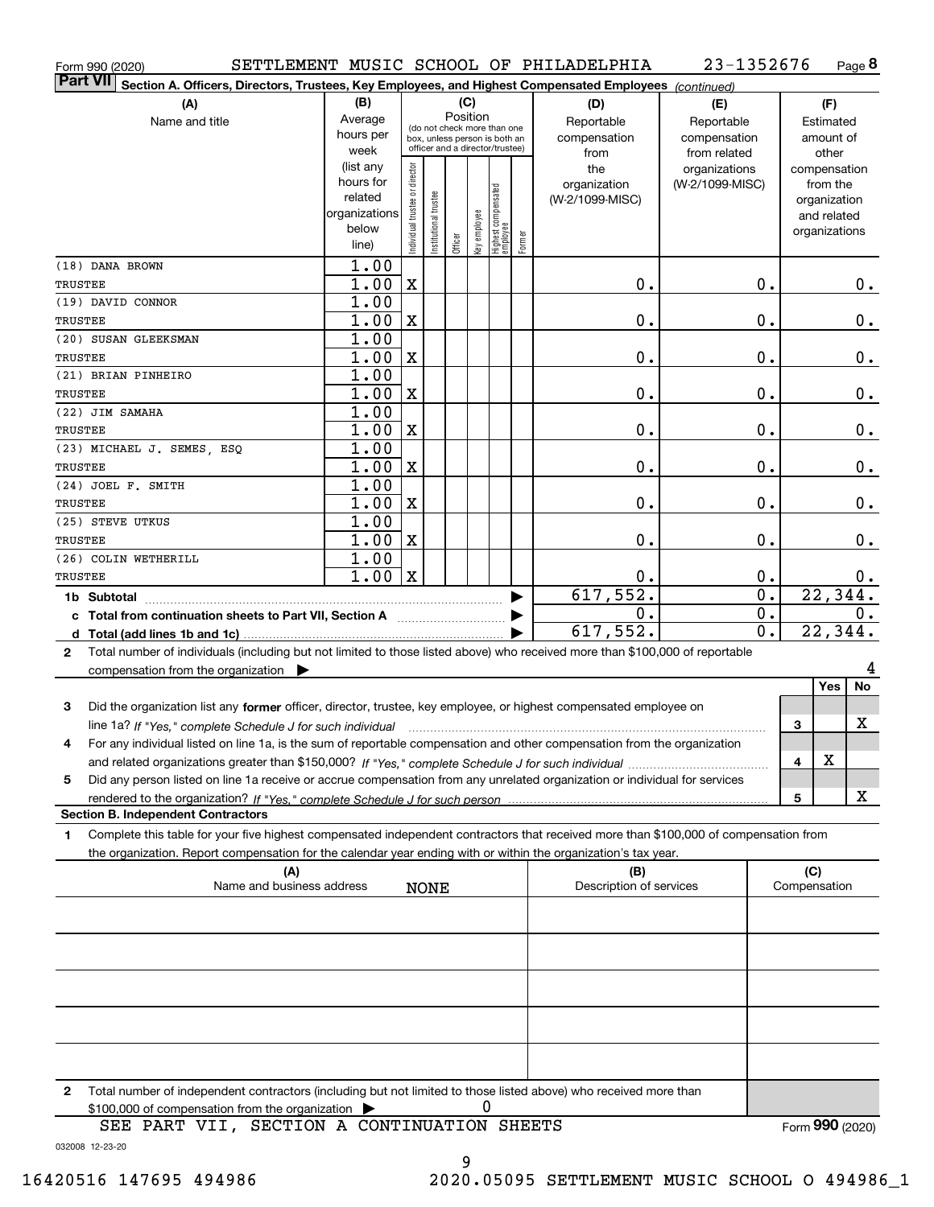Form 990 (2020) SETTLEMENT MUSIC SCHOOL OF PHILADELPHIA 23-1352676 Page **8**

**Part VII** **Section A. Officers, Directors, Trustees, Key Employees, and Highest Compensated Employees** *(continued)*

| (A) Name and title | (B) Average hours per week (list any hours for related organizations below line) | (C) Position: Individual trustee or director | Institutional trustee | Officer | Key employee | Highest compensated employee | Former | (D) Reportable compensation from the organization (W-2/1099-MISC) | (E) Reportable compensation from related organizations (W-2/1099-MISC) | (F) Estimated amount of other compensation from the organization and related organizations |
|---|---|---|---|---|---|---|---|---|---|---|
| (18) DANA BROWN<br>TRUSTEE | 1.00<br>1.00 | X | | | | | | 0. | 0. | 0. |
| (19) DAVID CONNOR<br>TRUSTEE | 1.00<br>1.00 | X | | | | | | 0. | 0. | 0. |
| (20) SUSAN GLEEKSMAN<br>TRUSTEE | 1.00<br>1.00 | X | | | | | | 0. | 0. | 0. |
| (21) BRIAN PINHEIRO<br>TRUSTEE | 1.00<br>1.00 | X | | | | | | 0. | 0. | 0. |
| (22) JIM SAMAHA<br>TRUSTEE | 1.00<br>1.00 | X | | | | | | 0. | 0. | 0. |
| (23) MICHAEL J. SEMES, ESQ<br>TRUSTEE | 1.00<br>1.00 | X | | | | | | 0. | 0. | 0. |
| (24) JOEL F. SMITH<br>TRUSTEE | 1.00<br>1.00 | X | | | | | | 0. | 0. | 0. |
| (25) STEVE UTKUS<br>TRUSTEE | 1.00<br>1.00 | X | | | | | | 0. | 0. | 0. |
| (26) COLIN WETHERILL<br>TRUSTEE | 1.00<br>1.00 | X | | | | | | 0. | 0. | 0. |
| **1b Subtotal** | | | | | | | | 617,552. | 0. | 22,344. |
| **c Total from continuation sheets to Part VII, Section A** | | | | | | | | 0. | 0. | 0. |
| **d Total (add lines 1b and 1c)** | | | | | | | | 617,552. | 0. | 22,344. |

**2** Total number of individuals (including but not limited to those listed above) who received more than $100,000 of reportable compensation from the organization ▶ 4

| | | Yes | No |
|---|---|---|---|
| **3** Did the organization list any **former** officer, director, trustee, key employee, or highest compensated employee on line 1a? *If "Yes," complete Schedule J for such individual* | 3 | | X |
| **4** For any individual listed on line 1a, is the sum of reportable compensation and other compensation from the organization and related organizations greater than $150,000? *If "Yes," complete Schedule J for such individual* | 4 | X | |
| **5** Did any person listed on line 1a receive or accrue compensation from any unrelated organization or individual for services rendered to the organization? *If "Yes," complete Schedule J for such person* | 5 | | X |

**Section B. Independent Contractors**

**1** Complete this table for your five highest compensated independent contractors that received more than $100,000 of compensation from the organization. Report compensation for the calendar year ending with or within the organization's tax year.

| (A) Name and business address | (B) Description of services | (C) Compensation |
|---|---|---|
| NONE | | |
| | | |
| | | |
| | | |
| | | |

**2** Total number of independent contractors (including but not limited to those listed above) who received more than $100,000 of compensation from the organization ▶ 0

SEE PART VII, SECTION A CONTINUATION SHEETS

Form **990** (2020)

032008 12-23-20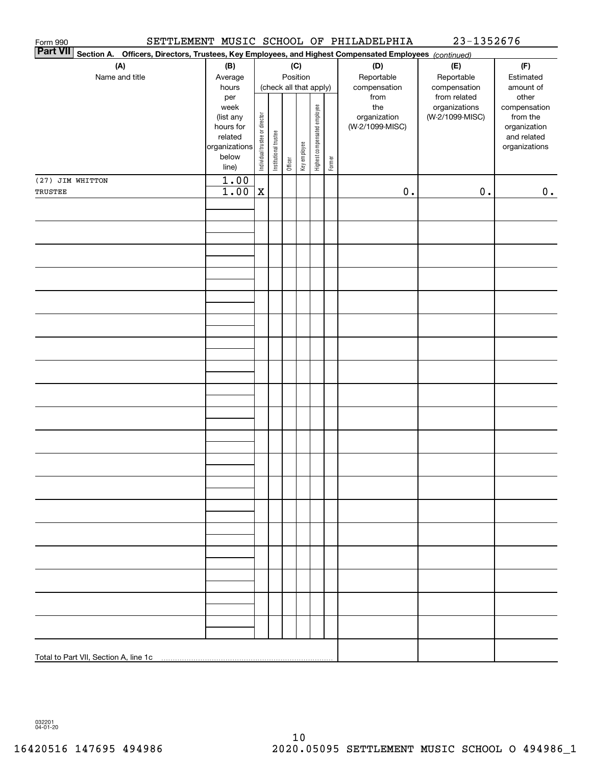Form 990 SETTLEMENT MUSIC SCHOOL OF PHILADELPHIA 23-1352676

**Part VII Section A. Officers, Directors, Trustees, Key Employees, and Highest Compensated Employees** *(continued)*

| (A) Name and title | (B) Average hours per week (list any hours for related organizations below line) | (C) Position (check all that apply): Individual trustee or director | Institutional trustee | Officer | Key employee | Highest compensated employee | Former | (D) Reportable compensation from the organization (W-2/1099-MISC) | (E) Reportable compensation from related organizations (W-2/1099-MISC) | (F) Estimated amount of other compensation from the organization and related organizations |
|---|---|---|---|---|---|---|---|---|---|---|
| (27) JIM WHITTON<br>TRUSTEE | 1.00<br>1.00 | X | | | | | | 0. | 0. | 0. |
| | | | | | | | | | | |
| Total to Part VII, Section A, line 1c | | | | | | | | | | |

032201 04-01-20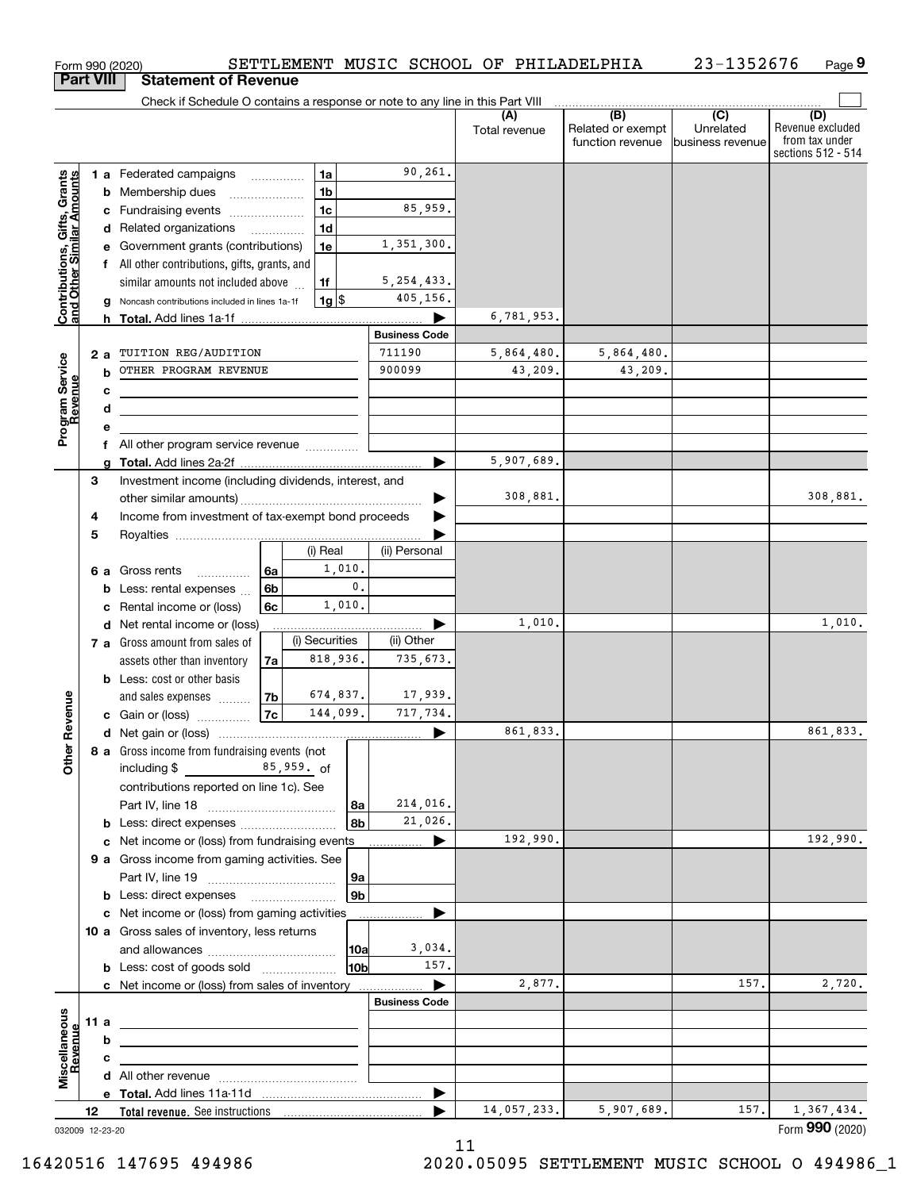Form 990 (2020) SETTLEMENT MUSIC SCHOOL OF PHILADELPHIA 23-1352676 Page 9

## Part VIII Statement of Revenue

Check if Schedule O contains a response or note to any line in this Part VIII

| | | | | (A) Total revenue | (B) Related or exempt function revenue | (C) Unrelated business revenue | (D) Revenue excluded from tax under sections 512 - 514 |
|---|---|---|---|---|---|---|---|
| **Contributions, Gifts, Grants and Other Similar Amounts** | 1a Federated campaigns | 1a | 90,261. | | | | |
| | b Membership dues | 1b | | | | | |
| | c Fundraising events | 1c | 85,959. | | | | |
| | d Related organizations | 1d | | | | | |
| | e Government grants (contributions) | 1e | 1,351,300. | | | | |
| | f All other contributions, gifts, grants, and similar amounts not included above | 1f | 5,254,433. | | | | |
| | g Noncash contributions included in lines 1a-1f | 1g $ | 405,156. | | | | |
| | h Total. Add lines 1a-1f | | | 6,781,953. | | | |
| **Program Service Revenue** | | | Business Code | | | | |
| | 2a TUITION REG/AUDITION | | 711190 | 5,864,480. | 5,864,480. | | |
| | b OTHER PROGRAM REVENUE | | 900099 | 43,209. | 43,209. | | |
| | c | | | | | | |
| | d | | | | | | |
| | e | | | | | | |
| | f All other program service revenue | | | | | | |
| | g Total. Add lines 2a-2f | | | 5,907,689. | | | |
| **Other Revenue** | 3 Investment income (including dividends, interest, and other similar amounts) | | | 308,881. | | | 308,881. |
| | 4 Income from investment of tax-exempt bond proceeds | | | | | | |
| | 5 Royalties | | | | | | |
| | | (i) Real | (ii) Personal | | | | |
| | 6a Gross rents (6a) | 1,010. | | | | | |
| | b Less: rental expenses (6b) | 0. | | | | | |
| | c Rental income or (loss) (6c) | 1,010. | | | | | |
| | d Net rental income or (loss) | | | 1,010. | | | 1,010. |
| | | (i) Securities | (ii) Other | | | | |
| | 7a Gross amount from sales of assets other than inventory (7a) | 818,936. | 735,673. | | | | |
| | b Less: cost or other basis and sales expenses (7b) | 674,837. | 17,939. | | | | |
| | c Gain or (loss) (7c) | 144,099. | 717,734. | | | | |
| | d Net gain or (loss) | | | 861,833. | | | 861,833. |
| | 8a Gross income from fundraising events (not including $ 85,959. of contributions reported on line 1c). See Part IV, line 18 | 8a | 214,016. | | | | |
| | b Less: direct expenses | 8b | 21,026. | | | | |
| | c Net income or (loss) from fundraising events | | | 192,990. | | | 192,990. |
| | 9a Gross income from gaming activities. See Part IV, line 19 | 9a | | | | | |
| | b Less: direct expenses | 9b | | | | | |
| | c Net income or (loss) from gaming activities | | | | | | |
| | 10a Gross sales of inventory, less returns and allowances | 10a | 3,034. | | | | |
| | b Less: cost of goods sold | 10b | 157. | | | | |
| | c Net income or (loss) from sales of inventory | | | 2,877. | | 157. | 2,720. |
| **Miscellaneous Revenue** | | | Business Code | | | | |
| | 11a | | | | | | |
| | b | | | | | | |
| | c | | | | | | |
| | d All other revenue | | | | | | |
| | e Total. Add lines 11a-11d | | | | | | |
| | 12 Total revenue. See instructions | | | 14,057,233. | 5,907,689. | 157. | 1,367,434. |

032009 12-23-20 Form **990** (2020)

16420516 147695 494986 2020.05095 SETTLEMENT MUSIC SCHOOL O 494986_1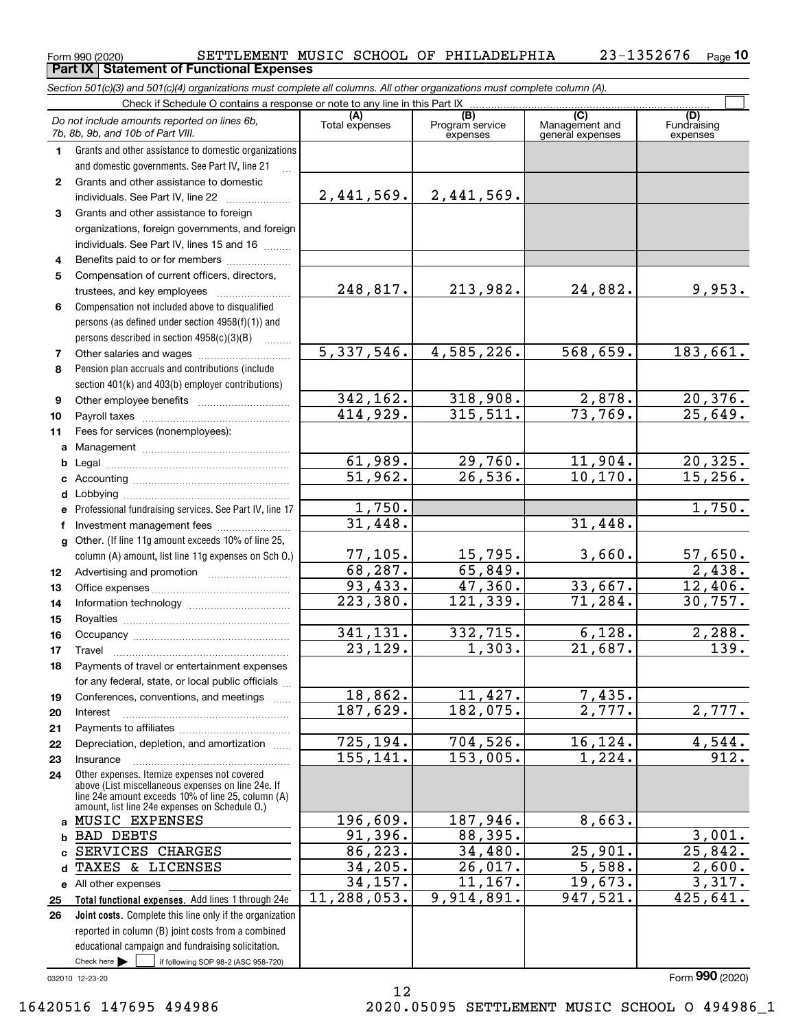Form 990 (2020) SETTLEMENT MUSIC SCHOOL OF PHILADELPHIA 23-1352676 Page **10**

**Part IX Statement of Functional Expenses**

*Section 501(c)(3) and 501(c)(4) organizations must complete all columns. All other organizations must complete column (A).*

Check if Schedule O contains a response or note to any line in this Part IX ☐

| | *Do not include amounts reported on lines 6b, 7b, 8b, 9b, and 10b of Part VIII.* | (A) Total expenses | (B) Program service expenses | (C) Management and general expenses | (D) Fundraising expenses |
|---|---|---|---|---|---|
| 1 | Grants and other assistance to domestic organizations and domestic governments. See Part IV, line 21 | | | | |
| 2 | Grants and other assistance to domestic individuals. See Part IV, line 22 | 2,441,569. | 2,441,569. | | |
| 3 | Grants and other assistance to foreign organizations, foreign governments, and foreign individuals. See Part IV, lines 15 and 16 | | | | |
| 4 | Benefits paid to or for members | | | | |
| 5 | Compensation of current officers, directors, trustees, and key employees | 248,817. | 213,982. | 24,882. | 9,953. |
| 6 | Compensation not included above to disqualified persons (as defined under section 4958(f)(1)) and persons described in section 4958(c)(3)(B) | | | | |
| 7 | Other salaries and wages | 5,337,546. | 4,585,226. | 568,659. | 183,661. |
| 8 | Pension plan accruals and contributions (include section 401(k) and 403(b) employer contributions) | | | | |
| 9 | Other employee benefits | 342,162. | 318,908. | 2,878. | 20,376. |
| 10 | Payroll taxes | 414,929. | 315,511. | 73,769. | 25,649. |
| 11 | Fees for services (nonemployees): | | | | |
| a | Management | | | | |
| b | Legal | 61,989. | 29,760. | 11,904. | 20,325. |
| c | Accounting | 51,962. | 26,536. | 10,170. | 15,256. |
| d | Lobbying | | | | |
| e | Professional fundraising services. See Part IV, line 17 | 1,750. | | | 1,750. |
| f | Investment management fees | 31,448. | | 31,448. | |
| g | Other. (If line 11g amount exceeds 10% of line 25, column (A) amount, list line 11g expenses on Sch O.) | 77,105. | 15,795. | 3,660. | 57,650. |
| 12 | Advertising and promotion | 68,287. | 65,849. | | 2,438. |
| 13 | Office expenses | 93,433. | 47,360. | 33,667. | 12,406. |
| 14 | Information technology | 223,380. | 121,339. | 71,284. | 30,757. |
| 15 | Royalties | | | | |
| 16 | Occupancy | 341,131. | 332,715. | 6,128. | 2,288. |
| 17 | Travel | 23,129. | 1,303. | 21,687. | 139. |
| 18 | Payments of travel or entertainment expenses for any federal, state, or local public officials | | | | |
| 19 | Conferences, conventions, and meetings | 18,862. | 11,427. | 7,435. | |
| 20 | Interest | 187,629. | 182,075. | 2,777. | 2,777. |
| 21 | Payments to affiliates | | | | |
| 22 | Depreciation, depletion, and amortization | 725,194. | 704,526. | 16,124. | 4,544. |
| 23 | Insurance | 155,141. | 153,005. | 1,224. | 912. |
| 24 | Other expenses. Itemize expenses not covered above (List miscellaneous expenses on line 24e. If line 24e amount exceeds 10% of line 25, column (A) amount, list line 24e expenses on Schedule O.) | | | | |
| a | MUSIC EXPENSES | 196,609. | 187,946. | 8,663. | |
| b | BAD DEBTS | 91,396. | 88,395. | | 3,001. |
| c | SERVICES CHARGES | 86,223. | 34,480. | 25,901. | 25,842. |
| d | TAXES & LICENSES | 34,205. | 26,017. | 5,588. | 2,600. |
| e | All other expenses | 34,157. | 11,167. | 19,673. | 3,317. |
| 25 | **Total functional expenses.** Add lines 1 through 24e | 11,288,053. | 9,914,891. | 947,521. | 425,641. |
| 26 | **Joint costs.** Complete this line only if the organization reported in column (B) joint costs from a combined educational campaign and fundraising solicitation. Check here ☐ if following SOP 98-2 (ASC 958-720) | | | | |

032010 12-23-20

Form **990** (2020)

16420516 147695 494986 2020.05095 SETTLEMENT MUSIC SCHOOL O 494986_1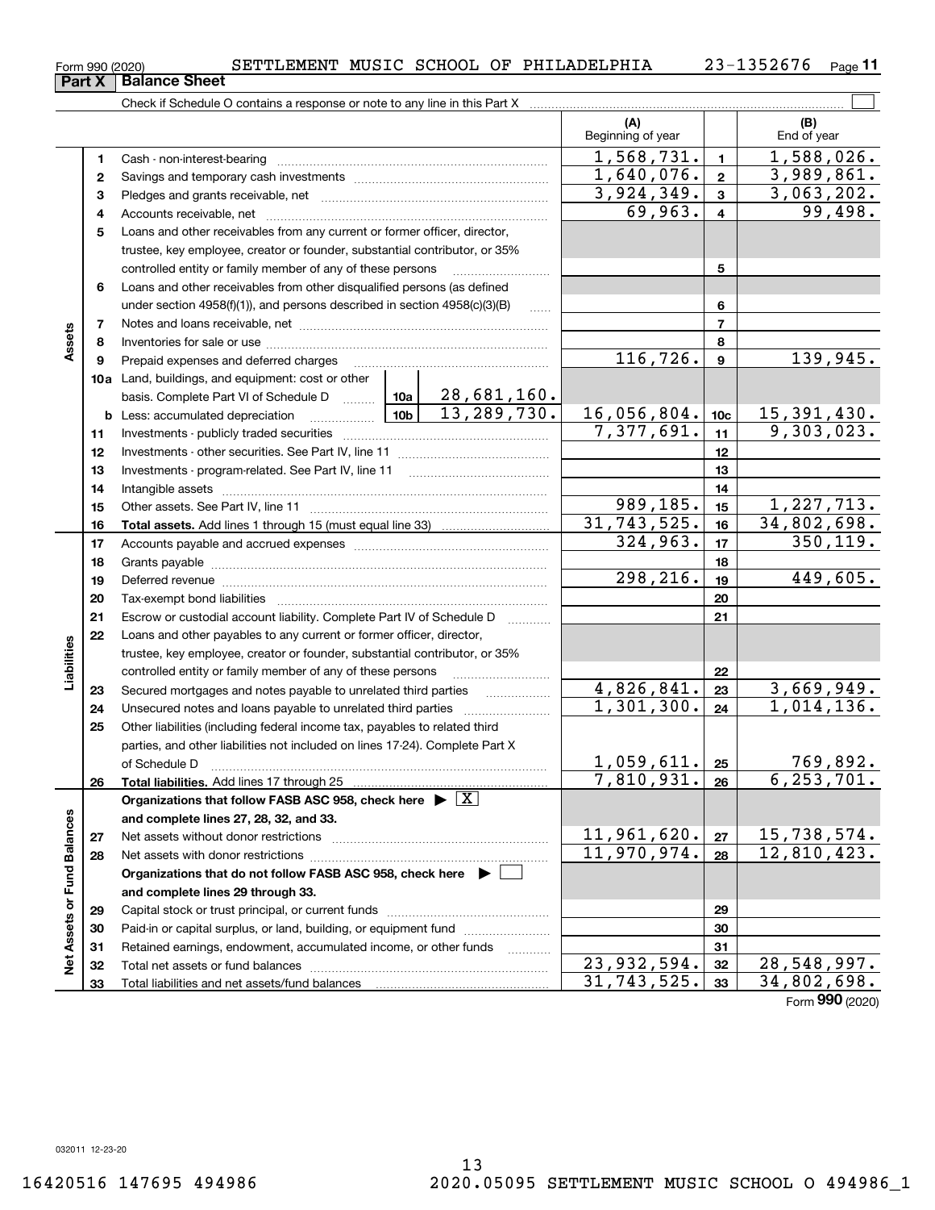Form 990 (2020) SETTLEMENT MUSIC SCHOOL OF PHILADELPHIA 23-1352676 Page 11

## Part X Balance Sheet

Check if Schedule O contains a response or note to any line in this Part X

| | | | | (A) Beginning of year | | (B) End of year |
|---|---|---|---|---|---|---|
| **Assets** | 1 | Cash - non-interest-bearing | | 1,568,731. | 1 | 1,588,026. |
| | 2 | Savings and temporary cash investments | | 1,640,076. | 2 | 3,989,861. |
| | 3 | Pledges and grants receivable, net | | 3,924,349. | 3 | 3,063,202. |
| | 4 | Accounts receivable, net | | 69,963. | 4 | 99,498. |
| | 5 | Loans and other receivables from any current or former officer, director, trustee, key employee, creator or founder, substantial contributor, or 35% controlled entity or family member of any of these persons | | | 5 | |
| | 6 | Loans and other receivables from other disqualified persons (as defined under section 4958(f)(1)), and persons described in section 4958(c)(3)(B) | | | 6 | |
| | 7 | Notes and loans receivable, net | | | 7 | |
| | 8 | Inventories for sale or use | | | 8 | |
| | 9 | Prepaid expenses and deferred charges | | 116,726. | 9 | 139,945. |
| | 10a | Land, buildings, and equipment: cost or other basis. Complete Part VI of Schedule D | 10a 28,681,160. | | | |
| | b | Less: accumulated depreciation | 10b 13,289,730. | 16,056,804. | 10c | 15,391,430. |
| | 11 | Investments - publicly traded securities | | 7,377,691. | 11 | 9,303,023. |
| | 12 | Investments - other securities. See Part IV, line 11 | | | 12 | |
| | 13 | Investments - program-related. See Part IV, line 11 | | | 13 | |
| | 14 | Intangible assets | | | 14 | |
| | 15 | Other assets. See Part IV, line 11 | | 989,185. | 15 | 1,227,713. |
| | 16 | **Total assets.** Add lines 1 through 15 (must equal line 33) | | 31,743,525. | 16 | 34,802,698. |
| **Liabilities** | 17 | Accounts payable and accrued expenses | | 324,963. | 17 | 350,119. |
| | 18 | Grants payable | | | 18 | |
| | 19 | Deferred revenue | | 298,216. | 19 | 449,605. |
| | 20 | Tax-exempt bond liabilities | | | 20 | |
| | 21 | Escrow or custodial account liability. Complete Part IV of Schedule D | | | 21 | |
| | 22 | Loans and other payables to any current or former officer, director, trustee, key employee, creator or founder, substantial contributor, or 35% controlled entity or family member of any of these persons | | | 22 | |
| | 23 | Secured mortgages and notes payable to unrelated third parties | | 4,826,841. | 23 | 3,669,949. |
| | 24 | Unsecured notes and loans payable to unrelated third parties | | 1,301,300. | 24 | 1,014,136. |
| | 25 | Other liabilities (including federal income tax, payables to related third parties, and other liabilities not included on lines 17-24). Complete Part X of Schedule D | | 1,059,611. | 25 | 769,892. |
| | 26 | **Total liabilities.** Add lines 17 through 25 | | 7,810,931. | 26 | 6,253,701. |
| **Net Assets or Fund Balances** | | **Organizations that follow FASB ASC 958, check here ▶ [X] and complete lines 27, 28, 32, and 33.** | | | | |
| | 27 | Net assets without donor restrictions | | 11,961,620. | 27 | 15,738,574. |
| | 28 | Net assets with donor restrictions | | 11,970,974. | 28 | 12,810,423. |
| | | **Organizations that do not follow FASB ASC 958, check here ▶ [ ] and complete lines 29 through 33.** | | | | |
| | 29 | Capital stock or trust principal, or current funds | | | 29 | |
| | 30 | Paid-in or capital surplus, or land, building, or equipment fund | | | 30 | |
| | 31 | Retained earnings, endowment, accumulated income, or other funds | | | 31 | |
| | 32 | Total net assets or fund balances | | 23,932,594. | 32 | 28,548,997. |
| | 33 | Total liabilities and net assets/fund balances | | 31,743,525. | 33 | 34,802,698. |

Form **990** (2020)

032011 12-23-20

16420516 147695 494986 2020.05095 SETTLEMENT MUSIC SCHOOL O 494986_1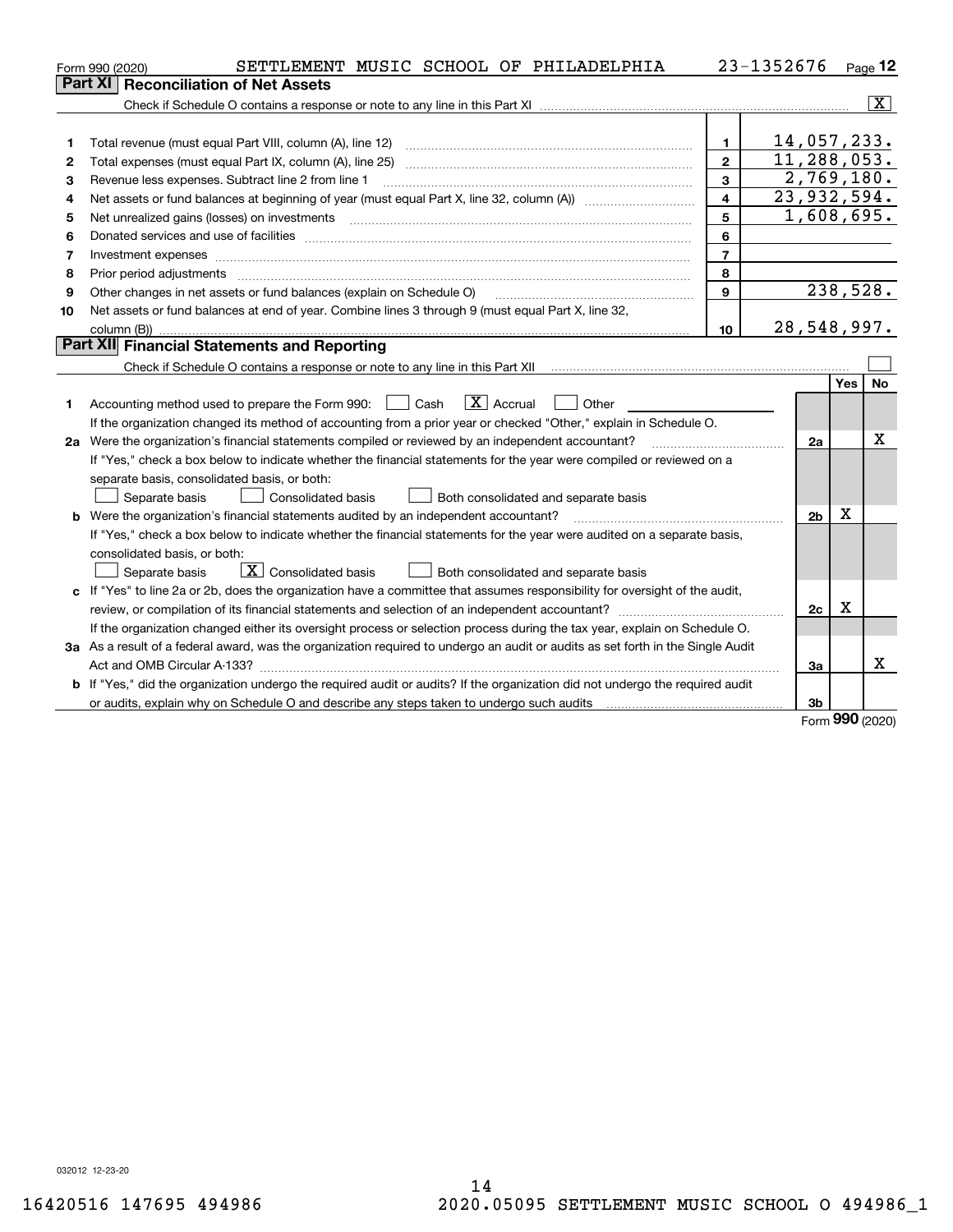Form 990 (2020) SETTLEMENT MUSIC SCHOOL OF PHILADELPHIA 23-1352676 Page 12

## Part XI Reconciliation of Net Assets

Check if Schedule O contains a response or note to any line in this Part XI ..... [X]

| | | | |
|---|---|---|---|
| 1 | Total revenue (must equal Part VIII, column (A), line 12) | 1 | 14,057,233. |
| 2 | Total expenses (must equal Part IX, column (A), line 25) | 2 | 11,288,053. |
| 3 | Revenue less expenses. Subtract line 2 from line 1 | 3 | 2,769,180. |
| 4 | Net assets or fund balances at beginning of year (must equal Part X, line 32, column (A)) | 4 | 23,932,594. |
| 5 | Net unrealized gains (losses) on investments | 5 | 1,608,695. |
| 6 | Donated services and use of facilities | 6 | |
| 7 | Investment expenses | 7 | |
| 8 | Prior period adjustments | 8 | |
| 9 | Other changes in net assets or fund balances (explain on Schedule O) | 9 | 238,528. |
| 10 | Net assets or fund balances at end of year. Combine lines 3 through 9 (must equal Part X, line 32, column (B)) | 10 | 28,548,997. |

## Part XII Financial Statements and Reporting

Check if Schedule O contains a response or note to any line in this Part XII ..... [ ]

| | | | Yes | No |
|---|---|---|---|---|
| 1 | Accounting method used to prepare the Form 990: [ ] Cash [X] Accrual [ ] Other<br>If the organization changed its method of accounting from a prior year or checked "Other," explain in Schedule O. | | | |
| 2a | Were the organization's financial statements compiled or reviewed by an independent accountant?<br>If "Yes," check a box below to indicate whether the financial statements for the year were compiled or reviewed on a separate basis, consolidated basis, or both:<br>[ ] Separate basis [ ] Consolidated basis [ ] Both consolidated and separate basis | 2a | | X |
| b | Were the organization's financial statements audited by an independent accountant?<br>If "Yes," check a box below to indicate whether the financial statements for the year were audited on a separate basis, consolidated basis, or both:<br>[ ] Separate basis [X] Consolidated basis [ ] Both consolidated and separate basis | 2b | X | |
| c | If "Yes" to line 2a or 2b, does the organization have a committee that assumes responsibility for oversight of the audit, review, or compilation of its financial statements and selection of an independent accountant?<br>If the organization changed either its oversight process or selection process during the tax year, explain on Schedule O. | 2c | X | |
| 3a | As a result of a federal award, was the organization required to undergo an audit or audits as set forth in the Single Audit Act and OMB Circular A-133? | 3a | | X |
| b | If "Yes," did the organization undergo the required audit or audits? If the organization did not undergo the required audit or audits, explain why on Schedule O and describe any steps taken to undergo such audits | 3b | | |

Form 990 (2020)

032012 12-23-20

16420516 147695 494986 2020.05095 SETTLEMENT MUSIC SCHOOL O 494986_1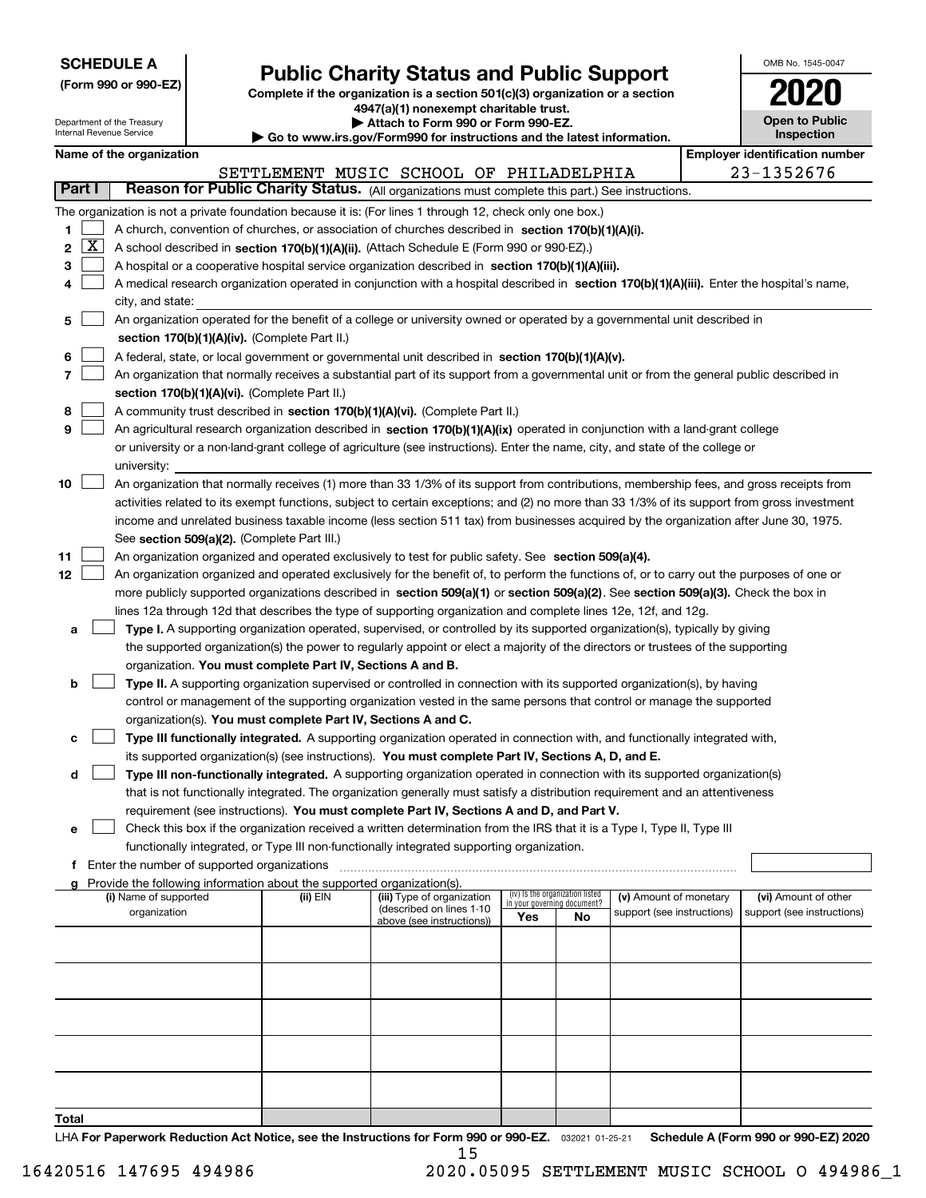**SCHEDULE A**
**(Form 990 or 990-EZ)**

Department of the Treasury
Internal Revenue Service

# Public Charity Status and Public Support

**Complete if the organization is a section 501(c)(3) organization or a section 4947(a)(1) nonexempt charitable trust.**
**▶ Attach to Form 990 or Form 990-EZ.**
**▶ Go to www.irs.gov/Form990 for instructions and the latest information.**

OMB No. 1545-0047

**2020**

**Open to Public Inspection**

| Name of the organization | Employer identification number |
|---|---|
| SETTLEMENT MUSIC SCHOOL OF PHILADELPHIA | 23-1352676 |

**Part I** **Reason for Public Charity Status.** (All organizations must complete this part.) See instructions.

The organization is not a private foundation because it is: (For lines 1 through 12, check only one box.)

1. [ ] A church, convention of churches, or association of churches described in **section 170(b)(1)(A)(i).**
2. [X] A school described in **section 170(b)(1)(A)(ii).** (Attach Schedule E (Form 990 or 990-EZ).)
3. [ ] A hospital or a cooperative hospital service organization described in **section 170(b)(1)(A)(iii).**
4. [ ] A medical research organization operated in conjunction with a hospital described in **section 170(b)(1)(A)(iii).** Enter the hospital's name, city, and state:
5. [ ] An organization operated for the benefit of a college or university owned or operated by a governmental unit described in **section 170(b)(1)(A)(iv).** (Complete Part II.)
6. [ ] A federal, state, or local government or governmental unit described in **section 170(b)(1)(A)(v).**
7. [ ] An organization that normally receives a substantial part of its support from a governmental unit or from the general public described in **section 170(b)(1)(A)(vi).** (Complete Part II.)
8. [ ] A community trust described in **section 170(b)(1)(A)(vi).** (Complete Part II.)
9. [ ] An agricultural research organization described in **section 170(b)(1)(A)(ix)** operated in conjunction with a land-grant college or university or a non-land-grant college of agriculture (see instructions). Enter the name, city, and state of the college or university:
10. [ ] An organization that normally receives (1) more than 33 1/3% of its support from contributions, membership fees, and gross receipts from activities related to its exempt functions, subject to certain exceptions; and (2) no more than 33 1/3% of its support from gross investment income and unrelated business taxable income (less section 511 tax) from businesses acquired by the organization after June 30, 1975. See **section 509(a)(2).** (Complete Part III.)
11. [ ] An organization organized and operated exclusively to test for public safety. See **section 509(a)(4).**
12. [ ] An organization organized and operated exclusively for the benefit of, to perform the functions of, or to carry out the purposes of one or more publicly supported organizations described in **section 509(a)(1)** or **section 509(a)(2)**. See **section 509(a)(3).** Check the box in lines 12a through 12d that describes the type of supporting organization and complete lines 12e, 12f, and 12g.
   - **a** [ ] **Type I.** A supporting organization operated, supervised, or controlled by its supported organization(s), typically by giving the supported organization(s) the power to regularly appoint or elect a majority of the directors or trustees of the supporting organization. **You must complete Part IV, Sections A and B.**
   - **b** [ ] **Type II.** A supporting organization supervised or controlled in connection with its supported organization(s), by having control or management of the supporting organization vested in the same persons that control or manage the supported organization(s). **You must complete Part IV, Sections A and C.**
   - **c** [ ] **Type III functionally integrated.** A supporting organization operated in connection with, and functionally integrated with, its supported organization(s) (see instructions). **You must complete Part IV, Sections A, D, and E.**
   - **d** [ ] **Type III non-functionally integrated.** A supporting organization operated in connection with its supported organization(s) that is not functionally integrated. The organization generally must satisfy a distribution requirement and an attentiveness requirement (see instructions). **You must complete Part IV, Sections A and D, and Part V.**
   - **e** [ ] Check this box if the organization received a written determination from the IRS that it is a Type I, Type II, Type III functionally integrated, or Type III non-functionally integrated supporting organization.
   - **f** Enter the number of supported organizations
   - **g** Provide the following information about the supported organization(s).

| (i) Name of supported organization | (ii) EIN | (iii) Type of organization (described on lines 1-10 above (see instructions)) | (iv) Is the organization listed in your governing document? Yes | No | (v) Amount of monetary support (see instructions) | (vi) Amount of other support (see instructions) |
|---|---|---|---|---|---|---|
| | | | | | | |
| | | | | | | |
| | | | | | | |
| | | | | | | |
| | | | | | | |
| **Total** | | | | | | |

LHA **For Paperwork Reduction Act Notice, see the Instructions for Form 990 or 990-EZ.** 032021 01-25-21 **Schedule A (Form 990 or 990-EZ) 2020**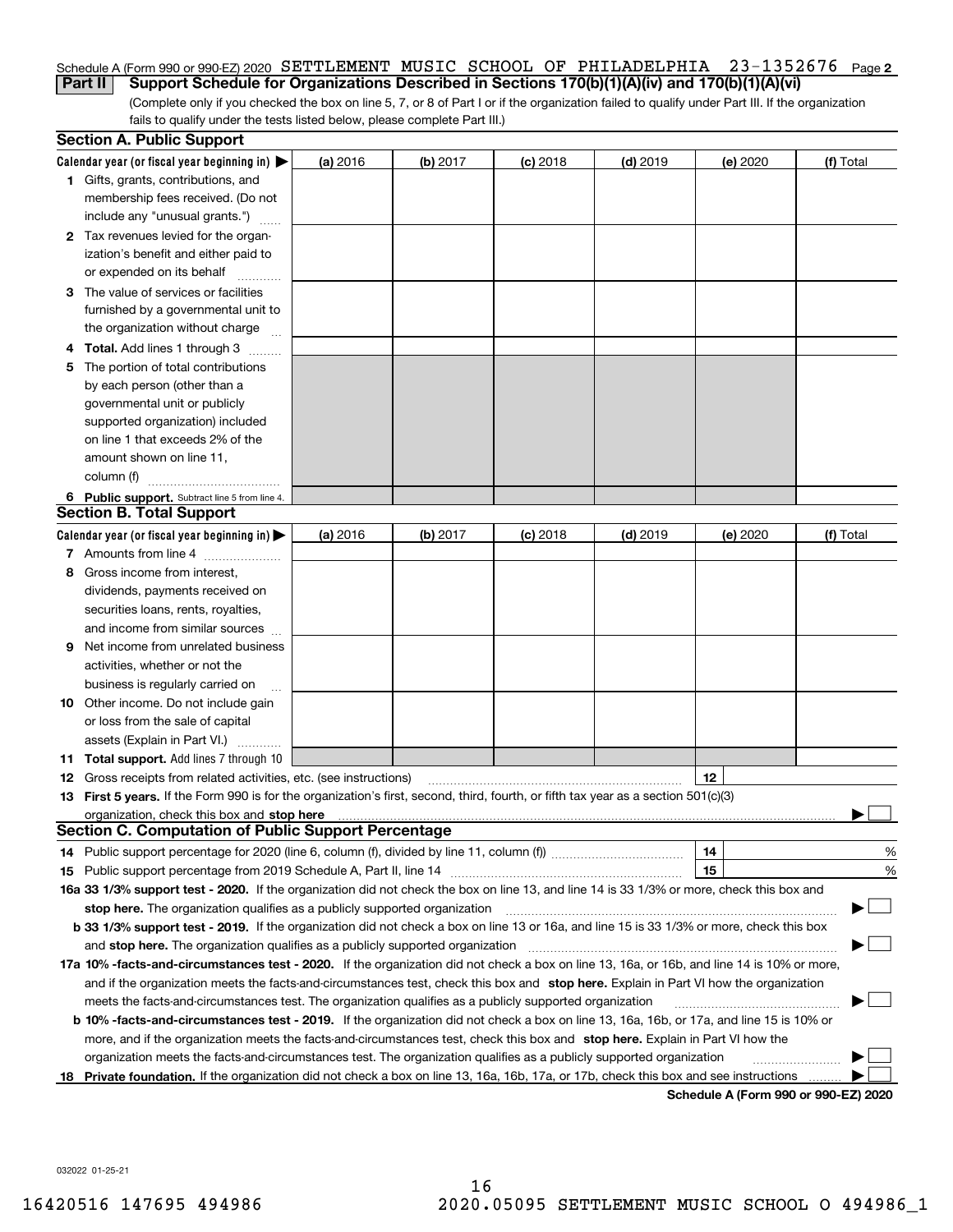Schedule A (Form 990 or 990-EZ) 2020 SETTLEMENT MUSIC SCHOOL OF PHILADELPHIA 23-1352676 Page 2

**Part II** **Support Schedule for Organizations Described in Sections 170(b)(1)(A)(iv) and 170(b)(1)(A)(vi)**

(Complete only if you checked the box on line 5, 7, or 8 of Part I or if the organization failed to qualify under Part III. If the organization fails to qualify under the tests listed below, please complete Part III.)

## Section A. Public Support

| Calendar year (or fiscal year beginning in) ▶ | (a) 2016 | (b) 2017 | (c) 2018 | (d) 2019 | (e) 2020 | (f) Total |
|---|---|---|---|---|---|---|
| **1** Gifts, grants, contributions, and membership fees received. (Do not include any "unusual grants.") | | | | | | |
| **2** Tax revenues levied for the organization's benefit and either paid to or expended on its behalf | | | | | | |
| **3** The value of services or facilities furnished by a governmental unit to the organization without charge | | | | | | |
| **4 Total.** Add lines 1 through 3 | | | | | | |
| **5** The portion of total contributions by each person (other than a governmental unit or publicly supported organization) included on line 1 that exceeds 2% of the amount shown on line 11, column (f) | | | | | | |
| **6 Public support.** Subtract line 5 from line 4. | | | | | | |

## Section B. Total Support

| Calendar year (or fiscal year beginning in) ▶ | (a) 2016 | (b) 2017 | (c) 2018 | (d) 2019 | (e) 2020 | (f) Total |
|---|---|---|---|---|---|---|
| **7** Amounts from line 4 | | | | | | |
| **8** Gross income from interest, dividends, payments received on securities loans, rents, royalties, and income from similar sources | | | | | | |
| **9** Net income from unrelated business activities, whether or not the business is regularly carried on | | | | | | |
| **10** Other income. Do not include gain or loss from the sale of capital assets (Explain in Part VI.) | | | | | | |
| **11 Total support.** Add lines 7 through 10 | | | | | | |

**12** Gross receipts from related activities, etc. (see instructions) | **12** |

**13 First 5 years.** If the Form 990 is for the organization's first, second, third, fourth, or fifth tax year as a section 501(c)(3) organization, check this box and **stop here** ▶ ☐

## Section C. Computation of Public Support Percentage

**14** Public support percentage for 2020 (line 6, column (f), divided by line 11, column (f)) | **14** | %

**15** Public support percentage from 2019 Schedule A, Part II, line 14 | **15** | %

**16a 33 1/3% support test - 2020.** If the organization did not check the box on line 13, and line 14 is 33 1/3% or more, check this box and **stop here.** The organization qualifies as a publicly supported organization ▶ ☐

**b 33 1/3% support test - 2019.** If the organization did not check a box on line 13 or 16a, and line 15 is 33 1/3% or more, check this box and **stop here.** The organization qualifies as a publicly supported organization ▶ ☐

**17a 10% -facts-and-circumstances test - 2020.** If the organization did not check a box on line 13, 16a, or 16b, and line 14 is 10% or more, and if the organization meets the facts-and-circumstances test, check this box and **stop here.** Explain in Part VI how the organization meets the facts-and-circumstances test. The organization qualifies as a publicly supported organization ▶ ☐

**b 10% -facts-and-circumstances test - 2019.** If the organization did not check a box on line 13, 16a, 16b, or 17a, and line 15 is 10% or more, and if the organization meets the facts-and-circumstances test, check this box and **stop here.** Explain in Part VI how the organization meets the facts-and-circumstances test. The organization qualifies as a publicly supported organization ▶ ☐

**18 Private foundation.** If the organization did not check a box on line 13, 16a, 16b, 17a, or 17b, check this box and see instructions ▶ ☐

**Schedule A (Form 990 or 990-EZ) 2020**

032022 01-25-21

16420516 147695 494986 2020.05095 SETTLEMENT MUSIC SCHOOL O 494986_1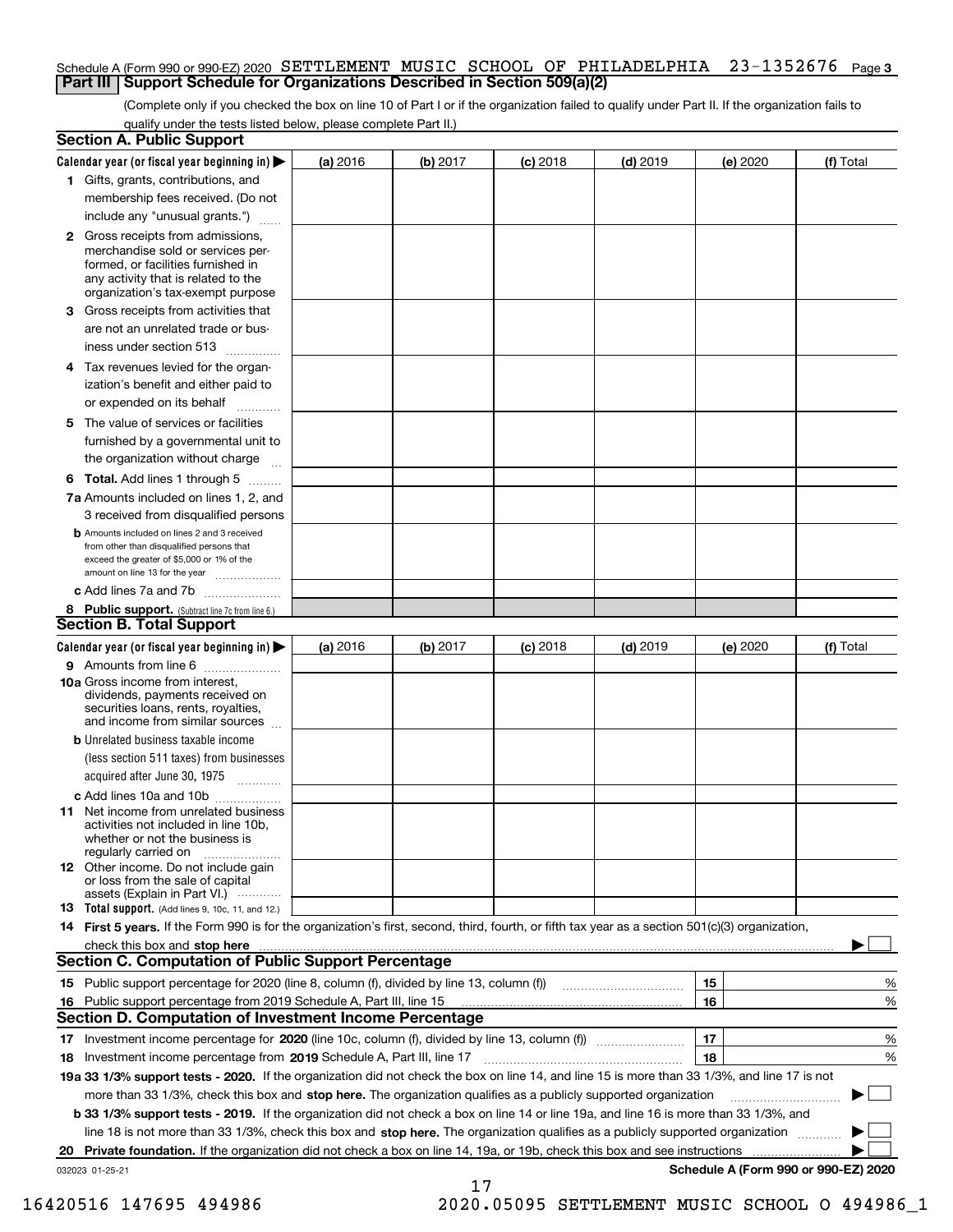Schedule A (Form 990 or 990-EZ) 2020 SETTLEMENT MUSIC SCHOOL OF PHILADELPHIA 23-1352676 Page 3

## Part III Support Schedule for Organizations Described in Section 509(a)(2)

(Complete only if you checked the box on line 10 of Part I or if the organization failed to qualify under Part II. If the organization fails to qualify under the tests listed below, please complete Part II.)

### Section A. Public Support

| Calendar year (or fiscal year beginning in) ▶ | (a) 2016 | (b) 2017 | (c) 2018 | (d) 2019 | (e) 2020 | (f) Total |
|---|---|---|---|---|---|---|
| 1 Gifts, grants, contributions, and membership fees received. (Do not include any "unusual grants.") | | | | | | |
| 2 Gross receipts from admissions, merchandise sold or services performed, or facilities furnished in any activity that is related to the organization's tax-exempt purpose | | | | | | |
| 3 Gross receipts from activities that are not an unrelated trade or business under section 513 | | | | | | |
| 4 Tax revenues levied for the organization's benefit and either paid to or expended on its behalf | | | | | | |
| 5 The value of services or facilities furnished by a governmental unit to the organization without charge | | | | | | |
| 6 **Total.** Add lines 1 through 5 | | | | | | |
| 7a Amounts included on lines 1, 2, and 3 received from disqualified persons | | | | | | |
| b Amounts included on lines 2 and 3 received from other than disqualified persons that exceed the greater of $5,000 or 1% of the amount on line 13 for the year | | | | | | |
| c Add lines 7a and 7b | | | | | | |
| 8 **Public support.** (Subtract line 7c from line 6.) | | | | | | |

### Section B. Total Support

| Calendar year (or fiscal year beginning in) ▶ | (a) 2016 | (b) 2017 | (c) 2018 | (d) 2019 | (e) 2020 | (f) Total |
|---|---|---|---|---|---|---|
| 9 Amounts from line 6 | | | | | | |
| 10a Gross income from interest, dividends, payments received on securities loans, rents, royalties, and income from similar sources | | | | | | |
| b Unrelated business taxable income (less section 511 taxes) from businesses acquired after June 30, 1975 | | | | | | |
| c Add lines 10a and 10b | | | | | | |
| 11 Net income from unrelated business activities not included in line 10b, whether or not the business is regularly carried on | | | | | | |
| 12 Other income. Do not include gain or loss from the sale of capital assets (Explain in Part VI.) | | | | | | |
| 13 **Total support.** (Add lines 9, 10c, 11, and 12.) | | | | | | |

14 **First 5 years.** If the Form 990 is for the organization's first, second, third, fourth, or fifth tax year as a section 501(c)(3) organization, check this box and **stop here** ▶ ☐

### Section C. Computation of Public Support Percentage

| | | |
|---|---|---|
| 15 Public support percentage for 2020 (line 8, column (f), divided by line 13, column (f)) | 15 | % |
| 16 Public support percentage from 2019 Schedule A, Part III, line 15 | 16 | % |

### Section D. Computation of Investment Income Percentage

| | | |
|---|---|---|
| 17 Investment income percentage for **2020** (line 10c, column (f), divided by line 13, column (f)) | 17 | % |
| 18 Investment income percentage from **2019** Schedule A, Part III, line 17 | 18 | % |

19a **33 1/3% support tests - 2020.** If the organization did not check the box on line 14, and line 15 is more than 33 1/3%, and line 17 is not more than 33 1/3%, check this box and **stop here.** The organization qualifies as a publicly supported organization ▶ ☐

b **33 1/3% support tests - 2019.** If the organization did not check a box on line 14 or line 19a, and line 16 is more than 33 1/3%, and line 18 is not more than 33 1/3%, check this box and **stop here.** The organization qualifies as a publicly supported organization ▶ ☐

20 **Private foundation.** If the organization did not check a box on line 14, 19a, or 19b, check this box and see instructions ▶ ☐

032023 01-25-21 **Schedule A (Form 990 or 990-EZ) 2020**

16420516 147695 494986 2020.05095 SETTLEMENT MUSIC SCHOOL O 494986_1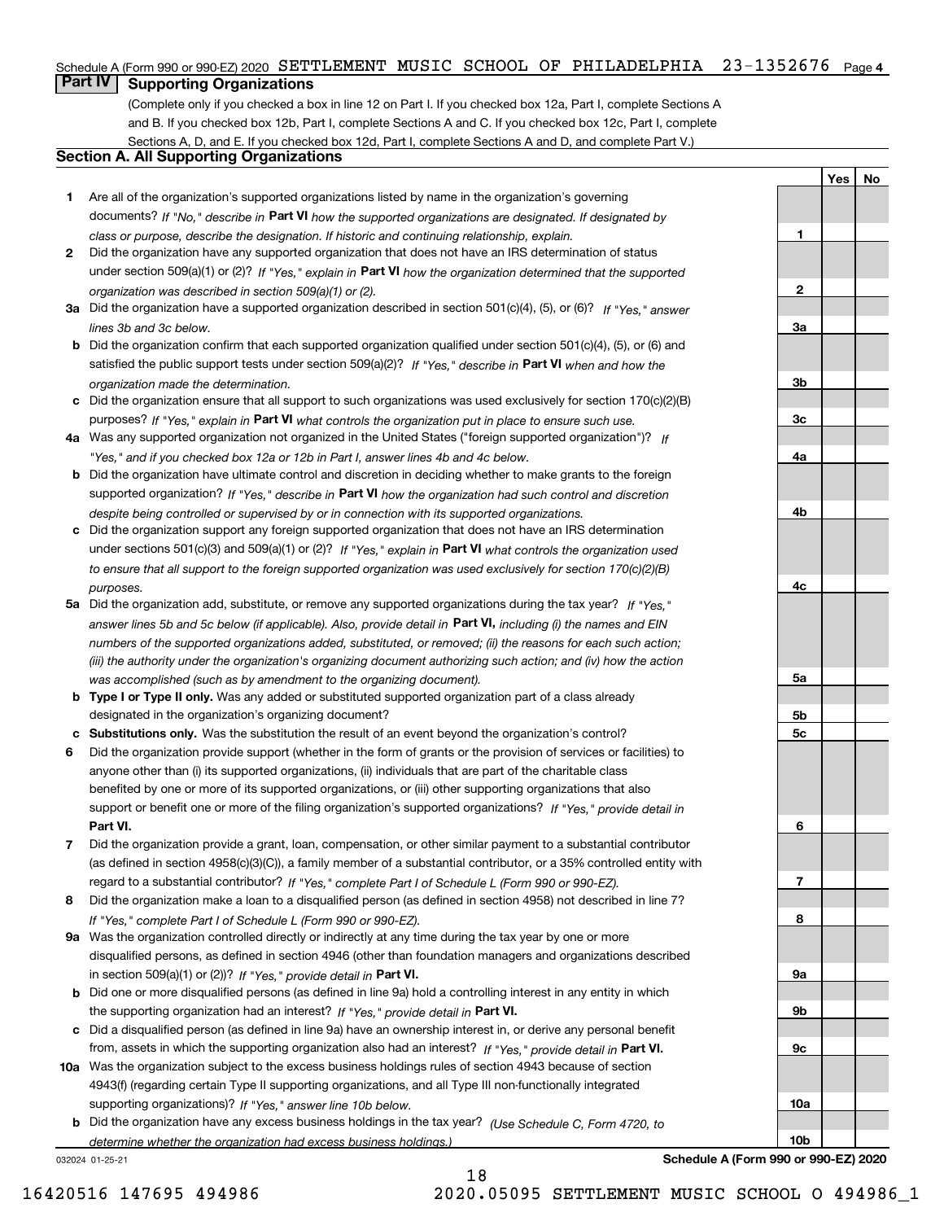Schedule A (Form 990 or 990-EZ) 2020 SETTLEMENT MUSIC SCHOOL OF PHILADELPHIA 23-1352676 Page 4

## Part IV Supporting Organizations

(Complete only if you checked a box in line 12 on Part I. If you checked box 12a, Part I, complete Sections A and B. If you checked box 12b, Part I, complete Sections A and C. If you checked box 12c, Part I, complete Sections A, D, and E. If you checked box 12d, Part I, complete Sections A and D, and complete Part V.)

### Section A. All Supporting Organizations

| | | | Yes | No |
|---|---|---|---|---|
| **1** | Are all of the organization's supported organizations listed by name in the organization's governing documents? *If "No," describe in* **Part VI** *how the supported organizations are designated. If designated by class or purpose, describe the designation. If historic and continuing relationship, explain.* | 1 | | |
| **2** | Did the organization have any supported organization that does not have an IRS determination of status under section 509(a)(1) or (2)? *If "Yes," explain in* **Part VI** *how the organization determined that the supported organization was described in section 509(a)(1) or (2).* | 2 | | |
| **3a** | Did the organization have a supported organization described in section 501(c)(4), (5), or (6)? *If "Yes," answer lines 3b and 3c below.* | 3a | | |
| **b** | Did the organization confirm that each supported organization qualified under section 501(c)(4), (5), or (6) and satisfied the public support tests under section 509(a)(2)? *If "Yes," describe in* **Part VI** *when and how the organization made the determination.* | 3b | | |
| **c** | Did the organization ensure that all support to such organizations was used exclusively for section 170(c)(2)(B) purposes? *If "Yes," explain in* **Part VI** *what controls the organization put in place to ensure such use.* | 3c | | |
| **4a** | Was any supported organization not organized in the United States ("foreign supported organization")? *If "Yes," and if you checked box 12a or 12b in Part I, answer lines 4b and 4c below.* | 4a | | |
| **b** | Did the organization have ultimate control and discretion in deciding whether to make grants to the foreign supported organization? *If "Yes," describe in* **Part VI** *how the organization had such control and discretion despite being controlled or supervised by or in connection with its supported organizations.* | 4b | | |
| **c** | Did the organization support any foreign supported organization that does not have an IRS determination under sections 501(c)(3) and 509(a)(1) or (2)? *If "Yes," explain in* **Part VI** *what controls the organization used to ensure that all support to the foreign supported organization was used exclusively for section 170(c)(2)(B) purposes.* | 4c | | |
| **5a** | Did the organization add, substitute, or remove any supported organizations during the tax year? *If "Yes," answer lines 5b and 5c below (if applicable). Also, provide detail in* **Part VI,** *including (i) the names and EIN numbers of the supported organizations added, substituted, or removed; (ii) the reasons for each such action; (iii) the authority under the organization's organizing document authorizing such action; and (iv) how the action was accomplished (such as by amendment to the organizing document).* | 5a | | |
| **b** | **Type I or Type II only.** Was any added or substituted supported organization part of a class already designated in the organization's organizing document? | 5b | | |
| **c** | **Substitutions only.** Was the substitution the result of an event beyond the organization's control? | 5c | | |
| **6** | Did the organization provide support (whether in the form of grants or the provision of services or facilities) to anyone other than (i) its supported organizations, (ii) individuals that are part of the charitable class benefited by one or more of its supported organizations, or (iii) other supporting organizations that also support or benefit one or more of the filing organization's supported organizations? *If "Yes," provide detail in* **Part VI.** | 6 | | |
| **7** | Did the organization provide a grant, loan, compensation, or other similar payment to a substantial contributor (as defined in section 4958(c)(3)(C)), a family member of a substantial contributor, or a 35% controlled entity with regard to a substantial contributor? *If "Yes," complete Part I of Schedule L (Form 990 or 990-EZ).* | 7 | | |
| **8** | Did the organization make a loan to a disqualified person (as defined in section 4958) not described in line 7? *If "Yes," complete Part I of Schedule L (Form 990 or 990-EZ).* | 8 | | |
| **9a** | Was the organization controlled directly or indirectly at any time during the tax year by one or more disqualified persons, as defined in section 4946 (other than foundation managers and organizations described in section 509(a)(1) or (2))? *If "Yes," provide detail in* **Part VI.** | 9a | | |
| **b** | Did one or more disqualified persons (as defined in line 9a) hold a controlling interest in any entity in which the supporting organization had an interest? *If "Yes," provide detail in* **Part VI.** | 9b | | |
| **c** | Did a disqualified person (as defined in line 9a) have an ownership interest in, or derive any personal benefit from, assets in which the supporting organization also had an interest? *If "Yes," provide detail in* **Part VI.** | 9c | | |
| **10a** | Was the organization subject to the excess business holdings rules of section 4943 because of section 4943(f) (regarding certain Type II supporting organizations, and all Type III non-functionally integrated supporting organizations)? *If "Yes," answer line 10b below.* | 10a | | |
| **b** | Did the organization have any excess business holdings in the tax year? *(Use Schedule C, Form 4720, to determine whether the organization had excess business holdings.)* | 10b | | |

032024 01-25-21 **Schedule A (Form 990 or 990-EZ) 2020**

16420516 147695 494986 2020.05095 SETTLEMENT MUSIC SCHOOL O 494986_1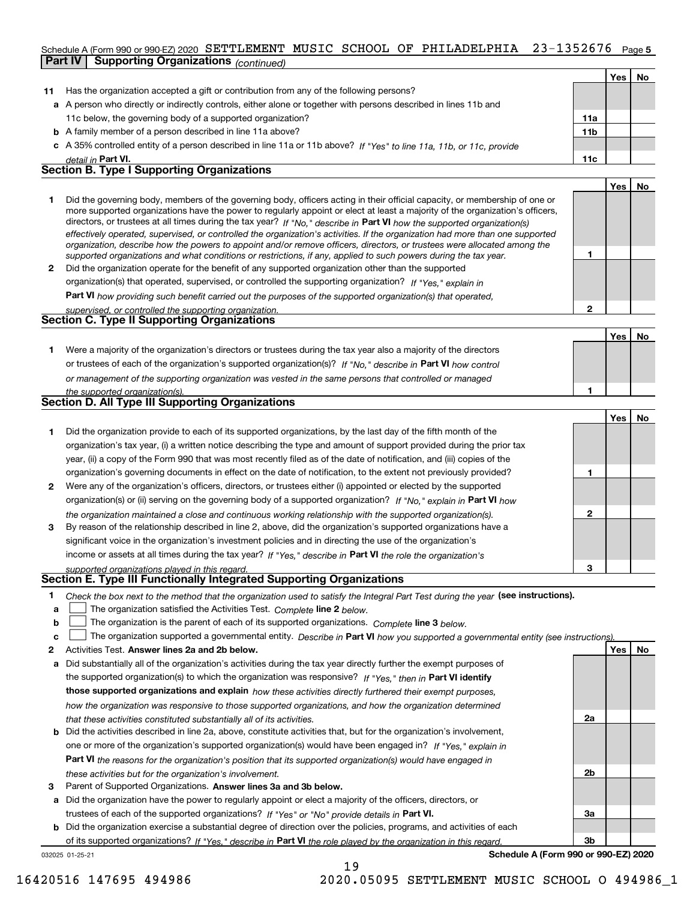Schedule A (Form 990 or 990-EZ) 2020 SETTLEMENT MUSIC SCHOOL OF PHILADELPHIA 23-1352676 Page 5

**Part IV | Supporting Organizations** *(continued)*

| | | | Yes | No |
|---|---|---|---|---|
| **11** | Has the organization accepted a gift or contribution from any of the following persons? | | | |
| **a** | A person who directly or indirectly controls, either alone or together with persons described in lines 11b and 11c below, the governing body of a supported organization? | **11a** | | |
| **b** | A family member of a person described in line 11a above? | **11b** | | |
| **c** | A 35% controlled entity of a person described in line 11a or 11b above? *If "Yes" to line 11a, 11b, or 11c, provide detail in* **Part VI.** | **11c** | | |

## Section B. Type I Supporting Organizations

| | | | Yes | No |
|---|---|---|---|---|
| **1** | Did the governing body, members of the governing body, officers acting in their official capacity, or membership of one or more supported organizations have the power to regularly appoint or elect at least a majority of the organization's officers, directors, or trustees at all times during the tax year? *If "No," describe in* **Part VI** *how the supported organization(s) effectively operated, supervised, or controlled the organization's activities. If the organization had more than one supported organization, describe how the powers to appoint and/or remove officers, directors, or trustees were allocated among the supported organizations and what conditions or restrictions, if any, applied to such powers during the tax year.* | **1** | | |
| **2** | Did the organization operate for the benefit of any supported organization other than the supported organization(s) that operated, supervised, or controlled the supporting organization? *If "Yes," explain in* **Part VI** *how providing such benefit carried out the purposes of the supported organization(s) that operated, supervised, or controlled the supporting organization.* | **2** | | |

## Section C. Type II Supporting Organizations

| | | | Yes | No |
|---|---|---|---|---|
| **1** | Were a majority of the organization's directors or trustees during the tax year also a majority of the directors or trustees of each of the organization's supported organization(s)? *If "No," describe in* **Part VI** *how control or management of the supporting organization was vested in the same persons that controlled or managed the supported organization(s).* | **1** | | |

## Section D. All Type III Supporting Organizations

| | | | Yes | No |
|---|---|---|---|---|
| **1** | Did the organization provide to each of its supported organizations, by the last day of the fifth month of the organization's tax year, (i) a written notice describing the type and amount of support provided during the prior tax year, (ii) a copy of the Form 990 that was most recently filed as of the date of notification, and (iii) copies of the organization's governing documents in effect on the date of notification, to the extent not previously provided? | **1** | | |
| **2** | Were any of the organization's officers, directors, or trustees either (i) appointed or elected by the supported organization(s) or (ii) serving on the governing body of a supported organization? *If "No," explain in* **Part VI** *how the organization maintained a close and continuous working relationship with the supported organization(s).* | **2** | | |
| **3** | By reason of the relationship described in line 2, above, did the organization's supported organizations have a significant voice in the organization's investment policies and in directing the use of the organization's income or assets at all times during the tax year? *If "Yes," describe in* **Part VI** *the role the organization's supported organizations played in this regard.* | **3** | | |

## Section E. Type III Functionally Integrated Supporting Organizations

**1** *Check the box next to the method that the organization used to satisfy the Integral Part Test during the year* **(see instructions).**

- **a** ☐ The organization satisfied the Activities Test. *Complete* **line 2** *below.*
- **b** ☐ The organization is the parent of each of its supported organizations. *Complete* **line 3** *below.*
- **c** ☐ The organization supported a governmental entity. *Describe in* **Part VI** *how you supported a governmental entity (see instructions).*

| | | | Yes | No |
|---|---|---|---|---|
| **2** | Activities Test. **Answer lines 2a and 2b below.** | | | |
| **a** | Did substantially all of the organization's activities during the tax year directly further the exempt purposes of the supported organization(s) to which the organization was responsive? *If "Yes," then in* **Part VI identify those supported organizations and explain** *how these activities directly furthered their exempt purposes, how the organization was responsive to those supported organizations, and how the organization determined that these activities constituted substantially all of its activities.* | **2a** | | |
| **b** | Did the activities described in line 2a, above, constitute activities that, but for the organization's involvement, one or more of the organization's supported organization(s) would have been engaged in? *If "Yes," explain in* **Part VI** *the reasons for the organization's position that its supported organization(s) would have engaged in these activities but for the organization's involvement.* | **2b** | | |
| **3** | Parent of Supported Organizations. **Answer lines 3a and 3b below.** | | | |
| **a** | Did the organization have the power to regularly appoint or elect a majority of the officers, directors, or trustees of each of the supported organizations? *If "Yes" or "No" provide details in* **Part VI.** | **3a** | | |
| **b** | Did the organization exercise a substantial degree of direction over the policies, programs, and activities of each of its supported organizations? *If "Yes," describe in* **Part VI** *the role played by the organization in this regard.* | **3b** | | |

032025 01-25-21 **Schedule A (Form 990 or 990-EZ) 2020**

16420516 147695 494986 2020.05095 SETTLEMENT MUSIC SCHOOL O 494986_1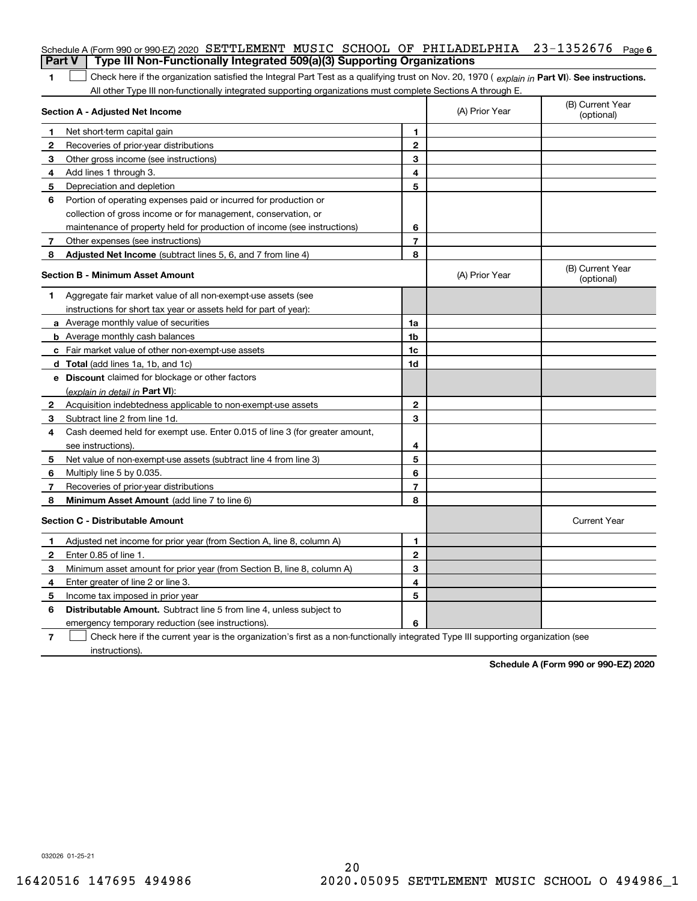Schedule A (Form 990 or 990-EZ) 2020 SETTLEMENT MUSIC SCHOOL OF PHILADELPHIA 23-1352676 Page 6

## Part V | Type III Non-Functionally Integrated 509(a)(3) Supporting Organizations

**1** ☐ Check here if the organization satisfied the Integral Part Test as a qualifying trust on Nov. 20, 1970 ( *explain in* **Part VI**). **See instructions.** All other Type III non-functionally integrated supporting organizations must complete Sections A through E.

| **Section A - Adjusted Net Income** | | (A) Prior Year | (B) Current Year (optional) |
|---|---|---|---|
| **1** Net short-term capital gain | **1** | | |
| **2** Recoveries of prior-year distributions | **2** | | |
| **3** Other gross income (see instructions) | **3** | | |
| **4** Add lines 1 through 3. | **4** | | |
| **5** Depreciation and depletion | **5** | | |
| **6** Portion of operating expenses paid or incurred for production or collection of gross income or for management, conservation, or maintenance of property held for production of income (see instructions) | **6** | | |
| **7** Other expenses (see instructions) | **7** | | |
| **8** **Adjusted Net Income** (subtract lines 5, 6, and 7 from line 4) | **8** | | |

| **Section B - Minimum Asset Amount** | | (A) Prior Year | (B) Current Year (optional) |
|---|---|---|---|
| **1** Aggregate fair market value of all non-exempt-use assets (see instructions for short tax year or assets held for part of year): | | | |
| **a** Average monthly value of securities | **1a** | | |
| **b** Average monthly cash balances | **1b** | | |
| **c** Fair market value of other non-exempt-use assets | **1c** | | |
| **d** **Total** (add lines 1a, 1b, and 1c) | **1d** | | |
| **e** **Discount** claimed for blockage or other factors (*explain in detail in* **Part VI**): | | | |
| **2** Acquisition indebtedness applicable to non-exempt-use assets | **2** | | |
| **3** Subtract line 2 from line 1d. | **3** | | |
| **4** Cash deemed held for exempt use. Enter 0.015 of line 3 (for greater amount, see instructions). | **4** | | |
| **5** Net value of non-exempt-use assets (subtract line 4 from line 3) | **5** | | |
| **6** Multiply line 5 by 0.035. | **6** | | |
| **7** Recoveries of prior-year distributions | **7** | | |
| **8** **Minimum Asset Amount** (add line 7 to line 6) | **8** | | |

| **Section C - Distributable Amount** | | | Current Year |
|---|---|---|---|
| **1** Adjusted net income for prior year (from Section A, line 8, column A) | **1** | | |
| **2** Enter 0.85 of line 1. | **2** | | |
| **3** Minimum asset amount for prior year (from Section B, line 8, column A) | **3** | | |
| **4** Enter greater of line 2 or line 3. | **4** | | |
| **5** Income tax imposed in prior year | **5** | | |
| **6** **Distributable Amount.** Subtract line 5 from line 4, unless subject to emergency temporary reduction (see instructions). | **6** | | |

**7** ☐ Check here if the current year is the organization's first as a non-functionally integrated Type III supporting organization (see instructions).

**Schedule A (Form 990 or 990-EZ) 2020**

032026 01-25-21

16420516 147695 494986 2020.05095 SETTLEMENT MUSIC SCHOOL O 494986_1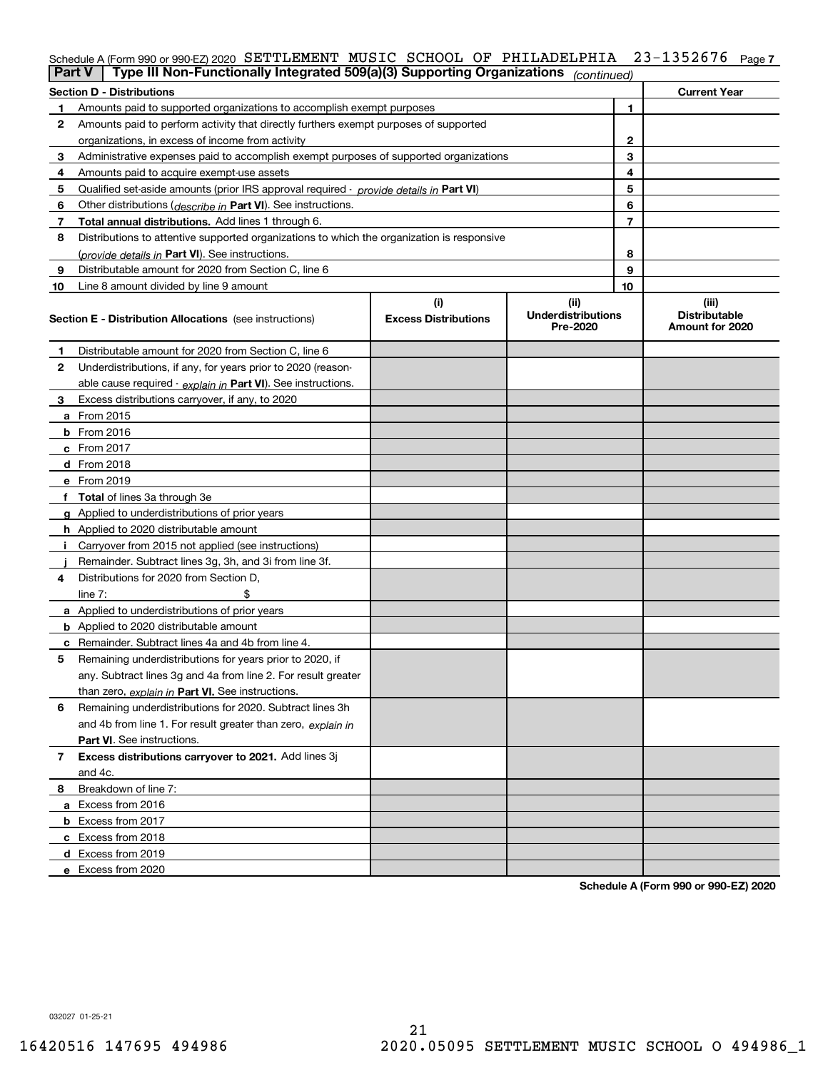Schedule A (Form 990 or 990-EZ) 2020 SETTLEMENT MUSIC SCHOOL OF PHILADELPHIA 23-1352676 Page 7

**Part V | Type III Non-Functionally Integrated 509(a)(3) Supporting Organizations** *(continued)*

| Section D - Distributions | | | Current Year |
|---|---|---|---|
| 1 | Amounts paid to supported organizations to accomplish exempt purposes | 1 | |
| 2 | Amounts paid to perform activity that directly furthers exempt purposes of supported organizations, in excess of income from activity | 2 | |
| 3 | Administrative expenses paid to accomplish exempt purposes of supported organizations | 3 | |
| 4 | Amounts paid to acquire exempt-use assets | 4 | |
| 5 | Qualified set-aside amounts (prior IRS approval required - *provide details in* **Part VI**) | 5 | |
| 6 | Other distributions (*describe in* **Part VI**). See instructions. | 6 | |
| 7 | **Total annual distributions.** Add lines 1 through 6. | 7 | |
| 8 | Distributions to attentive supported organizations to which the organization is responsive (*provide details in* **Part VI**). See instructions. | 8 | |
| 9 | Distributable amount for 2020 from Section C, line 6 | 9 | |
| 10 | Line 8 amount divided by line 9 amount | 10 | |

| | **Section E - Distribution Allocations** (see instructions) | (i) Excess Distributions | (ii) Underdistributions Pre-2020 | (iii) Distributable Amount for 2020 |
|---|---|---|---|---|
| 1 | Distributable amount for 2020 from Section C, line 6 | | | |
| 2 | Underdistributions, if any, for years prior to 2020 (reasonable cause required - *explain in* **Part VI**). See instructions. | | | |
| 3 | Excess distributions carryover, if any, to 2020 | | | |
| a | From 2015 | | | |
| b | From 2016 | | | |
| c | From 2017 | | | |
| d | From 2018 | | | |
| e | From 2019 | | | |
| f | **Total** of lines 3a through 3e | | | |
| g | Applied to underdistributions of prior years | | | |
| h | Applied to 2020 distributable amount | | | |
| i | Carryover from 2015 not applied (see instructions) | | | |
| j | Remainder. Subtract lines 3g, 3h, and 3i from line 3f. | | | |
| 4 | Distributions for 2020 from Section D, line 7: $ | | | |
| a | Applied to underdistributions of prior years | | | |
| b | Applied to 2020 distributable amount | | | |
| c | Remainder. Subtract lines 4a and 4b from line 4. | | | |
| 5 | Remaining underdistributions for years prior to 2020, if any. Subtract lines 3g and 4a from line 2. For result greater than zero, *explain in* **Part VI.** See instructions. | | | |
| 6 | Remaining underdistributions for 2020. Subtract lines 3h and 4b from line 1. For result greater than zero, *explain in* **Part VI**. See instructions. | | | |
| 7 | **Excess distributions carryover to 2021.** Add lines 3j and 4c. | | | |
| 8 | Breakdown of line 7: | | | |
| a | Excess from 2016 | | | |
| b | Excess from 2017 | | | |
| c | Excess from 2018 | | | |
| d | Excess from 2019 | | | |
| e | Excess from 2020 | | | |

**Schedule A (Form 990 or 990-EZ) 2020**

032027 01-25-21

16420516 147695 494986 2020.05095 SETTLEMENT MUSIC SCHOOL O 494986_1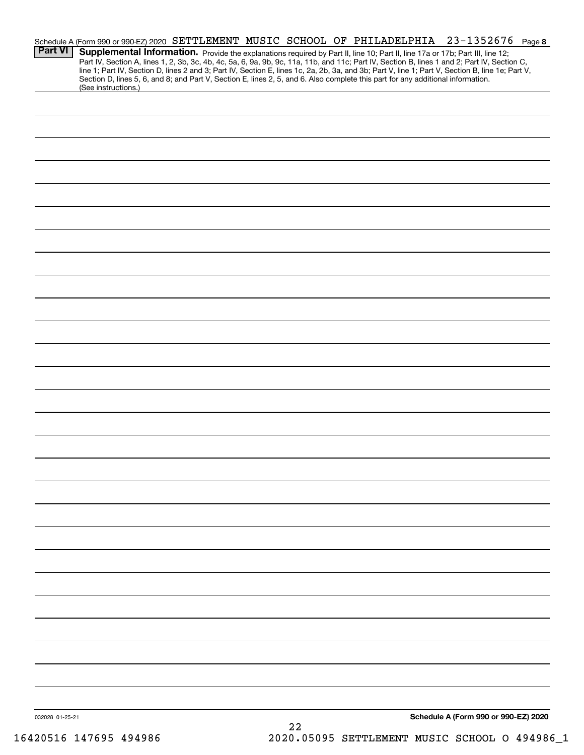Schedule A (Form 990 or 990-EZ) 2020 SETTLEMENT MUSIC SCHOOL OF PHILADELPHIA 23-1352676 Page **8**

**Part VI** **Supplemental Information.** Provide the explanations required by Part II, line 10; Part II, line 17a or 17b; Part III, line 12; Part IV, Section A, lines 1, 2, 3b, 3c, 4b, 4c, 5a, 6, 9a, 9b, 9c, 11a, 11b, and 11c; Part IV, Section B, lines 1 and 2; Part IV, Section C, line 1; Part IV, Section D, lines 2 and 3; Part IV, Section E, lines 1c, 2a, 2b, 3a, and 3b; Part V, line 1; Part V, Section B, line 1e; Part V, Section D, lines 5, 6, and 8; and Part V, Section E, lines 2, 5, and 6. Also complete this part for any additional information. (See instructions.)

032028 01-25-21

**Schedule A (Form 990 or 990-EZ) 2020**

16420516 147695 494986 2020.05095 SETTLEMENT MUSIC SCHOOL O 494986_1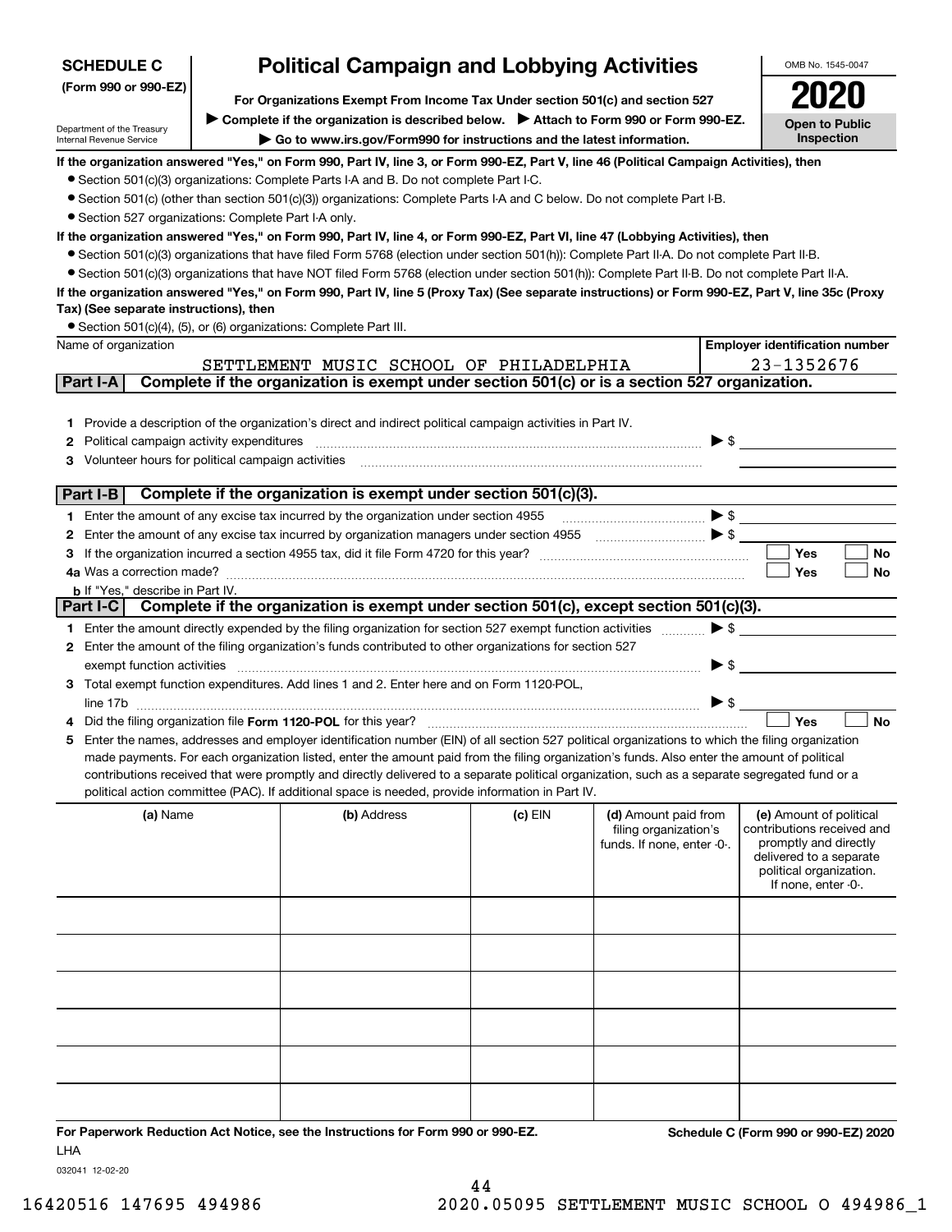**SCHEDULE C**
**(Form 990 or 990-EZ)**

Department of the Treasury
Internal Revenue Service

# Political Campaign and Lobbying Activities

**For Organizations Exempt From Income Tax Under section 501(c) and section 527**

▶ **Complete if the organization is described below.** ▶ **Attach to Form 990 or Form 990-EZ.**

▶ **Go to www.irs.gov/Form990 for instructions and the latest information.**

OMB No. 1545-0047

**2020**

**Open to Public Inspection**

**If the organization answered "Yes," on Form 990, Part IV, line 3, or Form 990-EZ, Part V, line 46 (Political Campaign Activities), then**

- Section 501(c)(3) organizations: Complete Parts I-A and B. Do not complete Part I-C.
- Section 501(c) (other than section 501(c)(3)) organizations: Complete Parts I-A and C below. Do not complete Part I-B.
- Section 527 organizations: Complete Part I-A only.

**If the organization answered "Yes," on Form 990, Part IV, line 4, or Form 990-EZ, Part VI, line 47 (Lobbying Activities), then**

- Section 501(c)(3) organizations that have filed Form 5768 (election under section 501(h)): Complete Part II-A. Do not complete Part II-B.
- Section 501(c)(3) organizations that have NOT filed Form 5768 (election under section 501(h)): Complete Part II-B. Do not complete Part II-A.

**If the organization answered "Yes," on Form 990, Part IV, line 5 (Proxy Tax) (See separate instructions) or Form 990-EZ, Part V, line 35c (Proxy Tax) (See separate instructions), then**

- Section 501(c)(4), (5), or (6) organizations: Complete Part III.

| Name of organization | Employer identification number |
|---|---|
| SETTLEMENT MUSIC SCHOOL OF PHILADELPHIA | 23-1352676 |

## Part I-A Complete if the organization is exempt under section 501(c) or is a section 527 organization.

1. Provide a description of the organization's direct and indirect political campaign activities in Part IV.
2. Political campaign activity expenditures ▶ $
3. Volunteer hours for political campaign activities

## Part I-B Complete if the organization is exempt under section 501(c)(3).

1. Enter the amount of any excise tax incurred by the organization under section 4955 ▶ $
2. Enter the amount of any excise tax incurred by organization managers under section 4955 ▶ $
3. If the organization incurred a section 4955 tax, did it file Form 4720 for this year? ☐ Yes ☐ No

4a. Was a correction made? ☐ Yes ☐ No

b. If "Yes," describe in Part IV.

## Part I-C Complete if the organization is exempt under section 501(c), except section 501(c)(3).

1. Enter the amount directly expended by the filing organization for section 527 exempt function activities ▶ $
2. Enter the amount of the filing organization's funds contributed to other organizations for section 527 exempt function activities ▶ $
3. Total exempt function expenditures. Add lines 1 and 2. Enter here and on Form 1120-POL, line 17b ▶ $
4. Did the filing organization file **Form 1120-POL** for this year? ☐ Yes ☐ No
5. Enter the names, addresses and employer identification number (EIN) of all section 527 political organizations to which the filing organization made payments. For each organization listed, enter the amount paid from the filing organization's funds. Also enter the amount of political contributions received that were promptly and directly delivered to a separate political organization, such as a separate segregated fund or a political action committee (PAC). If additional space is needed, provide information in Part IV.

| (a) Name | (b) Address | (c) EIN | (d) Amount paid from filing organization's funds. If none, enter -0-. | (e) Amount of political contributions received and promptly and directly delivered to a separate political organization. If none, enter -0-. |
|---|---|---|---|---|
| | | | | |
| | | | | |
| | | | | |
| | | | | |
| | | | | |
| | | | | |

**For Paperwork Reduction Act Notice, see the Instructions for Form 990 or 990-EZ.**

LHA

032041 12-02-20

**Schedule C (Form 990 or 990-EZ) 2020**

16420516 147695 494986 2020.05095 SETTLEMENT MUSIC SCHOOL O 494986_1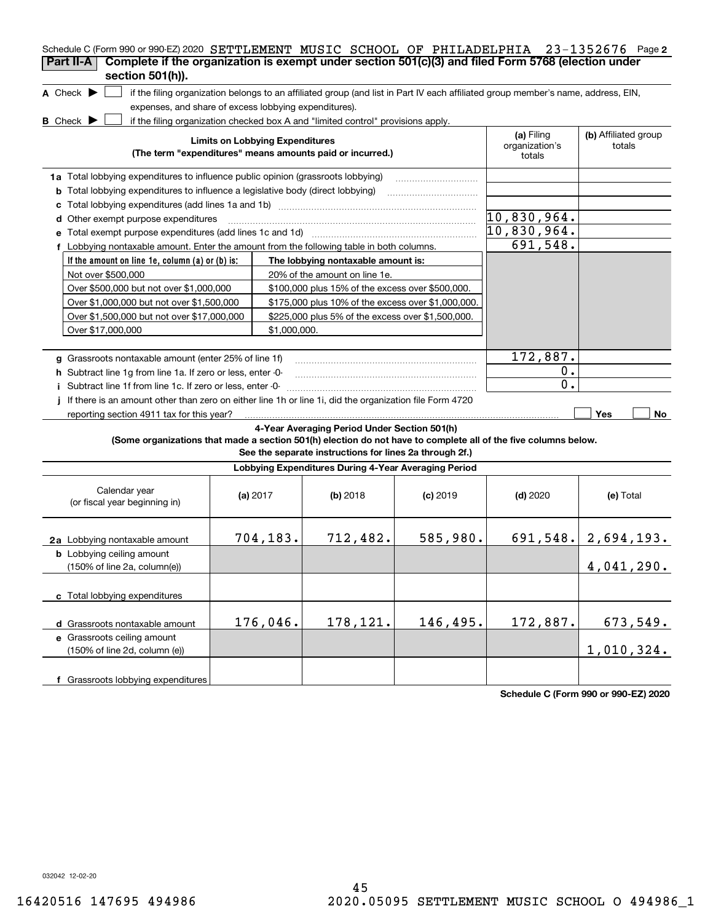Schedule C (Form 990 or 990-EZ) 2020 SETTLEMENT MUSIC SCHOOL OF PHILADELPHIA 23-1352676 Page **2**

## Part II-A Complete if the organization is exempt under section 501(c)(3) and filed Form 5768 (election under section 501(h)).

**A** Check ▶ ☐ if the filing organization belongs to an affiliated group (and list in Part IV each affiliated group member's name, address, EIN, expenses, and share of excess lobbying expenditures).

**B** Check ▶ ☐ if the filing organization checked box A and "limited control" provisions apply.

| Limits on Lobbying Expenditures (The term "expenditures" means amounts paid or incurred.) | (a) Filing organization's totals | (b) Affiliated group totals |
|---|---|---|
| **1a** Total lobbying expenditures to influence public opinion (grassroots lobbying) | | |
| **b** Total lobbying expenditures to influence a legislative body (direct lobbying) | | |
| **c** Total lobbying expenditures (add lines 1a and 1b) | | |
| **d** Other exempt purpose expenditures | 10,830,964. | |
| **e** Total exempt purpose expenditures (add lines 1c and 1d) | 10,830,964. | |
| **f** Lobbying nontaxable amount. Enter the amount from the following table in both columns. | 691,548. | |

| If the amount on line 1e, column (a) or (b) is: | The lobbying nontaxable amount is: |
|---|---|
| Not over $500,000 | 20% of the amount on line 1e. |
| Over $500,000 but not over $1,000,000 | $100,000 plus 15% of the excess over $500,000. |
| Over $1,000,000 but not over $1,500,000 | $175,000 plus 10% of the excess over $1,000,000. |
| Over $1,500,000 but not over $17,000,000 | $225,000 plus 5% of the excess over $1,500,000. |
| Over $17,000,000 | $1,000,000. |

| | (a) Filing organization's totals | (b) Affiliated group totals |
|---|---|---|
| **g** Grassroots nontaxable amount (enter 25% of line 1f) | 172,887. | |
| **h** Subtract line 1g from line 1a. If zero or less, enter -0- | 0. | |
| **i** Subtract line 1f from line 1c. If zero or less, enter -0- | 0. | |

**j** If there is an amount other than zero on either line 1h or line 1i, did the organization file Form 4720 reporting section 4911 tax for this year? ☐ Yes ☐ No

### 4-Year Averaging Period Under Section 501(h)

**(Some organizations that made a section 501(h) election do not have to complete all of the five columns below. See the separate instructions for lines 2a through 2f.)**

**Lobbying Expenditures During 4-Year Averaging Period**

| Calendar year (or fiscal year beginning in) | (a) 2017 | (b) 2018 | (c) 2019 | (d) 2020 | (e) Total |
|---|---|---|---|---|---|
| **2a** Lobbying nontaxable amount | 704,183. | 712,482. | 585,980. | 691,548. | 2,694,193. |
| **b** Lobbying ceiling amount (150% of line 2a, column(e)) | | | | | 4,041,290. |
| **c** Total lobbying expenditures | | | | | |
| **d** Grassroots nontaxable amount | 176,046. | 178,121. | 146,495. | 172,887. | 673,549. |
| **e** Grassroots ceiling amount (150% of line 2d, column (e)) | | | | | 1,010,324. |
| **f** Grassroots lobbying expenditures | | | | | |

**Schedule C (Form 990 or 990-EZ) 2020**

032042 12-02-20

16420516 147695 494986 2020.05095 SETTLEMENT MUSIC SCHOOL O 494986_1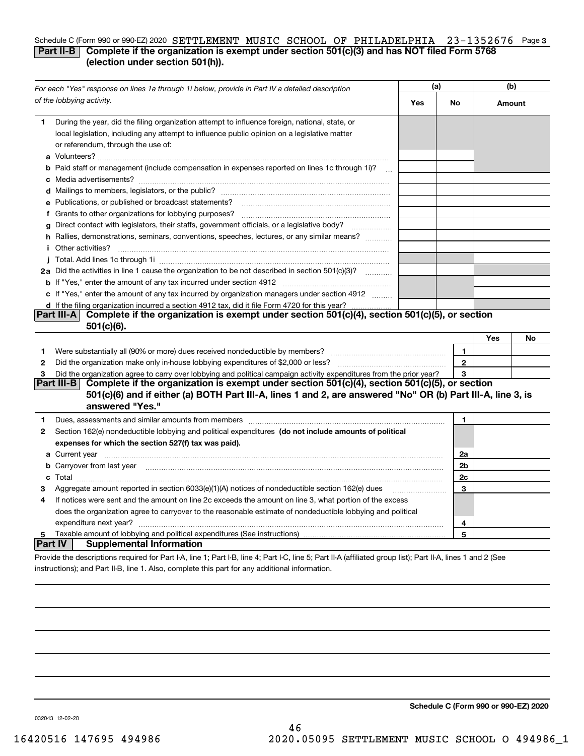Schedule C (Form 990 or 990-EZ) 2020 SETTLEMENT MUSIC SCHOOL OF PHILADELPHIA 23-1352676 Page 3

## Part II-B Complete if the organization is exempt under section 501(c)(3) and has NOT filed Form 5768 (election under section 501(h)).

| *For each "Yes" response on lines 1a through 1i below, provide in Part IV a detailed description of the lobbying activity.* | (a) Yes | (a) No | (b) Amount |
|---|---|---|---|
| **1** During the year, did the filing organization attempt to influence foreign, national, state, or local legislation, including any attempt to influence public opinion on a legislative matter or referendum, through the use of: | | | |
| **a** Volunteers? | | | |
| **b** Paid staff or management (include compensation in expenses reported on lines 1c through 1i)? | | | |
| **c** Media advertisements? | | | |
| **d** Mailings to members, legislators, or the public? | | | |
| **e** Publications, or published or broadcast statements? | | | |
| **f** Grants to other organizations for lobbying purposes? | | | |
| **g** Direct contact with legislators, their staffs, government officials, or a legislative body? | | | |
| **h** Rallies, demonstrations, seminars, conventions, speeches, lectures, or any similar means? | | | |
| **i** Other activities? | | | |
| **j** Total. Add lines 1c through 1i | | | |
| **2a** Did the activities in line 1 cause the organization to be not described in section 501(c)(3)? | | | |
| **b** If "Yes," enter the amount of any tax incurred under section 4912 | | | |
| **c** If "Yes," enter the amount of any tax incurred by organization managers under section 4912 | | | |
| **d** If the filing organization incurred a section 4912 tax, did it file Form 4720 for this year? | | | |

## Part III-A Complete if the organization is exempt under section 501(c)(4), section 501(c)(5), or section 501(c)(6).

| | | | Yes | No |
|---|---|---|---|---|
| **1** | Were substantially all (90% or more) dues received nondeductible by members? | 1 | | |
| **2** | Did the organization make only in-house lobbying expenditures of $2,000 or less? | 2 | | |
| **3** | Did the organization agree to carry over lobbying and political campaign activity expenditures from the prior year? | 3 | | |

## Part III-B Complete if the organization is exempt under section 501(c)(4), section 501(c)(5), or section 501(c)(6) and if either (a) BOTH Part III-A, lines 1 and 2, are answered "No" OR (b) Part III-A, line 3, is answered "Yes."

| | | | |
|---|---|---|---|
| **1** | Dues, assessments and similar amounts from members | 1 | |
| **2** | Section 162(e) nondeductible lobbying and political expenditures **(do not include amounts of political expenses for which the section 527(f) tax was paid).** | | |
| **a** | Current year | 2a | |
| **b** | Carryover from last year | 2b | |
| **c** | Total | 2c | |
| **3** | Aggregate amount reported in section 6033(e)(1)(A) notices of nondeductible section 162(e) dues | 3 | |
| **4** | If notices were sent and the amount on line 2c exceeds the amount on line 3, what portion of the excess does the organization agree to carryover to the reasonable estimate of nondeductible lobbying and political expenditure next year? | 4 | |
| **5** | Taxable amount of lobbying and political expenditures (See instructions) | 5 | |

## Part IV Supplemental Information

Provide the descriptions required for Part I-A, line 1; Part I-B, line 4; Part I-C, line 5; Part II-A (affiliated group list); Part II-A, lines 1 and 2 (See instructions); and Part II-B, line 1. Also, complete this part for any additional information.

**Schedule C (Form 990 or 990-EZ) 2020**

032043 12-02-20

16420516 147695 494986 2020.05095 SETTLEMENT MUSIC SCHOOL O 494986_1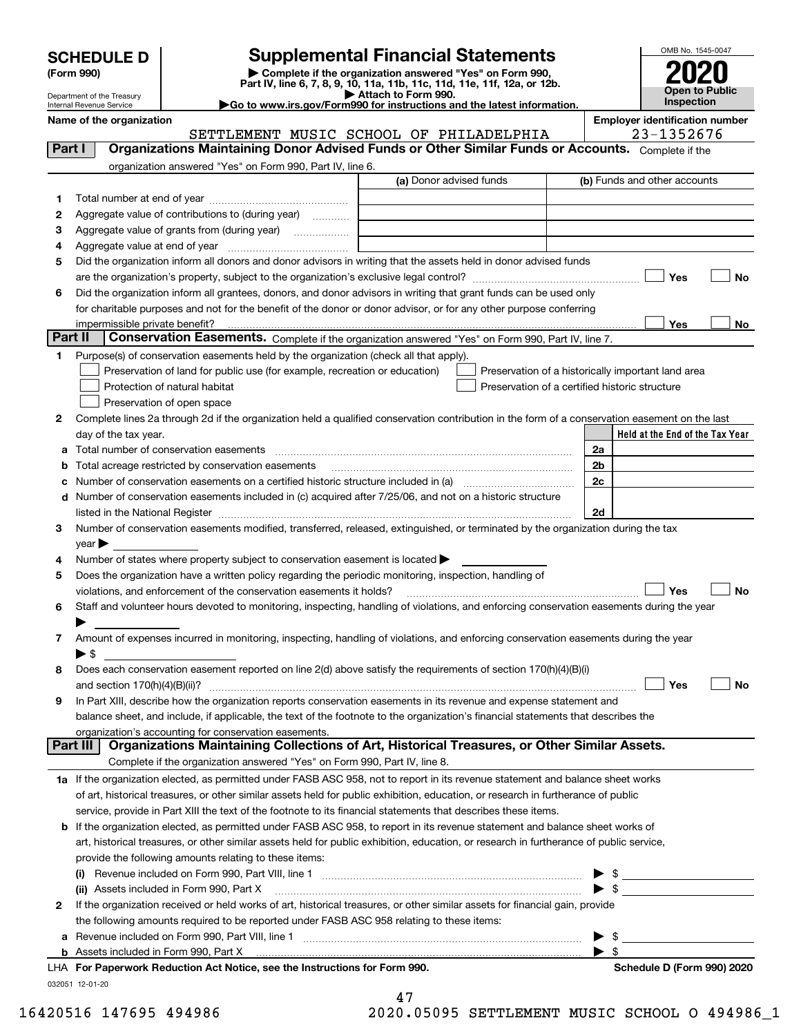# SCHEDULE D (Form 990)

Department of the Treasury
Internal Revenue Service

## Supplemental Financial Statements

▶ Complete if the organization answered "Yes" on Form 990, Part IV, line 6, 7, 8, 9, 10, 11a, 11b, 11c, 11d, 11e, 11f, 12a, or 12b.
▶ Attach to Form 990.
▶Go to www.irs.gov/Form990 for instructions and the latest information.

OMB No. 1545-0047

**2020**

**Open to Public Inspection**

**Name of the organization:** SETTLEMENT MUSIC SCHOOL OF PHILADELPHIA

**Employer identification number:** 23-1352676

## Part I — Organizations Maintaining Donor Advised Funds or Other Similar Funds or Accounts.
Complete if the organization answered "Yes" on Form 990, Part IV, line 6.

| | | (a) Donor advised funds | (b) Funds and other accounts |
|---|---|---|---|
| 1 | Total number at end of year | | |
| 2 | Aggregate value of contributions to (during year) | | |
| 3 | Aggregate value of grants from (during year) | | |
| 4 | Aggregate value at end of year | | |

5 Did the organization inform all donors and donor advisors in writing that the assets held in donor advised funds are the organization's property, subject to the organization's exclusive legal control? ☐ Yes ☐ No

6 Did the organization inform all grantees, donors, and donor advisors in writing that grant funds can be used only for charitable purposes and not for the benefit of the donor or donor advisor, or for any other purpose conferring impermissible private benefit? ☐ Yes ☐ No

## Part II — Conservation Easements.
Complete if the organization answered "Yes" on Form 990, Part IV, line 7.

1 Purpose(s) of conservation easements held by the organization (check all that apply).
- ☐ Preservation of land for public use (for example, recreation or education)
- ☐ Protection of natural habitat
- ☐ Preservation of open space
- ☐ Preservation of a historically important land area
- ☐ Preservation of a certified historic structure

2 Complete lines 2a through 2d if the organization held a qualified conservation contribution in the form of a conservation easement on the last day of the tax year.

| | | | Held at the End of the Tax Year |
|---|---|---|---|
| a | Total number of conservation easements | 2a | |
| b | Total acreage restricted by conservation easements | 2b | |
| c | Number of conservation easements on a certified historic structure included in (a) | 2c | |
| d | Number of conservation easements included in (c) acquired after 7/25/06, and not on a historic structure listed in the National Register | 2d | |

3 Number of conservation easements modified, transferred, released, extinguished, or terminated by the organization during the tax year ▶

4 Number of states where property subject to conservation easement is located ▶

5 Does the organization have a written policy regarding the periodic monitoring, inspection, handling of violations, and enforcement of the conservation easements it holds? ☐ Yes ☐ No

6 Staff and volunteer hours devoted to monitoring, inspecting, handling of violations, and enforcing conservation easements during the year ▶

7 Amount of expenses incurred in monitoring, inspecting, handling of violations, and enforcing conservation easements during the year ▶ $

8 Does each conservation easement reported on line 2(d) above satisfy the requirements of section 170(h)(4)(B)(i) and section 170(h)(4)(B)(ii)? ☐ Yes ☐ No

9 In Part XIII, describe how the organization reports conservation easements in its revenue and expense statement and balance sheet, and include, if applicable, the text of the footnote to the organization's financial statements that describes the organization's accounting for conservation easements.

## Part III — Organizations Maintaining Collections of Art, Historical Treasures, or Other Similar Assets.
Complete if the organization answered "Yes" on Form 990, Part IV, line 8.

1a If the organization elected, as permitted under FASB ASC 958, not to report in its revenue statement and balance sheet works of art, historical treasures, or other similar assets held for public exhibition, education, or research in furtherance of public service, provide in Part XIII the text of the footnote to its financial statements that describes these items.

b If the organization elected, as permitted under FASB ASC 958, to report in its revenue statement and balance sheet works of art, historical treasures, or other similar assets held for public exhibition, education, or research in furtherance of public service, provide the following amounts relating to these items:

(i) Revenue included on Form 990, Part VIII, line 1 ▶ $

(ii) Assets included in Form 990, Part X ▶ $

2 If the organization received or held works of art, historical treasures, or other similar assets for financial gain, provide the following amounts required to be reported under FASB ASC 958 relating to these items:

a Revenue included on Form 990, Part VIII, line 1 ▶ $

b Assets included in Form 990, Part X ▶ $

LHA For Paperwork Reduction Act Notice, see the Instructions for Form 990. Schedule D (Form 990) 2020

032051 12-01-20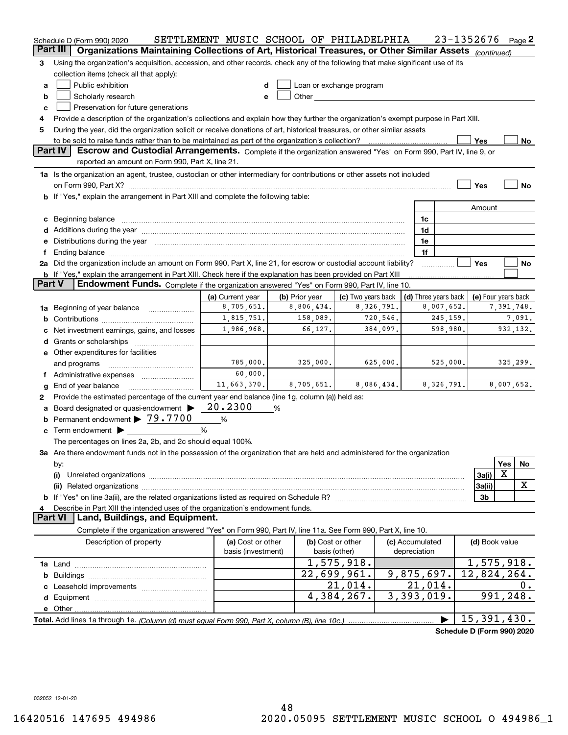Schedule D (Form 990) 2020 SETTLEMENT MUSIC SCHOOL OF PHILADELPHIA 23-1352676 Page 2

## Part III Organizations Maintaining Collections of Art, Historical Treasures, or Other Similar Assets (continued)

3 Using the organization's acquisition, accession, and other records, check any of the following that make significant use of its collection items (check all that apply):

a ☐ Public exhibition
b ☐ Scholarly research
c ☐ Preservation for future generations
d ☐ Loan or exchange program
e ☐ Other

4 Provide a description of the organization's collections and explain how they further the organization's exempt purpose in Part XIII.

5 During the year, did the organization solicit or receive donations of art, historical treasures, or other similar assets to be sold to raise funds rather than to be maintained as part of the organization's collection? ☐ Yes ☐ No

## Part IV Escrow and Custodial Arrangements.

Complete if the organization answered "Yes" on Form 990, Part IV, line 9, or reported an amount on Form 990, Part X, line 21.

1a Is the organization an agent, trustee, custodian or other intermediary for contributions or other assets not included on Form 990, Part X? ☐ Yes ☐ No

b If "Yes," explain the arrangement in Part XIII and complete the following table:

| | | Amount |
|---|---|---|
| c Beginning balance | 1c | |
| d Additions during the year | 1d | |
| e Distributions during the year | 1e | |
| f Ending balance | 1f | |

2a Did the organization include an amount on Form 990, Part X, line 21, for escrow or custodial account liability? ☐ Yes ☐ No

b If "Yes," explain the arrangement in Part XIII. Check here if the explanation has been provided on Part XIII ☐

## Part V Endowment Funds.

Complete if the organization answered "Yes" on Form 990, Part IV, line 10.

| | (a) Current year | (b) Prior year | (c) Two years back | (d) Three years back | (e) Four years back |
|---|---|---|---|---|---|
| 1a Beginning of year balance | 8,705,651. | 8,806,434. | 8,326,791. | 8,007,652. | 7,391,748. |
| b Contributions | 1,815,751. | 158,089. | 720,546. | 245,159. | 7,091. |
| c Net investment earnings, gains, and losses | 1,986,968. | 66,127. | 384,097. | 598,980. | 932,132. |
| d Grants or scholarships | | | | | |
| e Other expenditures for facilities and programs | 785,000. | 325,000. | 625,000. | 525,000. | 325,299. |
| f Administrative expenses | 60,000. | | | | |
| g End of year balance | 11,663,370. | 8,705,651. | 8,086,434. | 8,326,791. | 8,007,652. |

2 Provide the estimated percentage of the current year end balance (line 1g, column (a)) held as:

a Board designated or quasi-endowment ▶ 20.2300 %

b Permanent endowment ▶ 79.7700 %

c Term endowment ▶ %

The percentages on lines 2a, 2b, and 2c should equal 100%.

3a Are there endowment funds not in the possession of the organization that are held and administered for the organization by:

| | | Yes | No |
|---|---|---|---|
| (i) Unrelated organizations | 3a(i) | X | |
| (ii) Related organizations | 3a(ii) | | X |
| b If "Yes" on line 3a(ii), are the related organizations listed as required on Schedule R? | 3b | | |

4 Describe in Part XIII the intended uses of the organization's endowment funds.

## Part VI Land, Buildings, and Equipment.

Complete if the organization answered "Yes" on Form 990, Part IV, line 11a. See Form 990, Part X, line 10.

| Description of property | (a) Cost or other basis (investment) | (b) Cost or other basis (other) | (c) Accumulated depreciation | (d) Book value |
|---|---|---|---|---|
| 1a Land | | 1,575,918. | | 1,575,918. |
| b Buildings | | 22,699,961. | 9,875,697. | 12,824,264. |
| c Leasehold improvements | | 21,014. | 21,014. | 0. |
| d Equipment | | 4,384,267. | 3,393,019. | 991,248. |
| e Other | | | | |
| **Total.** Add lines 1a through 1e. (Column (d) must equal Form 990, Part X, column (B), line 10c.) ▶ | | | | 15,391,430. |

Schedule D (Form 990) 2020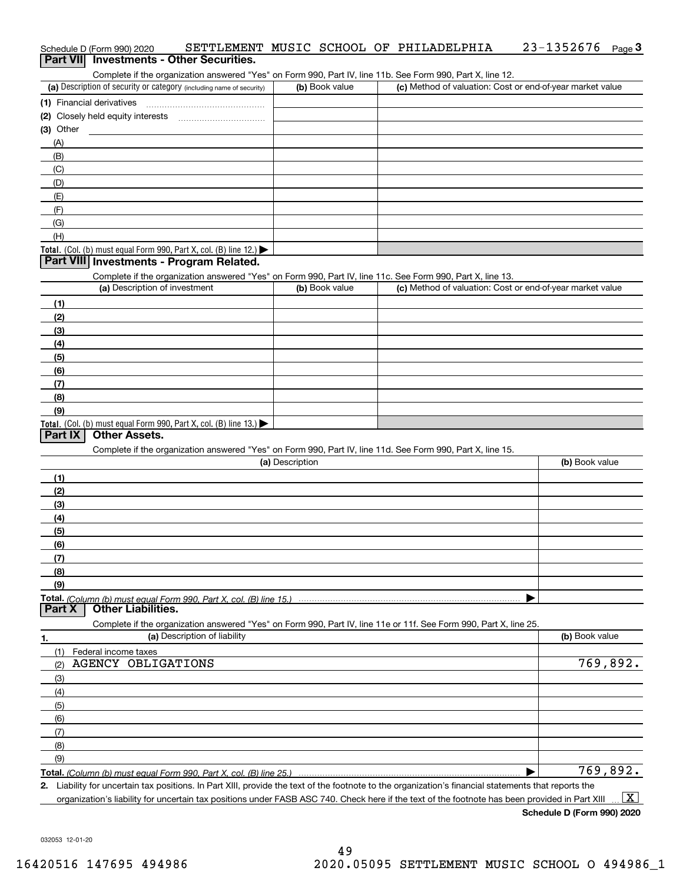Schedule D (Form 990) 2020 SETTLEMENT MUSIC SCHOOL OF PHILADELPHIA 23-1352676

## Part VII Investments - Other Securities.

Complete if the organization answered "Yes" on Form 990, Part IV, line 11b. See Form 990, Part X, line 12.

| (a) Description of security or category (including name of security) | (b) Book value | (c) Method of valuation: Cost or end-of-year market value |
|---|---|---|
| (1) Financial derivatives | | |
| (2) Closely held equity interests | | |
| (3) Other | | |
| (A) | | |
| (B) | | |
| (C) | | |
| (D) | | |
| (E) | | |
| (F) | | |
| (G) | | |
| (H) | | |
| **Total.** (Col. (b) must equal Form 990, Part X, col. (B) line 12.) ▶ | | |

## Part VIII Investments - Program Related.

Complete if the organization answered "Yes" on Form 990, Part IV, line 11c. See Form 990, Part X, line 13.

| (a) Description of investment | (b) Book value | (c) Method of valuation: Cost or end-of-year market value |
|---|---|---|
| (1) | | |
| (2) | | |
| (3) | | |
| (4) | | |
| (5) | | |
| (6) | | |
| (7) | | |
| (8) | | |
| (9) | | |
| **Total.** (Col. (b) must equal Form 990, Part X, col. (B) line 13.) ▶ | | |

## Part IX Other Assets.

Complete if the organization answered "Yes" on Form 990, Part IV, line 11d. See Form 990, Part X, line 15.

| (a) Description | (b) Book value |
|---|---|
| (1) | |
| (2) | |
| (3) | |
| (4) | |
| (5) | |
| (6) | |
| (7) | |
| (8) | |
| (9) | |
| **Total.** *(Column (b) must equal Form 990, Part X, col. (B) line 15.)* ▶ | |

## Part X Other Liabilities.

Complete if the organization answered "Yes" on Form 990, Part IV, line 11e or 11f. See Form 990, Part X, line 25.

| 1. (a) Description of liability | (b) Book value |
|---|---|
| (1) Federal income taxes | |
| (2) AGENCY OBLIGATIONS | 769,892. |
| (3) | |
| (4) | |
| (5) | |
| (6) | |
| (7) | |
| (8) | |
| (9) | |
| **Total.** *(Column (b) must equal Form 990, Part X, col. (B) line 25.)* ▶ | 769,892. |

**2.** Liability for uncertain tax positions. In Part XIII, provide the text of the footnote to the organization's financial statements that reports the organization's liability for uncertain tax positions under FASB ASC 740. Check here if the text of the footnote has been provided in Part XIII ... [X]

**Schedule D (Form 990) 2020**

032053 12-01-20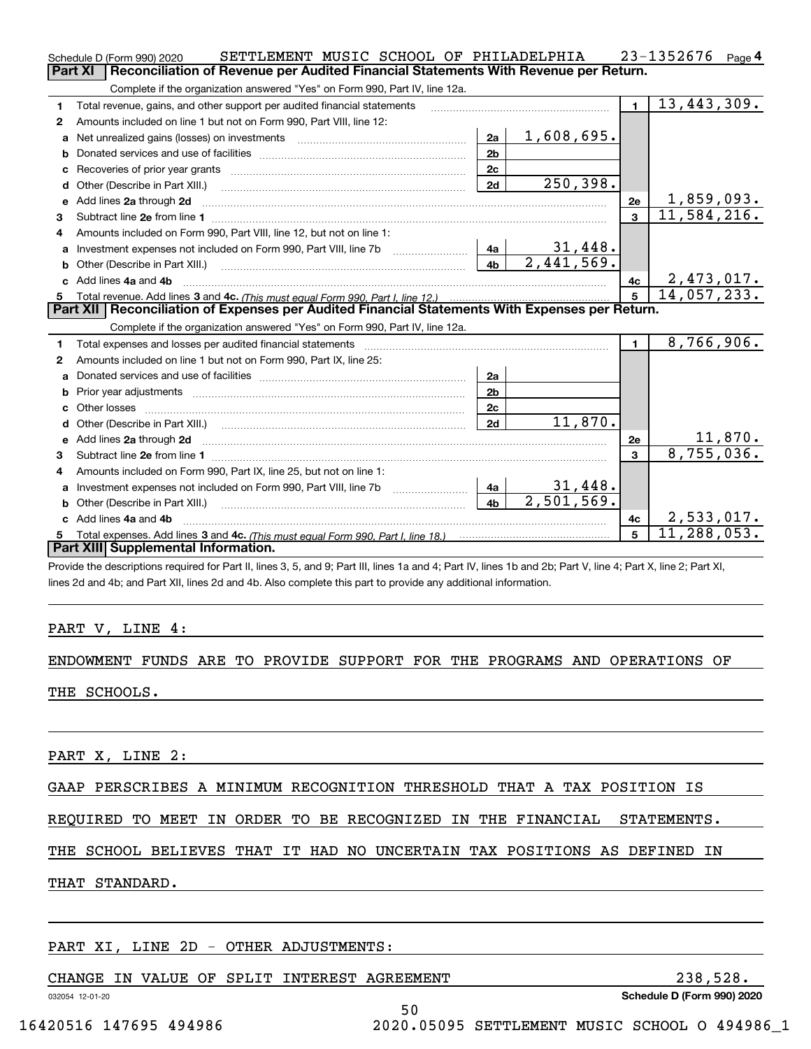Schedule D (Form 990) 2020 SETTLEMENT MUSIC SCHOOL OF PHILADELPHIA 23-1352676 Page 4

## Part XI Reconciliation of Revenue per Audited Financial Statements With Revenue per Return.

Complete if the organization answered "Yes" on Form 990, Part IV, line 12a.

| | | | | | |
|---|---|---|---|---|---|
| 1 | Total revenue, gains, and other support per audited financial statements | | | 1 | 13,443,309. |
| 2 | Amounts included on line 1 but not on Form 990, Part VIII, line 12: | | | | |
| a | Net unrealized gains (losses) on investments | 2a | 1,608,695. | | |
| b | Donated services and use of facilities | 2b | | | |
| c | Recoveries of prior year grants | 2c | | | |
| d | Other (Describe in Part XIII.) | 2d | 250,398. | | |
| e | Add lines 2a through 2d | | | 2e | 1,859,093. |
| 3 | Subtract line 2e from line 1 | | | 3 | 11,584,216. |
| 4 | Amounts included on Form 990, Part VIII, line 12, but not on line 1: | | | | |
| a | Investment expenses not included on Form 990, Part VIII, line 7b | 4a | 31,448. | | |
| b | Other (Describe in Part XIII.) | 4b | 2,441,569. | | |
| c | Add lines 4a and 4b | | | 4c | 2,473,017. |
| 5 | Total revenue. Add lines 3 and 4c. *(This must equal Form 990, Part I, line 12.)* | | | 5 | 14,057,233. |

## Part XII Reconciliation of Expenses per Audited Financial Statements With Expenses per Return.

Complete if the organization answered "Yes" on Form 990, Part IV, line 12a.

| | | | | | |
|---|---|---|---|---|---|
| 1 | Total expenses and losses per audited financial statements | | | 1 | 8,766,906. |
| 2 | Amounts included on line 1 but not on Form 990, Part IX, line 25: | | | | |
| a | Donated services and use of facilities | 2a | | | |
| b | Prior year adjustments | 2b | | | |
| c | Other losses | 2c | | | |
| d | Other (Describe in Part XIII.) | 2d | 11,870. | | |
| e | Add lines 2a through 2d | | | 2e | 11,870. |
| 3 | Subtract line 2e from line 1 | | | 3 | 8,755,036. |
| 4 | Amounts included on Form 990, Part IX, line 25, but not on line 1: | | | | |
| a | Investment expenses not included on Form 990, Part VIII, line 7b | 4a | 31,448. | | |
| b | Other (Describe in Part XIII.) | 4b | 2,501,569. | | |
| c | Add lines 4a and 4b | | | 4c | 2,533,017. |
| 5 | Total expenses. Add lines 3 and 4c. *(This must equal Form 990, Part I, line 18.)* | | | 5 | 11,288,053. |

## Part XIII Supplemental Information.

Provide the descriptions required for Part II, lines 3, 5, and 9; Part III, lines 1a and 4; Part IV, lines 1b and 2b; Part V, line 4; Part X, line 2; Part XI, lines 2d and 4b; and Part XII, lines 2d and 4b. Also complete this part to provide any additional information.

PART V, LINE 4:

ENDOWMENT FUNDS ARE TO PROVIDE SUPPORT FOR THE PROGRAMS AND OPERATIONS OF THE SCHOOLS.

PART X, LINE 2:

GAAP PERSCRIBES A MINIMUM RECOGNITION THRESHOLD THAT A TAX POSITION IS REQUIRED TO MEET IN ORDER TO BE RECOGNIZED IN THE FINANCIAL STATEMENTS. THE SCHOOL BELIEVES THAT IT HAD NO UNCERTAIN TAX POSITIONS AS DEFINED IN THAT STANDARD.

PART XI, LINE 2D - OTHER ADJUSTMENTS:

CHANGE IN VALUE OF SPLIT INTEREST AGREEMENT 238,528.

032054 12-01-20 Schedule D (Form 990) 2020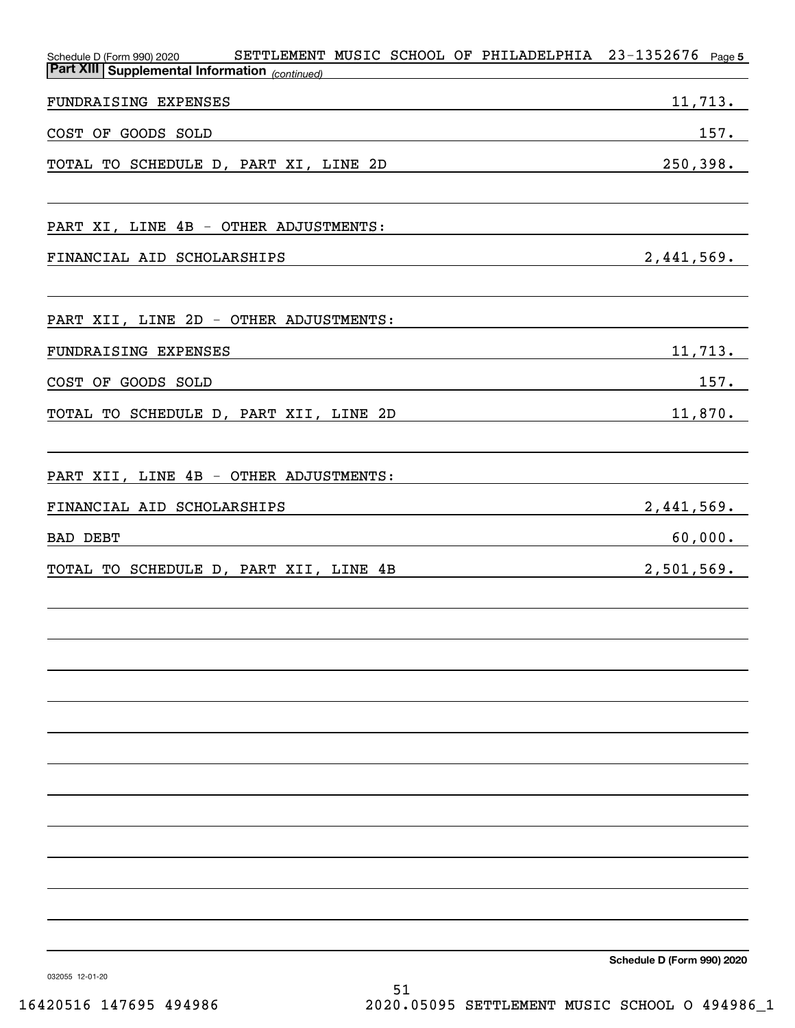Schedule D (Form 990) 2020 SETTLEMENT MUSIC SCHOOL OF PHILADELPHIA 23-1352676 Page 5

**Part XIII | Supplemental Information** *(continued)*

| | |
|---|---|
| FUNDRAISING EXPENSES | 11,713. |
| COST OF GOODS SOLD | 157. |
| TOTAL TO SCHEDULE D, PART XI, LINE 2D | 250,398. |
| | |
| PART XI, LINE 4B - OTHER ADJUSTMENTS: | |
| FINANCIAL AID SCHOLARSHIPS | 2,441,569. |
| | |
| PART XII, LINE 2D - OTHER ADJUSTMENTS: | |
| FUNDRAISING EXPENSES | 11,713. |
| COST OF GOODS SOLD | 157. |
| TOTAL TO SCHEDULE D, PART XII, LINE 2D | 11,870. |
| | |
| PART XII, LINE 4B - OTHER ADJUSTMENTS: | |
| FINANCIAL AID SCHOLARSHIPS | 2,441,569. |
| BAD DEBT | 60,000. |
| TOTAL TO SCHEDULE D, PART XII, LINE 4B | 2,501,569. |

Schedule D (Form 990) 2020

032055 12-01-20

16420516 147695 494986 2020.05095 SETTLEMENT MUSIC SCHOOL O 494986_1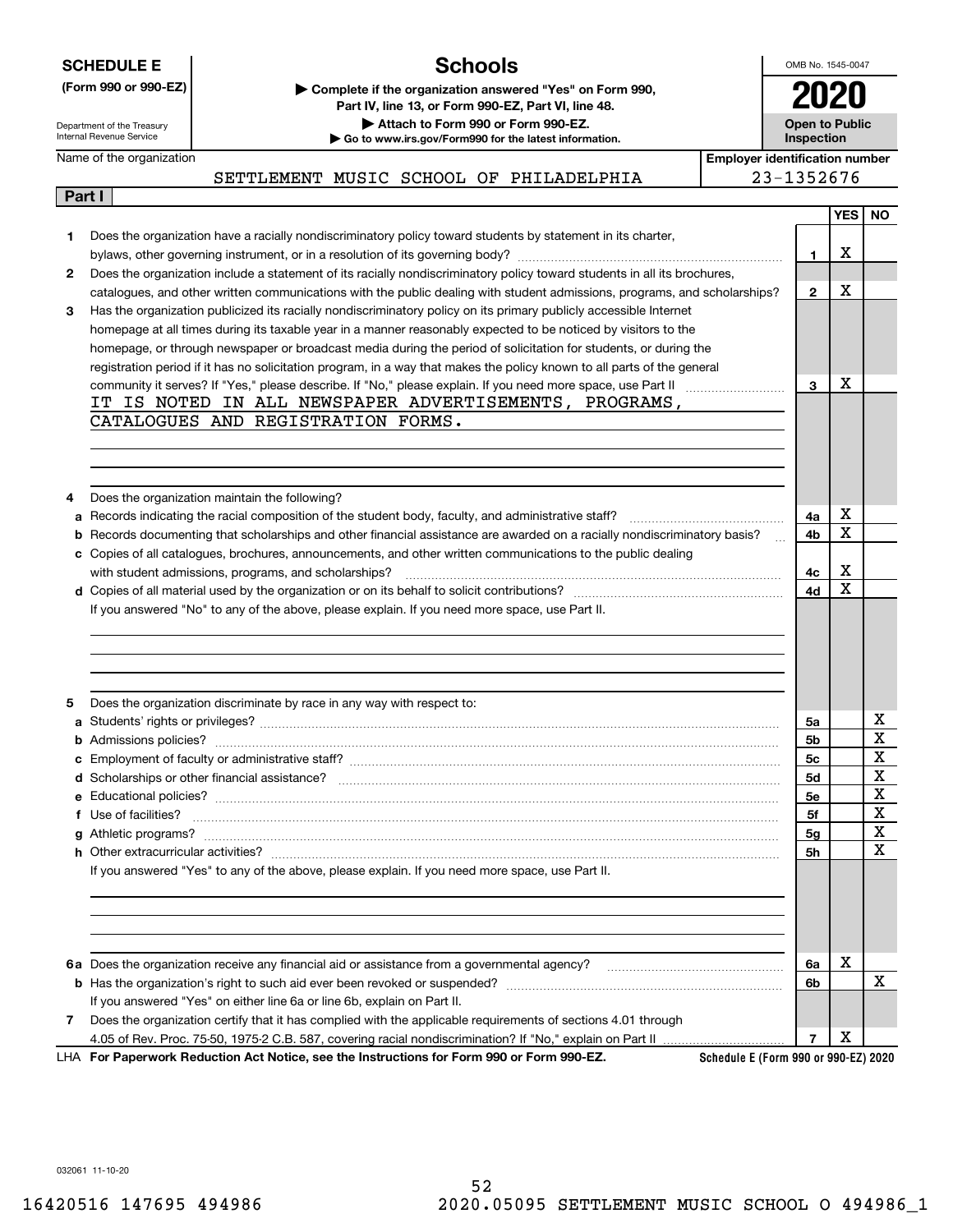**SCHEDULE E**
**(Form 990 or 990-EZ)**

Department of the Treasury
Internal Revenue Service

# Schools

▶ **Complete if the organization answered "Yes" on Form 990, Part IV, line 13, or Form 990-EZ, Part VI, line 48.**
▶ **Attach to Form 990 or Form 990-EZ.**
▶ **Go to www.irs.gov/Form990 for the latest information.**

OMB No. 1545-0047

**2020**

**Open to Public Inspection**

Name of the organization: SETTLEMENT MUSIC SCHOOL OF PHILADELPHIA

**Employer identification number** 23-1352676

## Part I

| | | | YES | NO |
|---|---|---|---|---|
| **1** | Does the organization have a racially nondiscriminatory policy toward students by statement in its charter, bylaws, other governing instrument, or in a resolution of its governing body? | **1** | X | |
| **2** | Does the organization include a statement of its racially nondiscriminatory policy toward students in all its brochures, catalogues, and other written communications with the public dealing with student admissions, programs, and scholarships? | **2** | X | |
| **3** | Has the organization publicized its racially nondiscriminatory policy on its primary publicly accessible Internet homepage at all times during its taxable year in a manner reasonably expected to be noticed by visitors to the homepage, or through newspaper or broadcast media during the period of solicitation for students, or during the registration period if it has no solicitation program, in a way that makes the policy known to all parts of the general community it serves? If "Yes," please describe. If "No," please explain. If you need more space, use Part II | **3** | X | |

IT IS NOTED IN ALL NEWSPAPER ADVERTISEMENTS, PROGRAMS, CATALOGUES AND REGISTRATION FORMS.

| | | | YES | NO |
|---|---|---|---|---|
| **4** | Does the organization maintain the following? | | | |
| **a** | Records indicating the racial composition of the student body, faculty, and administrative staff? | **4a** | X | |
| **b** | Records documenting that scholarships and other financial assistance are awarded on a racially nondiscriminatory basis? | **4b** | X | |
| **c** | Copies of all catalogues, brochures, announcements, and other written communications to the public dealing with student admissions, programs, and scholarships? | **4c** | X | |
| **d** | Copies of all material used by the organization or on its behalf to solicit contributions? | **4d** | X | |
| | If you answered "No" to any of the above, please explain. If you need more space, use Part II. | | | |
| **5** | Does the organization discriminate by race in any way with respect to: | | | |
| **a** | Students' rights or privileges? | **5a** | | X |
| **b** | Admissions policies? | **5b** | | X |
| **c** | Employment of faculty or administrative staff? | **5c** | | X |
| **d** | Scholarships or other financial assistance? | **5d** | | X |
| **e** | Educational policies? | **5e** | | X |
| **f** | Use of facilities? | **5f** | | X |
| **g** | Athletic programs? | **5g** | | X |
| **h** | Other extracurricular activities? | **5h** | | X |
| | If you answered "Yes" to any of the above, please explain. If you need more space, use Part II. | | | |
| **6a** | Does the organization receive any financial aid or assistance from a governmental agency? | **6a** | X | |
| **b** | Has the organization's right to such aid ever been revoked or suspended? | **6b** | | X |
| | If you answered "Yes" on either line 6a or line 6b, explain on Part II. | | | |
| **7** | Does the organization certify that it has complied with the applicable requirements of sections 4.01 through 4.05 of Rev. Proc. 75-50, 1975-2 C.B. 587, covering racial nondiscrimination? If "No," explain on Part II | **7** | X | |

LHA **For Paperwork Reduction Act Notice, see the Instructions for Form 990 or Form 990-EZ.** **Schedule E (Form 990 or 990-EZ) 2020**

032061 11-10-20

16420516 147695 494986 2020.05095 SETTLEMENT MUSIC SCHOOL O 494986_1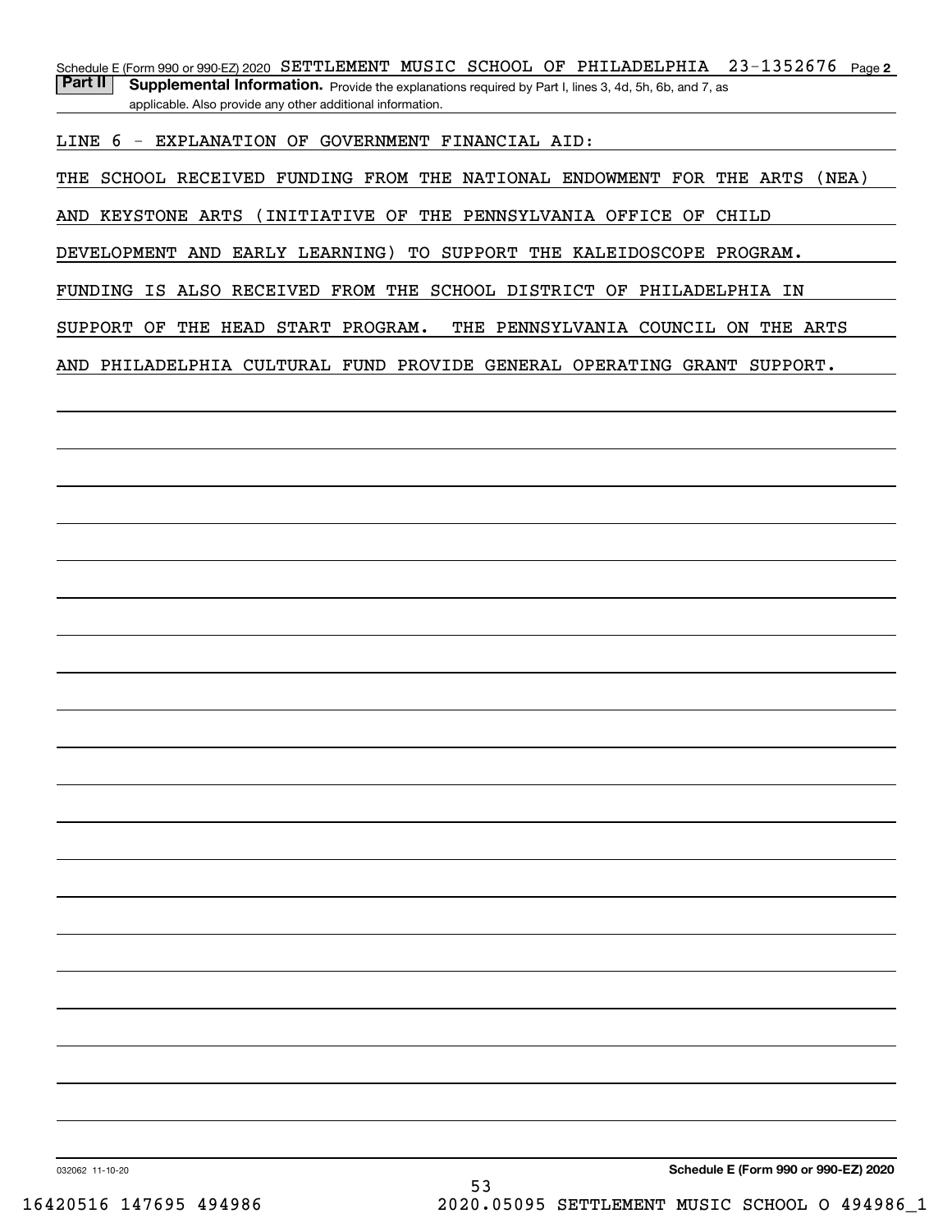Schedule E (Form 990 or 990-EZ) 2020 SETTLEMENT MUSIC SCHOOL OF PHILADELPHIA 23-1352676 Page **2**

**Part II** **Supplemental Information.** Provide the explanations required by Part I, lines 3, 4d, 5h, 6b, and 7, as applicable. Also provide any other additional information.

LINE 6 - EXPLANATION OF GOVERNMENT FINANCIAL AID:

THE SCHOOL RECEIVED FUNDING FROM THE NATIONAL ENDOWMENT FOR THE ARTS (NEA) AND KEYSTONE ARTS (INITIATIVE OF THE PENNSYLVANIA OFFICE OF CHILD DEVELOPMENT AND EARLY LEARNING) TO SUPPORT THE KALEIDOSCOPE PROGRAM. FUNDING IS ALSO RECEIVED FROM THE SCHOOL DISTRICT OF PHILADELPHIA IN SUPPORT OF THE HEAD START PROGRAM. THE PENNSYLVANIA COUNCIL ON THE ARTS AND PHILADELPHIA CULTURAL FUND PROVIDE GENERAL OPERATING GRANT SUPPORT.

032062 11-10-20

**Schedule E (Form 990 or 990-EZ) 2020**

16420516 147695 494986 2020.05095 SETTLEMENT MUSIC SCHOOL O 494986_1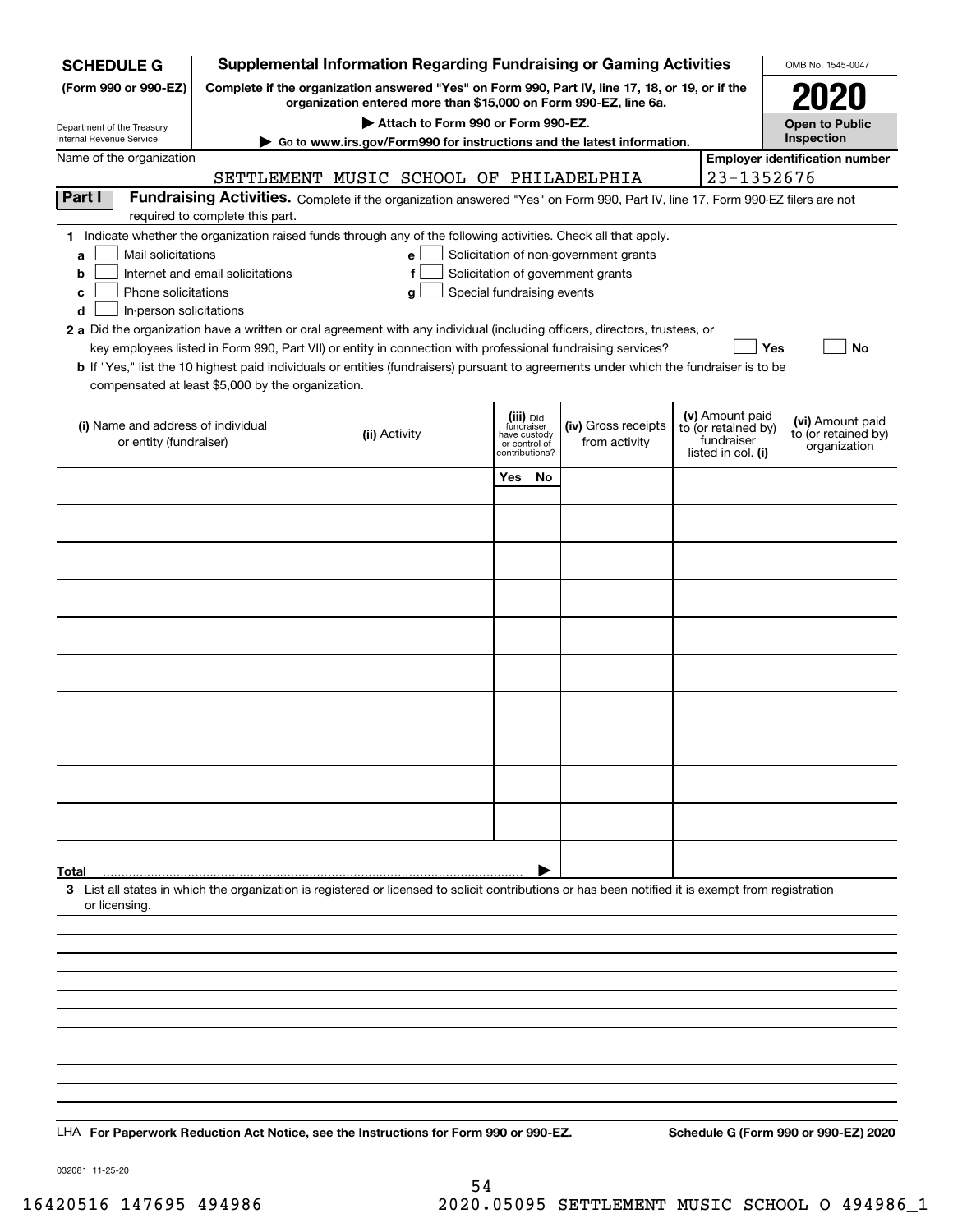**SCHEDULE G**
**(Form 990 or 990-EZ)**

Department of the Treasury
Internal Revenue Service

# Supplemental Information Regarding Fundraising or Gaming Activities

**Complete if the organization answered "Yes" on Form 990, Part IV, line 17, 18, or 19, or if the organization entered more than $15,000 on Form 990-EZ, line 6a.**

▶ **Attach to Form 990 or Form 990-EZ.**

▶ **Go to www.irs.gov/Form990 for instructions and the latest information.**

OMB No. 1545-0047

**2020**

**Open to Public Inspection**

Name of the organization: SETTLEMENT MUSIC SCHOOL OF PHILADELPHIA

**Employer identification number:** 23-1352676

## Part I Fundraising Activities.

Complete if the organization answered "Yes" on Form 990, Part IV, line 17. Form 990-EZ filers are not required to complete this part.

**1** Indicate whether the organization raised funds through any of the following activities. Check all that apply.

- **a** ☐ Mail solicitations
- **b** ☐ Internet and email solicitations
- **c** ☐ Phone solicitations
- **d** ☐ In-person solicitations
- **e** ☐ Solicitation of non-government grants
- **f** ☐ Solicitation of government grants
- **g** ☐ Special fundraising events

**2 a** Did the organization have a written or oral agreement with any individual (including officers, directors, trustees, or key employees listed in Form 990, Part VII) or entity in connection with professional fundraising services? ☐ **Yes** ☐ **No**

**b** If "Yes," list the 10 highest paid individuals or entities (fundraisers) pursuant to agreements under which the fundraiser is to be compensated at least $5,000 by the organization.

| (i) Name and address of individual or entity (fundraiser) | (ii) Activity | (iii) Did fundraiser have custody or control of contributions? | | (iv) Gross receipts from activity | (v) Amount paid to (or retained by) fundraiser listed in col. (i) | (vi) Amount paid to (or retained by) organization |
|---|---|---|---|---|---|---|
| | | Yes | No | | | |
| | | | | | | |
| | | | | | | |
| | | | | | | |
| | | | | | | |
| | | | | | | |
| | | | | | | |
| | | | | | | |
| | | | | | | |
| | | | | | | |
| | | | | | | |
| **Total** | | | | | | |

**3** List all states in which the organization is registered or licensed to solicit contributions or has been notified it is exempt from registration or licensing.

LHA **For Paperwork Reduction Act Notice, see the Instructions for Form 990 or 990-EZ.**

**Schedule G (Form 990 or 990-EZ) 2020**

032081 11-25-20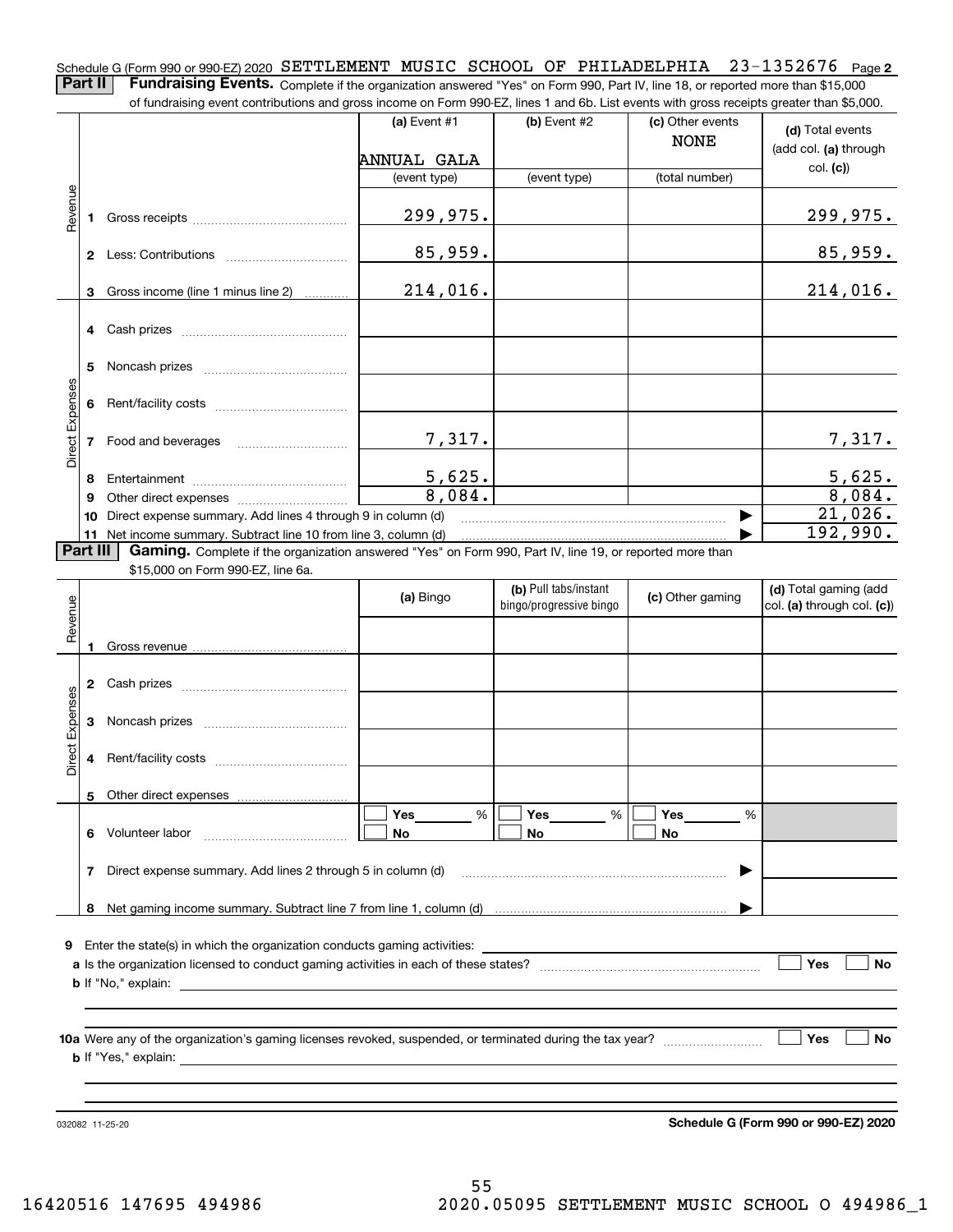Schedule G (Form 990 or 990-EZ) 2020 SETTLEMENT MUSIC SCHOOL OF PHILADELPHIA 23-1352676 Page 2

**Part II** **Fundraising Events.** Complete if the organization answered "Yes" on Form 990, Part IV, line 18, or reported more than $15,000 of fundraising event contributions and gross income on Form 990-EZ, lines 1 and 6b. List events with gross receipts greater than $5,000.

| | | (a) Event #1 | (b) Event #2 | (c) Other events | (d) Total events (add col. (a) through col. (c)) |
|---|---|---|---|---|---|
| | | ANNUAL GALA | | NONE | |
| | | (event type) | (event type) | (total number) | |
| Revenue | 1 Gross receipts | 299,975. | | | 299,975. |
| | 2 Less: Contributions | 85,959. | | | 85,959. |
| | 3 Gross income (line 1 minus line 2) | 214,016. | | | 214,016. |
| Direct Expenses | 4 Cash prizes | | | | |
| | 5 Noncash prizes | | | | |
| | 6 Rent/facility costs | | | | |
| | 7 Food and beverages | 7,317. | | | 7,317. |
| | 8 Entertainment | 5,625. | | | 5,625. |
| | 9 Other direct expenses | 8,084. | | | 8,084. |
| | 10 Direct expense summary. Add lines 4 through 9 in column (d) | | | | 21,026. |
| | 11 Net income summary. Subtract line 10 from line 3, column (d) | | | | 192,990. |

**Part III** **Gaming.** Complete if the organization answered "Yes" on Form 990, Part IV, line 19, or reported more than $15,000 on Form 990-EZ, line 6a.

| | | (a) Bingo | (b) Pull tabs/instant bingo/progressive bingo | (c) Other gaming | (d) Total gaming (add col. (a) through col. (c)) |
|---|---|---|---|---|---|
| Revenue | 1 Gross revenue | | | | |
| Direct Expenses | 2 Cash prizes | | | | |
| | 3 Noncash prizes | | | | |
| | 4 Rent/facility costs | | | | |
| | 5 Other direct expenses | | | | |
| | 6 Volunteer labor | ☐ Yes ____ % ☐ No | ☐ Yes ____ % ☐ No | ☐ Yes ____ % ☐ No | |
| | 7 Direct expense summary. Add lines 2 through 5 in column (d) | | | | |
| | 8 Net gaming income summary. Subtract line 7 from line 1, column (d) | | | | |

9 Enter the state(s) in which the organization conducts gaming activities: ____________

a Is the organization licensed to conduct gaming activities in each of these states? ☐ Yes ☐ No

b If "No," explain: ____________

10a Were any of the organization's gaming licenses revoked, suspended, or terminated during the tax year? ☐ Yes ☐ No

b If "Yes," explain: ____________

032082 11-25-20

**Schedule G (Form 990 or 990-EZ) 2020**

16420516 147695 494986 2020.05095 SETTLEMENT MUSIC SCHOOL O 494986_1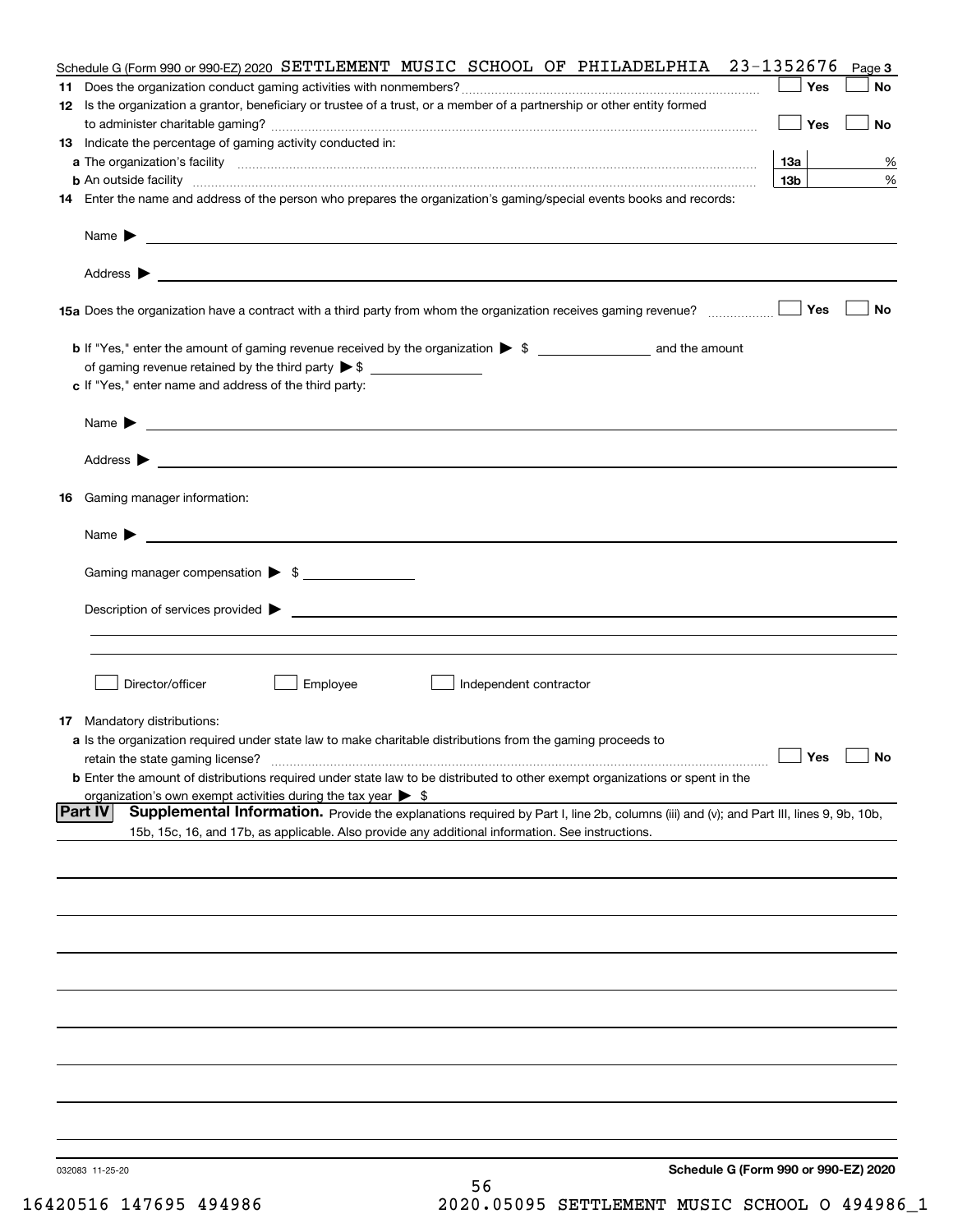Schedule G (Form 990 or 990-EZ) 2020 SETTLEMENT MUSIC SCHOOL OF PHILADELPHIA 23-1352676 Page 3

**11** Does the organization conduct gaming activities with nonmembers? ☐ Yes ☐ No

**12** Is the organization a grantor, beneficiary or trustee of a trust, or a member of a partnership or other entity formed to administer charitable gaming? ☐ Yes ☐ No

**13** Indicate the percentage of gaming activity conducted in:

**a** The organization's facility **13a** %

**b** An outside facility **13b** %

**14** Enter the name and address of the person who prepares the organization's gaming/special events books and records:

Name ▶

Address ▶

**15a** Does the organization have a contract with a third party from whom the organization receives gaming revenue? ☐ Yes ☐ No

**b** If "Yes," enter the amount of gaming revenue received by the organization ▶ $ ______ and the amount of gaming revenue retained by the third party ▶ $ ______

**c** If "Yes," enter name and address of the third party:

Name ▶

Address ▶

**16** Gaming manager information:

Name ▶

Gaming manager compensation ▶ $

Description of services provided ▶

☐ Director/officer ☐ Employee ☐ Independent contractor

**17** Mandatory distributions:

**a** Is the organization required under state law to make charitable distributions from the gaming proceeds to retain the state gaming license? ☐ Yes ☐ No

**b** Enter the amount of distributions required under state law to be distributed to other exempt organizations or spent in the organization's own exempt activities during the tax year ▶ $

## Part IV Supplemental Information.

Provide the explanations required by Part I, line 2b, columns (iii) and (v); and Part III, lines 9, 9b, 10b, 15b, 15c, 16, and 17b, as applicable. Also provide any additional information. See instructions.

032083 11-25-20

**Schedule G (Form 990 or 990-EZ) 2020**

16420516 147695 494986 2020.05095 SETTLEMENT MUSIC SCHOOL O 494986_1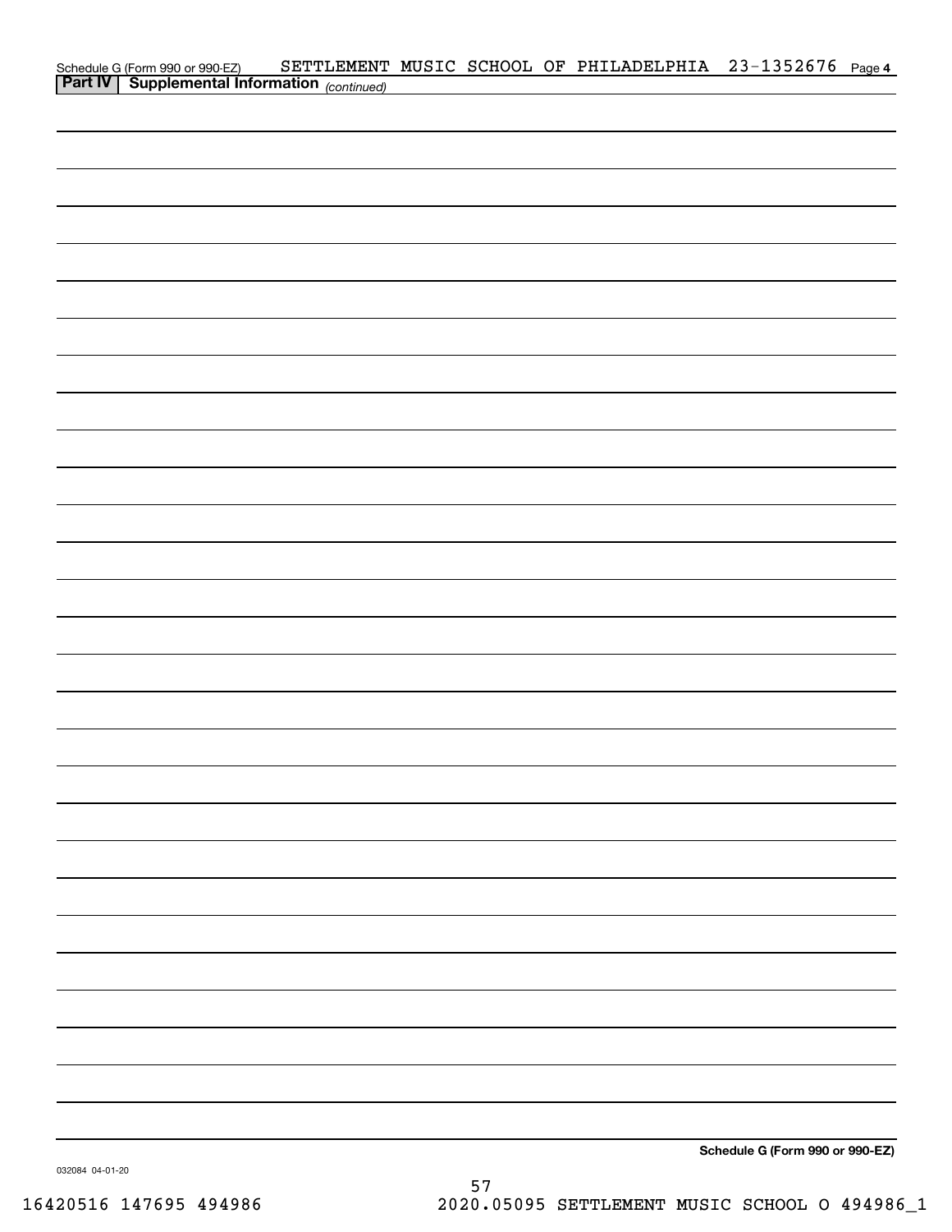Schedule G (Form 990 or 990-EZ) SETTLEMENT MUSIC SCHOOL OF PHILADELPHIA 23-1352676 Page **4**

**Part IV | Supplemental Information** *(continued)*

**Schedule G (Form 990 or 990-EZ)**

032084 04-01-20

16420516 147695 494986 2020.05095 SETTLEMENT MUSIC SCHOOL O 494986_1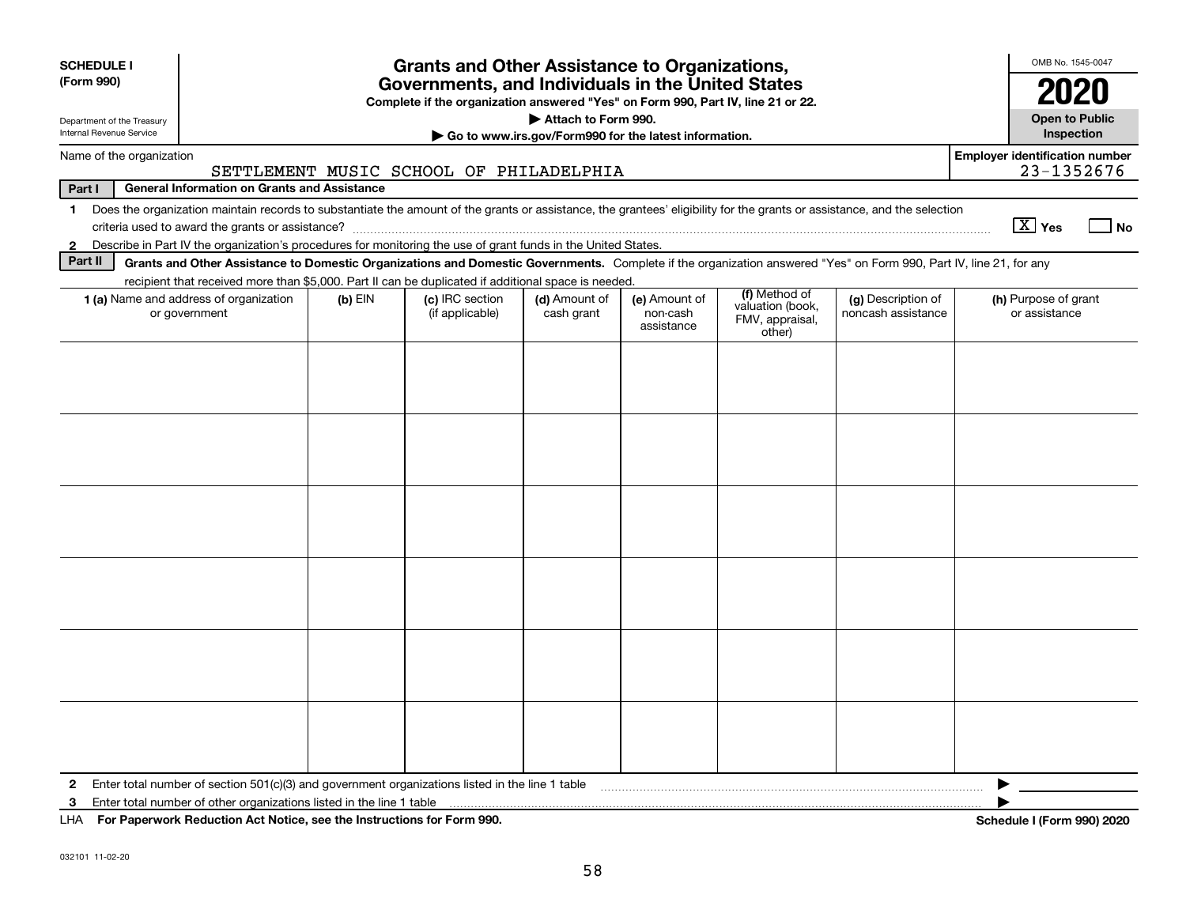**SCHEDULE I (Form 990)**

Department of the Treasury
Internal Revenue Service

# Grants and Other Assistance to Organizations, Governments, and Individuals in the United States

**Complete if the organization answered "Yes" on Form 990, Part IV, line 21 or 22.**

**▶ Attach to Form 990.**

**▶ Go to www.irs.gov/Form990 for the latest information.**

OMB No. 1545-0047

**2020**

**Open to Public Inspection**

Name of the organization: SETTLEMENT MUSIC SCHOOL OF PHILADELPHIA

**Employer identification number** 23-1352676

**Part I — General Information on Grants and Assistance**

1 Does the organization maintain records to substantiate the amount of the grants or assistance, the grantees' eligibility for the grants or assistance, and the selection criteria used to award the grants or assistance? [X] Yes [ ] No

2 Describe in Part IV the organization's procedures for monitoring the use of grant funds in the United States.

**Part II — Grants and Other Assistance to Domestic Organizations and Domestic Governments.** Complete if the organization answered "Yes" on Form 990, Part IV, line 21, for any recipient that received more than $5,000. Part II can be duplicated if additional space is needed.

| 1 (a) Name and address of organization or government | (b) EIN | (c) IRC section (if applicable) | (d) Amount of cash grant | (e) Amount of non-cash assistance | (f) Method of valuation (book, FMV, appraisal, other) | (g) Description of noncash assistance | (h) Purpose of grant or assistance |
|---|---|---|---|---|---|---|---|
| | | | | | | | |
| | | | | | | | |
| | | | | | | | |
| | | | | | | | |
| | | | | | | | |
| | | | | | | | |

2 Enter total number of section 501(c)(3) and government organizations listed in the line 1 table ▶

3 Enter total number of other organizations listed in the line 1 table ▶

LHA **For Paperwork Reduction Act Notice, see the Instructions for Form 990.** **Schedule I (Form 990) 2020**

032101 11-02-20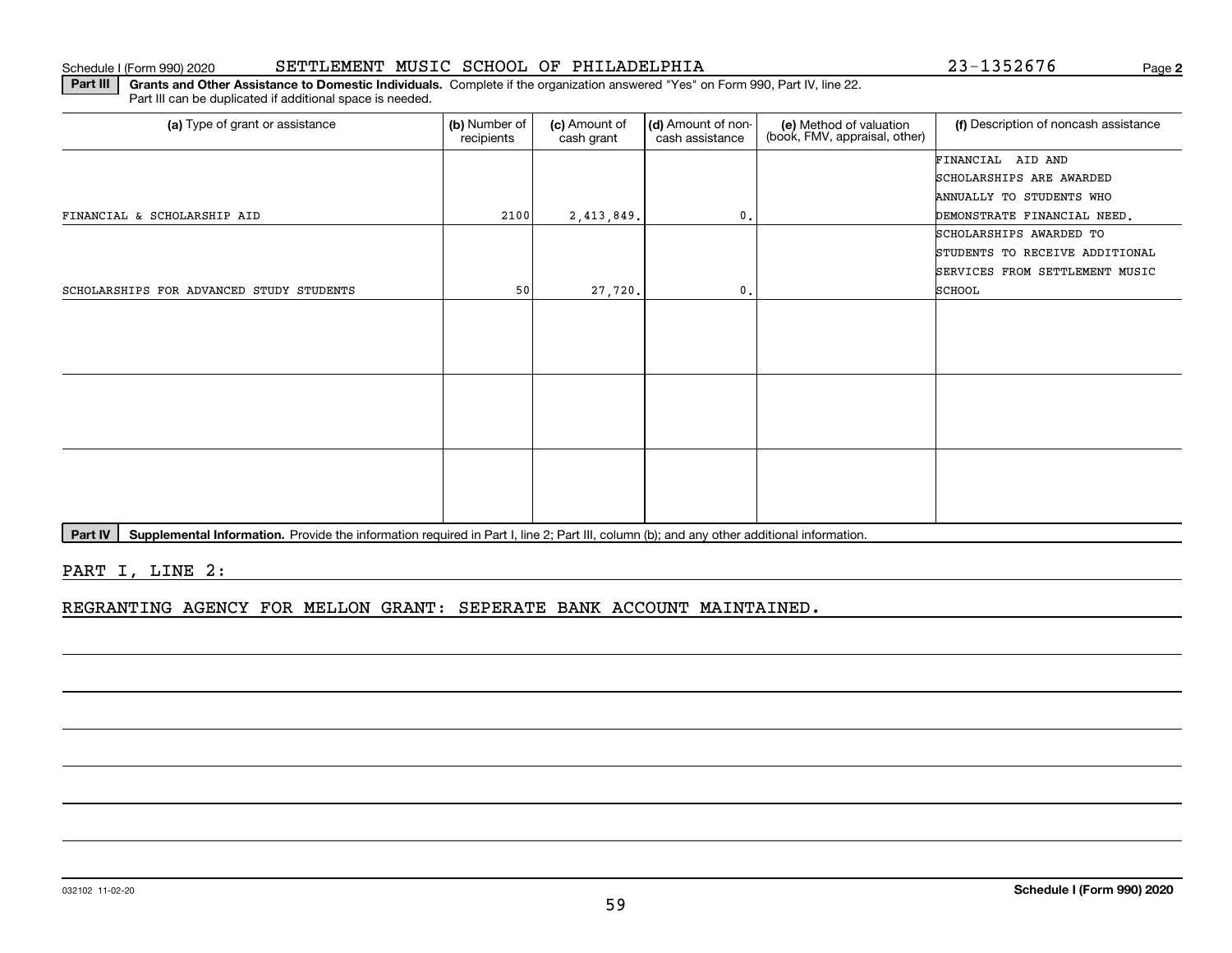Schedule I (Form 990) 2020 SETTLEMENT MUSIC SCHOOL OF PHILADELPHIA 23-1352676

**Part III** **Grants and Other Assistance to Domestic Individuals.** Complete if the organization answered "Yes" on Form 990, Part IV, line 22. Part III can be duplicated if additional space is needed.

| (a) Type of grant or assistance | (b) Number of recipients | (c) Amount of cash grant | (d) Amount of non-cash assistance | (e) Method of valuation (book, FMV, appraisal, other) | (f) Description of noncash assistance |
|---|---|---|---|---|---|
| FINANCIAL & SCHOLARSHIP AID | 2100 | 2,413,849. | 0. | | FINANCIAL AID AND SCHOLARSHIPS ARE AWARDED ANNUALLY TO STUDENTS WHO DEMONSTRATE FINANCIAL NEED. |
| SCHOLARSHIPS FOR ADVANCED STUDY STUDENTS | 50 | 27,720. | 0. | | SCHOLARSHIPS AWARDED TO STUDENTS TO RECEIVE ADDITIONAL SERVICES FROM SETTLEMENT MUSIC SCHOOL |
| | | | | | |
| | | | | | |
| | | | | | |

**Part IV** **Supplemental Information.** Provide the information required in Part I, line 2; Part III, column (b); and any other additional information.

PART I, LINE 2:

REGRANTING AGENCY FOR MELLON GRANT: SEPERATE BANK ACCOUNT MAINTAINED.

032102 11-02-20

**Schedule I (Form 990) 2020**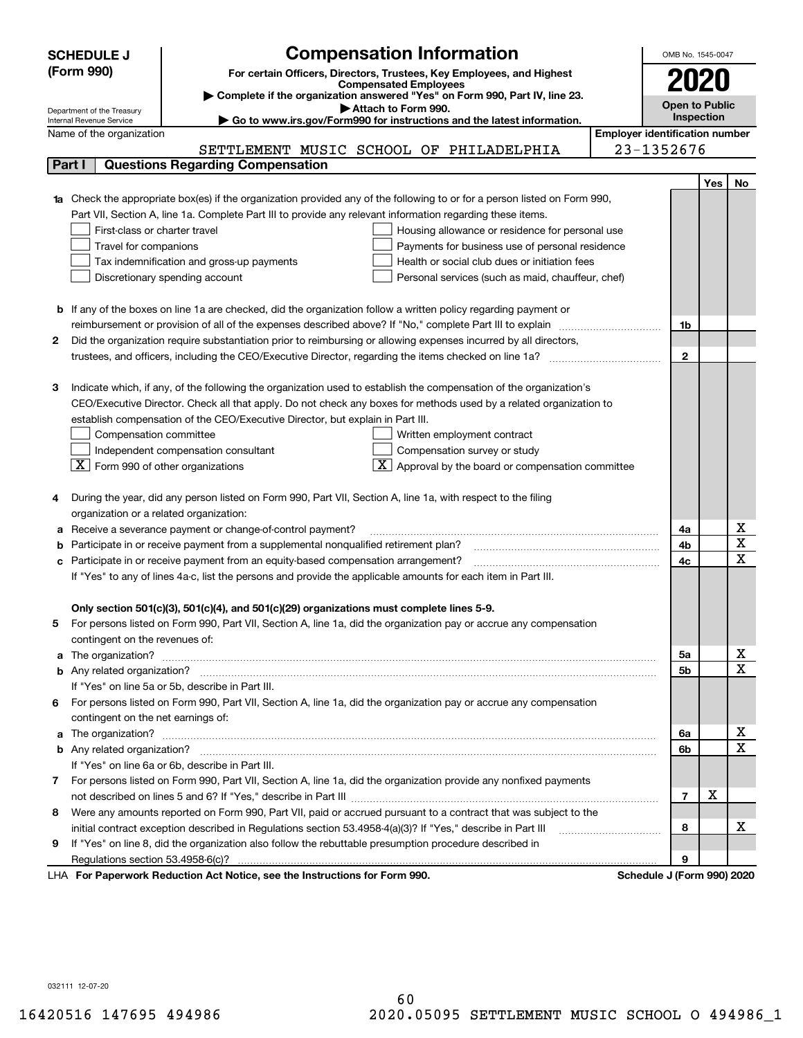# SCHEDULE J (Form 990)

# Compensation Information

**For certain Officers, Directors, Trustees, Key Employees, and Highest Compensated Employees**

▶ Complete if the organization answered "Yes" on Form 990, Part IV, line 23.

▶ Attach to Form 990.

▶ Go to www.irs.gov/Form990 for instructions and the latest information.

Department of the Treasury
Internal Revenue Service

OMB No. 1545-0047

**2020**

**Open to Public Inspection**

Name of the organization: SETTLEMENT MUSIC SCHOOL OF PHILADELPHIA

Employer identification number: 23-1352676

## Part I Questions Regarding Compensation

| | | | Yes | No |
|---|---|---|---|---|
| **1a** | Check the appropriate box(es) if the organization provided any of the following to or for a person listed on Form 990, Part VII, Section A, line 1a. Complete Part III to provide any relevant information regarding these items.<br>☐ First-class or charter travel ☐ Housing allowance or residence for personal use<br>☐ Travel for companions ☐ Payments for business use of personal residence<br>☐ Tax indemnification and gross-up payments ☐ Health or social club dues or initiation fees<br>☐ Discretionary spending account ☐ Personal services (such as maid, chauffeur, chef) | | | |
| **b** | If any of the boxes on line 1a are checked, did the organization follow a written policy regarding payment or reimbursement or provision of all of the expenses described above? If "No," complete Part III to explain | 1b | | |
| **2** | Did the organization require substantiation prior to reimbursing or allowing expenses incurred by all directors, trustees, and officers, including the CEO/Executive Director, regarding the items checked on line 1a? | 2 | | |
| **3** | Indicate which, if any, of the following the organization used to establish the compensation of the organization's CEO/Executive Director. Check all that apply. Do not check any boxes for methods used by a related organization to establish compensation of the CEO/Executive Director, but explain in Part III.<br>☐ Compensation committee ☐ Written employment contract<br>☐ Independent compensation consultant ☐ Compensation survey or study<br>☒ Form 990 of other organizations ☒ Approval by the board or compensation committee | | | |
| **4** | During the year, did any person listed on Form 990, Part VII, Section A, line 1a, with respect to the filing organization or a related organization: | | | |
| **a** | Receive a severance payment or change-of-control payment? | 4a | | X |
| **b** | Participate in or receive payment from a supplemental nonqualified retirement plan? | 4b | | X |
| **c** | Participate in or receive payment from an equity-based compensation arrangement? | 4c | | X |
| | If "Yes" to any of lines 4a-c, list the persons and provide the applicable amounts for each item in Part III. | | | |
| | **Only section 501(c)(3), 501(c)(4), and 501(c)(29) organizations must complete lines 5-9.** | | | |
| **5** | For persons listed on Form 990, Part VII, Section A, line 1a, did the organization pay or accrue any compensation contingent on the revenues of: | | | |
| **a** | The organization? | 5a | | X |
| **b** | Any related organization? | 5b | | X |
| | If "Yes" on line 5a or 5b, describe in Part III. | | | |
| **6** | For persons listed on Form 990, Part VII, Section A, line 1a, did the organization pay or accrue any compensation contingent on the net earnings of: | | | |
| **a** | The organization? | 6a | | X |
| **b** | Any related organization? | 6b | | X |
| | If "Yes" on line 6a or 6b, describe in Part III. | | | |
| **7** | For persons listed on Form 990, Part VII, Section A, line 1a, did the organization provide any nonfixed payments not described on lines 5 and 6? If "Yes," describe in Part III | 7 | X | |
| **8** | Were any amounts reported on Form 990, Part VII, paid or accrued pursuant to a contract that was subject to the initial contract exception described in Regulations section 53.4958-4(a)(3)? If "Yes," describe in Part III | 8 | | X |
| **9** | If "Yes" on line 8, did the organization also follow the rebuttable presumption procedure described in Regulations section 53.4958-6(c)? | 9 | | |

LHA **For Paperwork Reduction Act Notice, see the Instructions for Form 990.** **Schedule J (Form 990) 2020**

032111 12-07-20

16420516 147695 494986 2020.05095 SETTLEMENT MUSIC SCHOOL O 494986_1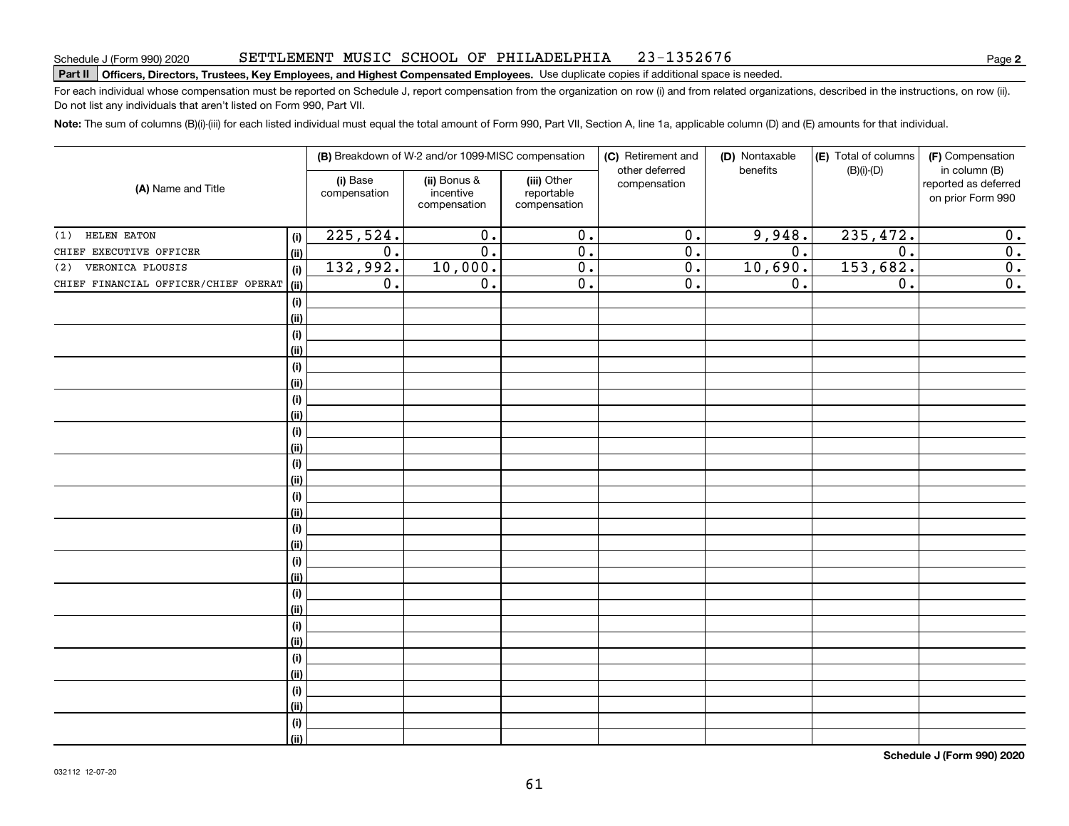Schedule J (Form 990) 2020 SETTLEMENT MUSIC SCHOOL OF PHILADELPHIA 23-1352676

**Part II** **Officers, Directors, Trustees, Key Employees, and Highest Compensated Employees.** Use duplicate copies if additional space is needed.

For each individual whose compensation must be reported on Schedule J, report compensation from the organization on row (i) and from related organizations, described in the instructions, on row (ii). Do not list any individuals that aren't listed on Form 990, Part VII.

**Note:** The sum of columns (B)(i)-(iii) for each listed individual must equal the total amount of Form 990, Part VII, Section A, line 1a, applicable column (D) and (E) amounts for that individual.

| (A) Name and Title | | (B) Breakdown of W-2 and/or 1099-MISC compensation | | | (C) Retirement and other deferred compensation | (D) Nontaxable benefits | (E) Total of columns (B)(i)-(D) | (F) Compensation in column (B) reported as deferred on prior Form 990 |
|---|---|---|---|---|---|---|---|---|
| | | (i) Base compensation | (ii) Bonus & incentive compensation | (iii) Other reportable compensation | | | | |
| (1) HELEN EATON | (i) | 225,524. | 0. | 0. | 0. | 9,948. | 235,472. | 0. |
| CHIEF EXECUTIVE OFFICER | (ii) | 0. | 0. | 0. | 0. | 0. | 0. | 0. |
| (2) VERONICA PLOUSIS | (i) | 132,992. | 10,000. | 0. | 0. | 10,690. | 153,682. | 0. |
| CHIEF FINANCIAL OFFICER/CHIEF OPERAT | (ii) | 0. | 0. | 0. | 0. | 0. | 0. | 0. |

**Schedule J (Form 990) 2020**

032112 12-07-20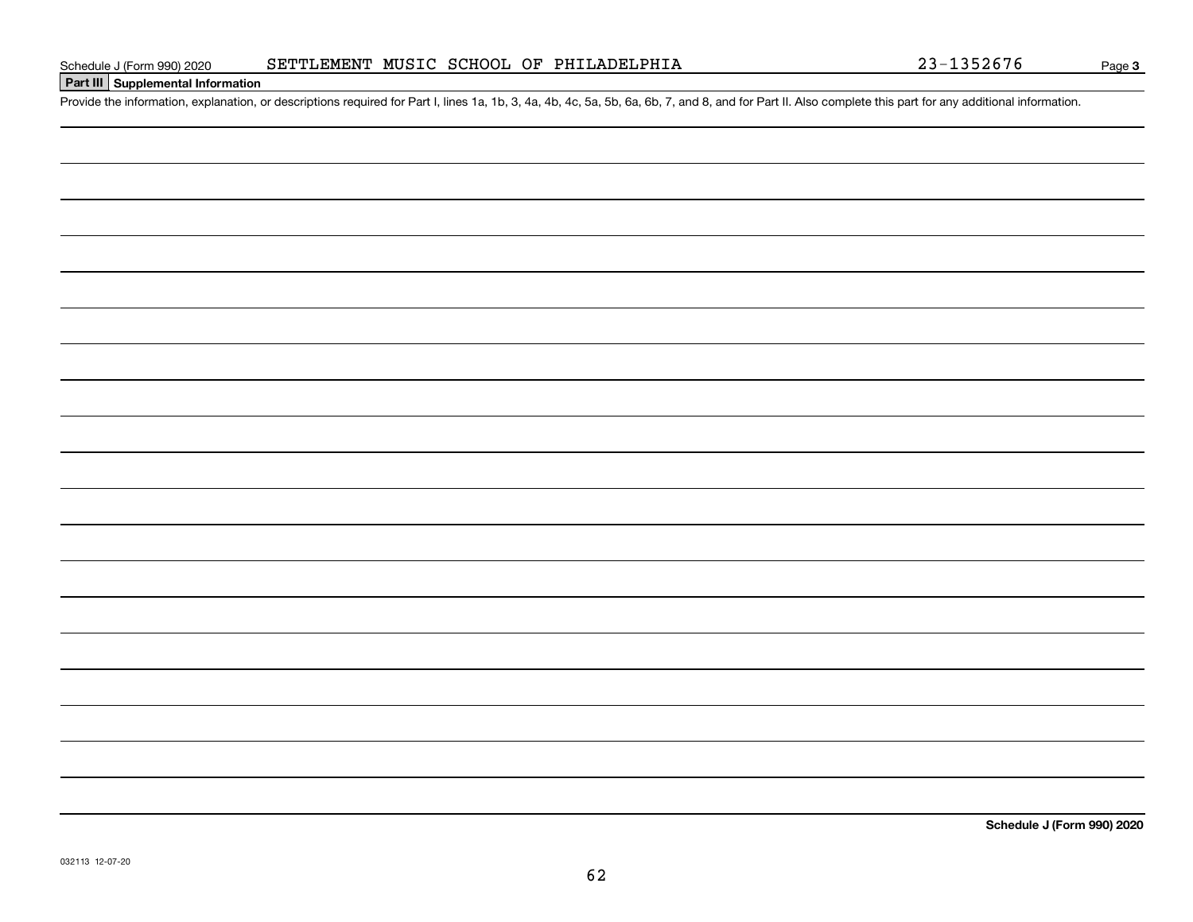Schedule J (Form 990) 2020 SETTLEMENT MUSIC SCHOOL OF PHILADELPHIA 23-1352676

## Part III Supplemental Information

Provide the information, explanation, or descriptions required for Part I, lines 1a, 1b, 3, 4a, 4b, 4c, 5a, 5b, 6a, 6b, 7, and 8, and for Part II. Also complete this part for any additional information.

**Schedule J (Form 990) 2020**

032113 12-07-20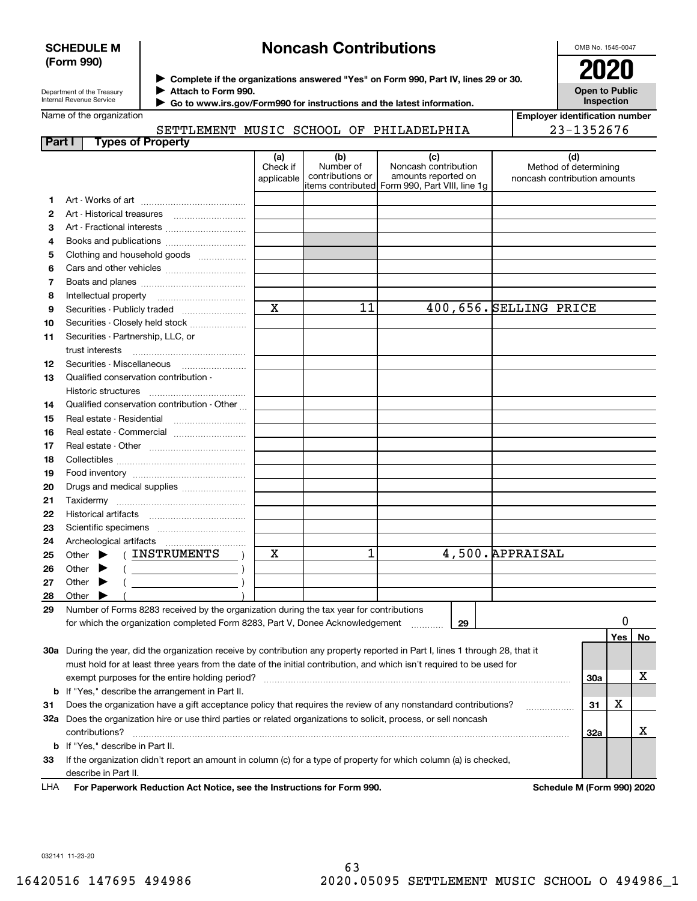**SCHEDULE M (Form 990)**

Department of the Treasury
Internal Revenue Service

# Noncash Contributions

▶ Complete if the organizations answered "Yes" on Form 990, Part IV, lines 29 or 30.
▶ Attach to Form 990.
▶ Go to www.irs.gov/Form990 for instructions and the latest information.

OMB No. 1545-0047

**2020**

**Open to Public Inspection**

Name of the organization: SETTLEMENT MUSIC SCHOOL OF PHILADELPHIA

Employer identification number: 23-1352676

**Part I — Types of Property**

| | | (a) Check if applicable | (b) Number of contributions or items contributed | (c) Noncash contribution amounts reported on Form 990, Part VIII, line 1g | (d) Method of determining noncash contribution amounts |
|---|---|---|---|---|---|
| 1 | Art - Works of art | | | | |
| 2 | Art - Historical treasures | | | | |
| 3 | Art - Fractional interests | | | | |
| 4 | Books and publications | | | | |
| 5 | Clothing and household goods | | | | |
| 6 | Cars and other vehicles | | | | |
| 7 | Boats and planes | | | | |
| 8 | Intellectual property | | | | |
| 9 | Securities - Publicly traded | X | 11 | 400,656. | SELLING PRICE |
| 10 | Securities - Closely held stock | | | | |
| 11 | Securities - Partnership, LLC, or trust interests | | | | |
| 12 | Securities - Miscellaneous | | | | |
| 13 | Qualified conservation contribution - Historic structures | | | | |
| 14 | Qualified conservation contribution - Other | | | | |
| 15 | Real estate - Residential | | | | |
| 16 | Real estate - Commercial | | | | |
| 17 | Real estate - Other | | | | |
| 18 | Collectibles | | | | |
| 19 | Food inventory | | | | |
| 20 | Drugs and medical supplies | | | | |
| 21 | Taxidermy | | | | |
| 22 | Historical artifacts | | | | |
| 23 | Scientific specimens | | | | |
| 24 | Archeological artifacts | | | | |
| 25 | Other ▶ ( INSTRUMENTS ) | X | 1 | 4,500. | APPRAISAL |
| 26 | Other ▶ ( ) | | | | |
| 27 | Other ▶ ( ) | | | | |
| 28 | Other ▶ ( ) | | | | |

**29** Number of Forms 8283 received by the organization during the tax year for contributions for which the organization completed Form 8283, Part V, Donee Acknowledgement ..... **29** — 0

| | | | Yes | No |
|---|---|---|---|---|
| **30a** | During the year, did the organization receive by contribution any property reported in Part I, lines 1 through 28, that it must hold for at least three years from the date of the initial contribution, and which isn't required to be used for exempt purposes for the entire holding period? | 30a | | X |
| **b** | If "Yes," describe the arrangement in Part II. | | | |
| **31** | Does the organization have a gift acceptance policy that requires the review of any nonstandard contributions? | 31 | X | |
| **32a** | Does the organization hire or use third parties or related organizations to solicit, process, or sell noncash contributions? | 32a | | X |
| **b** | If "Yes," describe in Part II. | | | |
| **33** | If the organization didn't report an amount in column (c) for a type of property for which column (a) is checked, describe in Part II. | | | |

LHA **For Paperwork Reduction Act Notice, see the Instructions for Form 990.** **Schedule M (Form 990) 2020**

032141 11-23-20

16420516 147695 494986 2020.05095 SETTLEMENT MUSIC SCHOOL O 494986_1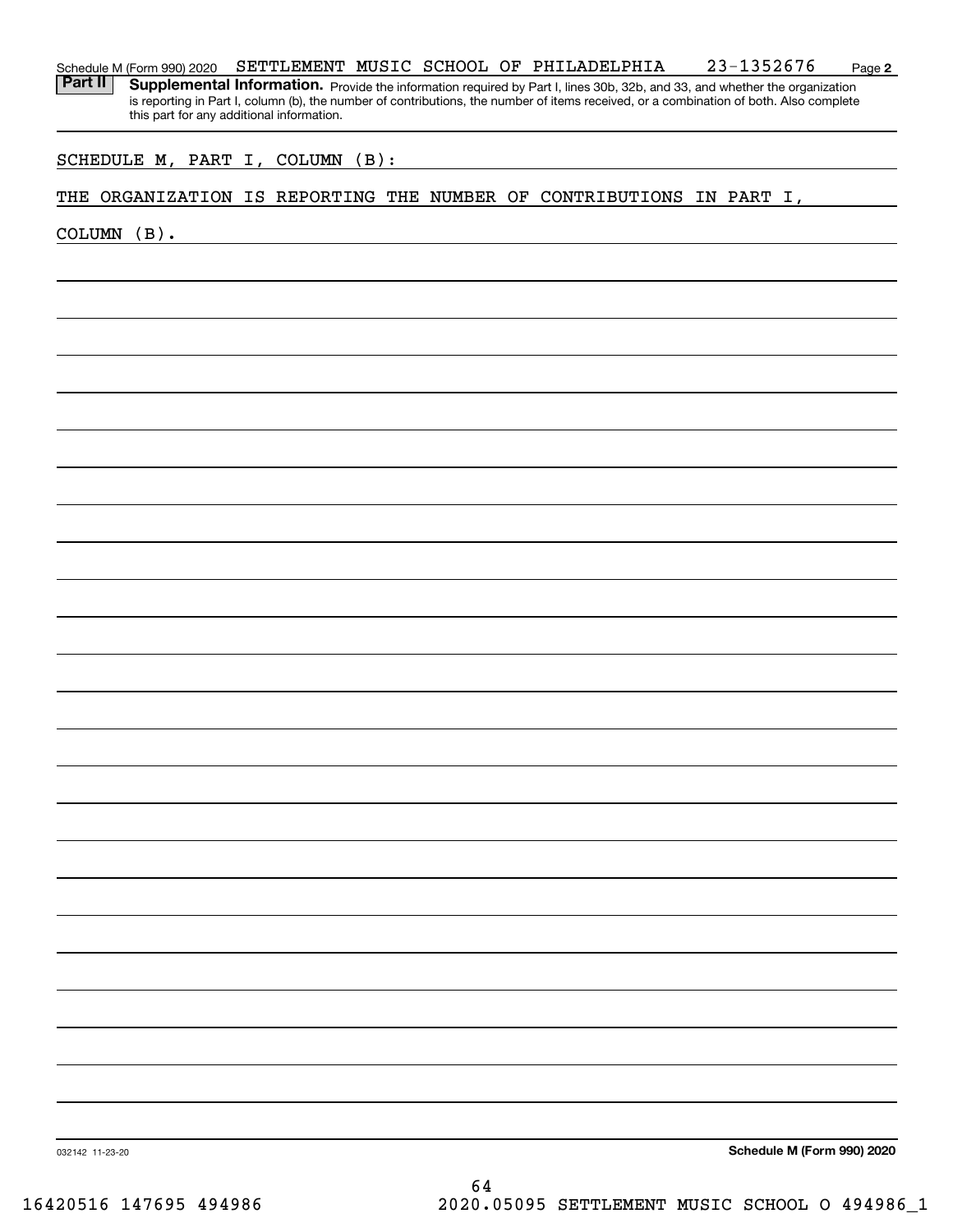Schedule M (Form 990) 2020 SETTLEMENT MUSIC SCHOOL OF PHILADELPHIA 23-1352676

**Part II Supplemental Information.** Provide the information required by Part I, lines 30b, 32b, and 33, and whether the organization is reporting in Part I, column (b), the number of contributions, the number of items received, or a combination of both. Also complete this part for any additional information.

SCHEDULE M, PART I, COLUMN (B):

THE ORGANIZATION IS REPORTING THE NUMBER OF CONTRIBUTIONS IN PART I, COLUMN (B).

032142 11-23-20

**Schedule M (Form 990) 2020**

16420516 147695 494986 2020.05095 SETTLEMENT MUSIC SCHOOL O 494986_1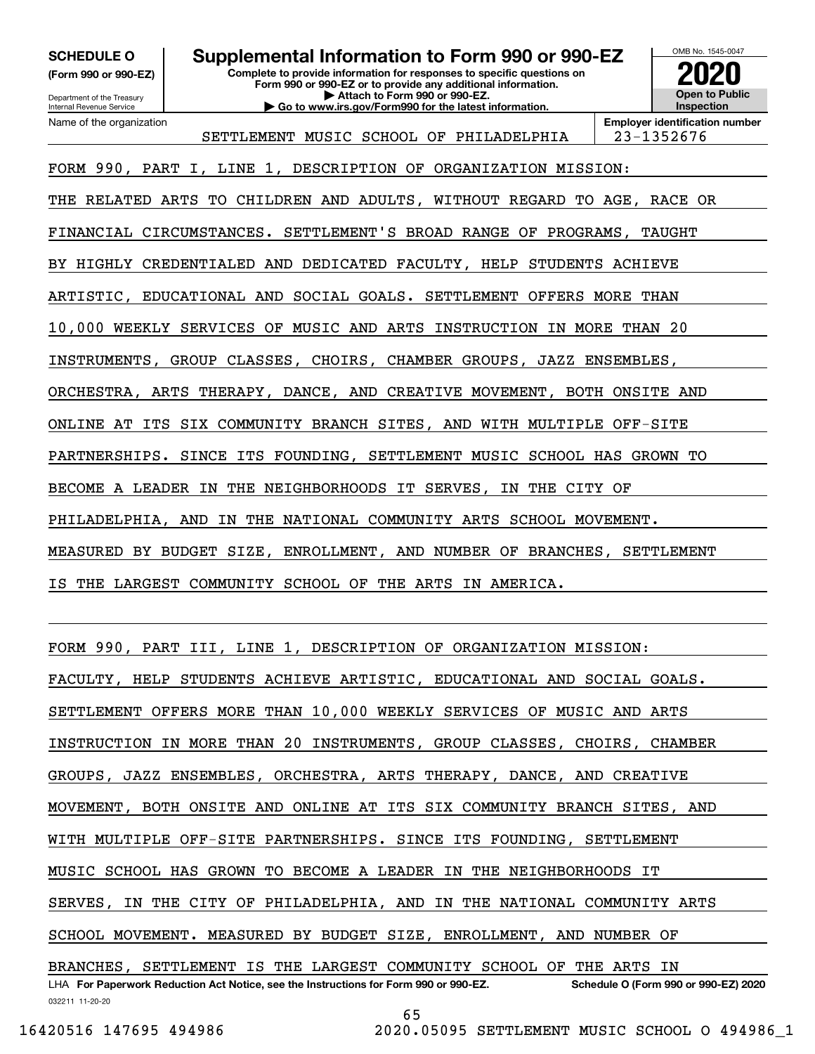**SCHEDULE O**
**(Form 990 or 990-EZ)**

Department of the Treasury
Internal Revenue Service

# Supplemental Information to Form 990 or 990-EZ

**Complete to provide information for responses to specific questions on Form 990 or 990-EZ or to provide any additional information.**
**▶ Attach to Form 990 or 990-EZ.**
**▶ Go to www.irs.gov/Form990 for the latest information.**

OMB No. 1545-0047

**2020**

**Open to Public Inspection**

| Name of the organization | Employer identification number |
|---|---|
| SETTLEMENT MUSIC SCHOOL OF PHILADELPHIA | 23-1352676 |

FORM 990, PART I, LINE 1, DESCRIPTION OF ORGANIZATION MISSION:

THE RELATED ARTS TO CHILDREN AND ADULTS, WITHOUT REGARD TO AGE, RACE OR FINANCIAL CIRCUMSTANCES. SETTLEMENT'S BROAD RANGE OF PROGRAMS, TAUGHT BY HIGHLY CREDENTIALED AND DEDICATED FACULTY, HELP STUDENTS ACHIEVE ARTISTIC, EDUCATIONAL AND SOCIAL GOALS. SETTLEMENT OFFERS MORE THAN 10,000 WEEKLY SERVICES OF MUSIC AND ARTS INSTRUCTION IN MORE THAN 20 INSTRUMENTS, GROUP CLASSES, CHOIRS, CHAMBER GROUPS, JAZZ ENSEMBLES, ORCHESTRA, ARTS THERAPY, DANCE, AND CREATIVE MOVEMENT, BOTH ONSITE AND ONLINE AT ITS SIX COMMUNITY BRANCH SITES, AND WITH MULTIPLE OFF-SITE PARTNERSHIPS. SINCE ITS FOUNDING, SETTLEMENT MUSIC SCHOOL HAS GROWN TO BECOME A LEADER IN THE NEIGHBORHOODS IT SERVES, IN THE CITY OF PHILADELPHIA, AND IN THE NATIONAL COMMUNITY ARTS SCHOOL MOVEMENT. MEASURED BY BUDGET SIZE, ENROLLMENT, AND NUMBER OF BRANCHES, SETTLEMENT IS THE LARGEST COMMUNITY SCHOOL OF THE ARTS IN AMERICA.

FORM 990, PART III, LINE 1, DESCRIPTION OF ORGANIZATION MISSION:

FACULTY, HELP STUDENTS ACHIEVE ARTISTIC, EDUCATIONAL AND SOCIAL GOALS. SETTLEMENT OFFERS MORE THAN 10,000 WEEKLY SERVICES OF MUSIC AND ARTS INSTRUCTION IN MORE THAN 20 INSTRUMENTS, GROUP CLASSES, CHOIRS, CHAMBER GROUPS, JAZZ ENSEMBLES, ORCHESTRA, ARTS THERAPY, DANCE, AND CREATIVE MOVEMENT, BOTH ONSITE AND ONLINE AT ITS SIX COMMUNITY BRANCH SITES, AND WITH MULTIPLE OFF-SITE PARTNERSHIPS. SINCE ITS FOUNDING, SETTLEMENT MUSIC SCHOOL HAS GROWN TO BECOME A LEADER IN THE NEIGHBORHOODS IT SERVES, IN THE CITY OF PHILADELPHIA, AND IN THE NATIONAL COMMUNITY ARTS SCHOOL MOVEMENT. MEASURED BY BUDGET SIZE, ENROLLMENT, AND NUMBER OF BRANCHES, SETTLEMENT IS THE LARGEST COMMUNITY SCHOOL OF THE ARTS IN

LHA **For Paperwork Reduction Act Notice, see the Instructions for Form 990 or 990-EZ.** **Schedule O (Form 990 or 990-EZ) 2020**

032211 11-20-20

16420516 147695 494986 2020.05095 SETTLEMENT MUSIC SCHOOL O 494986_1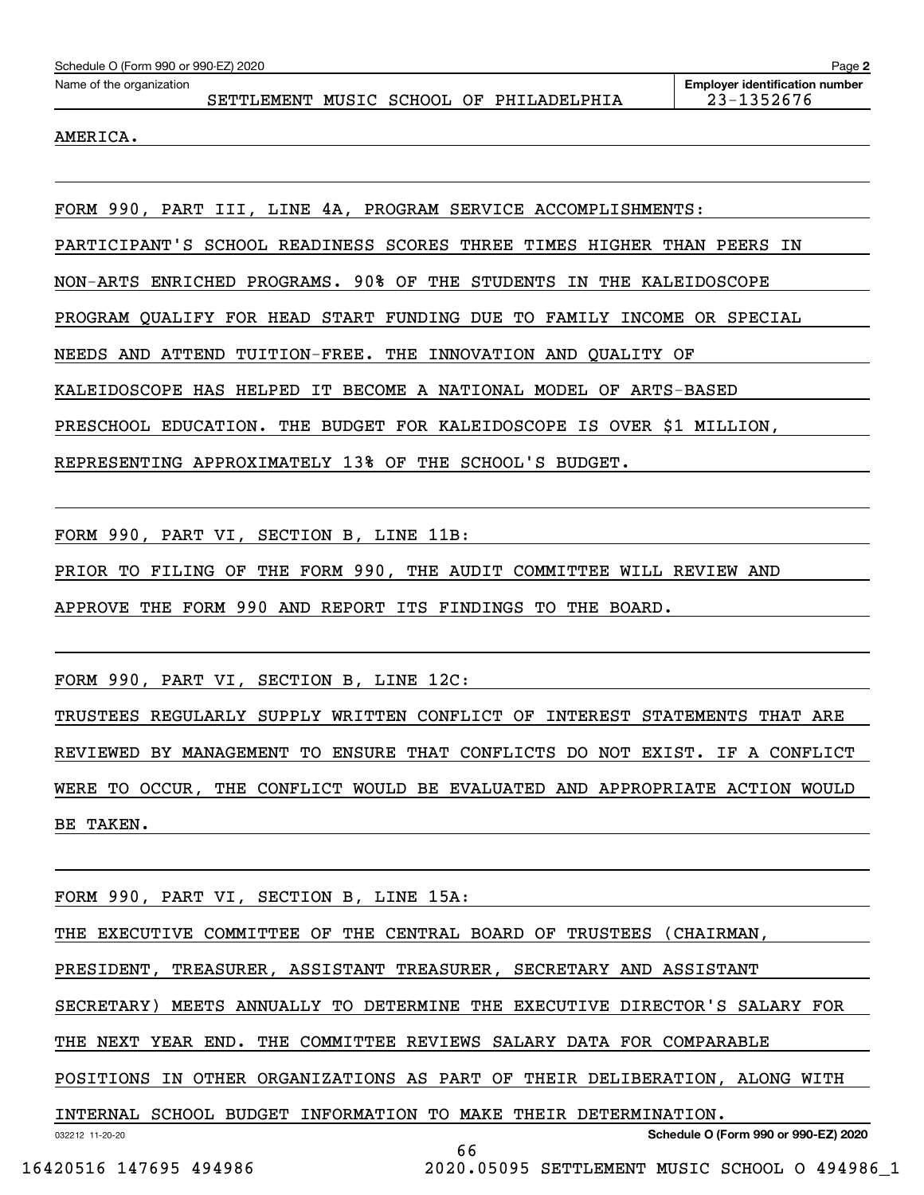AMERICA.

FORM 990, PART III, LINE 4A, PROGRAM SERVICE ACCOMPLISHMENTS:

PARTICIPANT'S SCHOOL READINESS SCORES THREE TIMES HIGHER THAN PEERS IN NON-ARTS ENRICHED PROGRAMS. 90% OF THE STUDENTS IN THE KALEIDOSCOPE PROGRAM QUALIFY FOR HEAD START FUNDING DUE TO FAMILY INCOME OR SPECIAL NEEDS AND ATTEND TUITION-FREE. THE INNOVATION AND QUALITY OF KALEIDOSCOPE HAS HELPED IT BECOME A NATIONAL MODEL OF ARTS-BASED PRESCHOOL EDUCATION. THE BUDGET FOR KALEIDOSCOPE IS OVER $1 MILLION, REPRESENTING APPROXIMATELY 13% OF THE SCHOOL'S BUDGET.

FORM 990, PART VI, SECTION B, LINE 11B:

PRIOR TO FILING OF THE FORM 990, THE AUDIT COMMITTEE WILL REVIEW AND APPROVE THE FORM 990 AND REPORT ITS FINDINGS TO THE BOARD.

FORM 990, PART VI, SECTION B, LINE 12C:

TRUSTEES REGULARLY SUPPLY WRITTEN CONFLICT OF INTEREST STATEMENTS THAT ARE REVIEWED BY MANAGEMENT TO ENSURE THAT CONFLICTS DO NOT EXIST. IF A CONFLICT WERE TO OCCUR, THE CONFLICT WOULD BE EVALUATED AND APPROPRIATE ACTION WOULD BE TAKEN.

FORM 990, PART VI, SECTION B, LINE 15A:

THE EXECUTIVE COMMITTEE OF THE CENTRAL BOARD OF TRUSTEES (CHAIRMAN, PRESIDENT, TREASURER, ASSISTANT TREASURER, SECRETARY AND ASSISTANT SECRETARY) MEETS ANNUALLY TO DETERMINE THE EXECUTIVE DIRECTOR'S SALARY FOR THE NEXT YEAR END. THE COMMITTEE REVIEWS SALARY DATA FOR COMPARABLE POSITIONS IN OTHER ORGANIZATIONS AS PART OF THEIR DELIBERATION, ALONG WITH INTERNAL SCHOOL BUDGET INFORMATION TO MAKE THEIR DETERMINATION.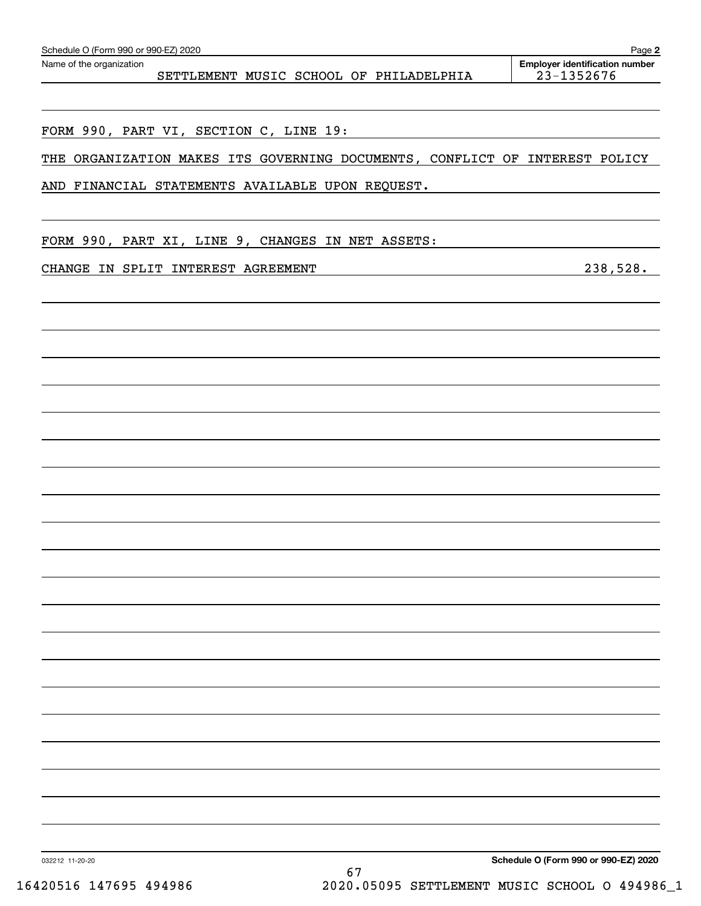Schedule O (Form 990 or 990-EZ) 2020

Name of the organization: SETTLEMENT MUSIC SCHOOL OF PHILADELPHIA

Employer identification number: 23-1352676

FORM 990, PART VI, SECTION C, LINE 19:

THE ORGANIZATION MAKES ITS GOVERNING DOCUMENTS, CONFLICT OF INTEREST POLICY AND FINANCIAL STATEMENTS AVAILABLE UPON REQUEST.

FORM 990, PART XI, LINE 9, CHANGES IN NET ASSETS:

| | |
|---|---|
| CHANGE IN SPLIT INTEREST AGREEMENT | 238,528. |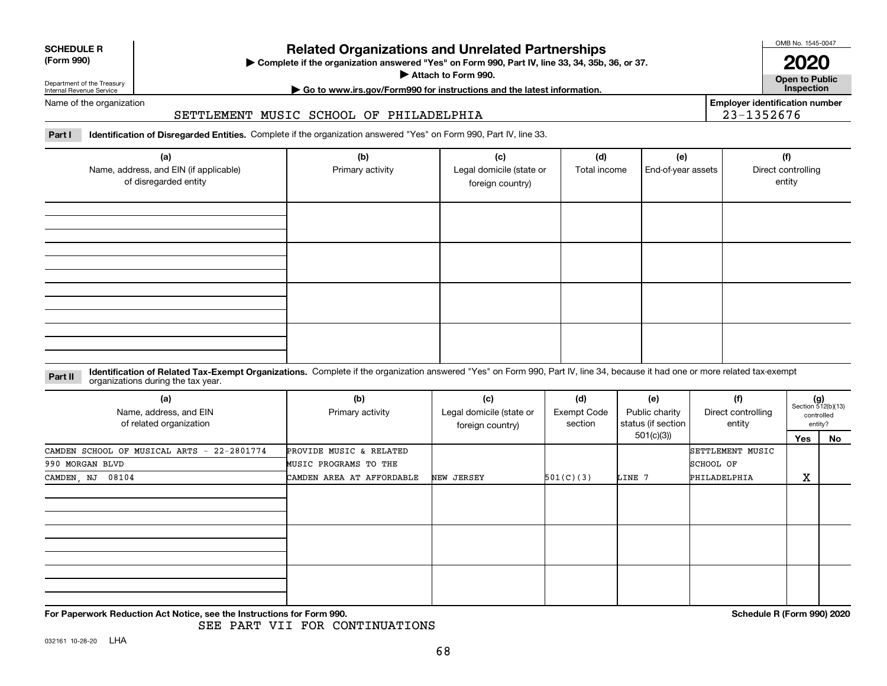**SCHEDULE R (Form 990)**

Department of the Treasury
Internal Revenue Service

# Related Organizations and Unrelated Partnerships

▶ Complete if the organization answered "Yes" on Form 990, Part IV, line 33, 34, 35b, 36, or 37.
▶ Attach to Form 990.
▶ Go to www.irs.gov/Form990 for instructions and the latest information.

OMB No. 1545-0047
**2020**
**Open to Public Inspection**

Name of the organization: SETTLEMENT MUSIC SCHOOL OF PHILADELPHIA

Employer identification number: 23-1352676

**Part I** **Identification of Disregarded Entities.** Complete if the organization answered "Yes" on Form 990, Part IV, line 33.

| (a) Name, address, and EIN (if applicable) of disregarded entity | (b) Primary activity | (c) Legal domicile (state or foreign country) | (d) Total income | (e) End-of-year assets | (f) Direct controlling entity |
|---|---|---|---|---|---|
| | | | | | |
| | | | | | |
| | | | | | |
| | | | | | |

**Part II** **Identification of Related Tax-Exempt Organizations.** Complete if the organization answered "Yes" on Form 990, Part IV, line 34, because it had one or more related tax-exempt organizations during the tax year.

| (a) Name, address, and EIN of related organization | (b) Primary activity | (c) Legal domicile (state or foreign country) | (d) Exempt Code section | (e) Public charity status (if section 501(c)(3)) | (f) Direct controlling entity | (g) Section 512(b)(13) controlled entity? Yes | No |
|---|---|---|---|---|---|---|---|
| CAMDEN SCHOOL OF MUSICAL ARTS - 22-2801774<br>990 MORGAN BLVD<br>CAMDEN, NJ 08104 | PROVIDE MUSIC & RELATED MUSIC PROGRAMS TO THE CAMDEN AREA AT AFFORDABLE | NEW JERSEY | 501(C)(3) | LINE 7 | SETTLEMENT MUSIC SCHOOL OF PHILADELPHIA | X | |
| | | | | | | | |
| | | | | | | | |
| | | | | | | | |

**For Paperwork Reduction Act Notice, see the Instructions for Form 990.** **Schedule R (Form 990) 2020**

SEE PART VII FOR CONTINUATIONS

032161 10-28-20 LHA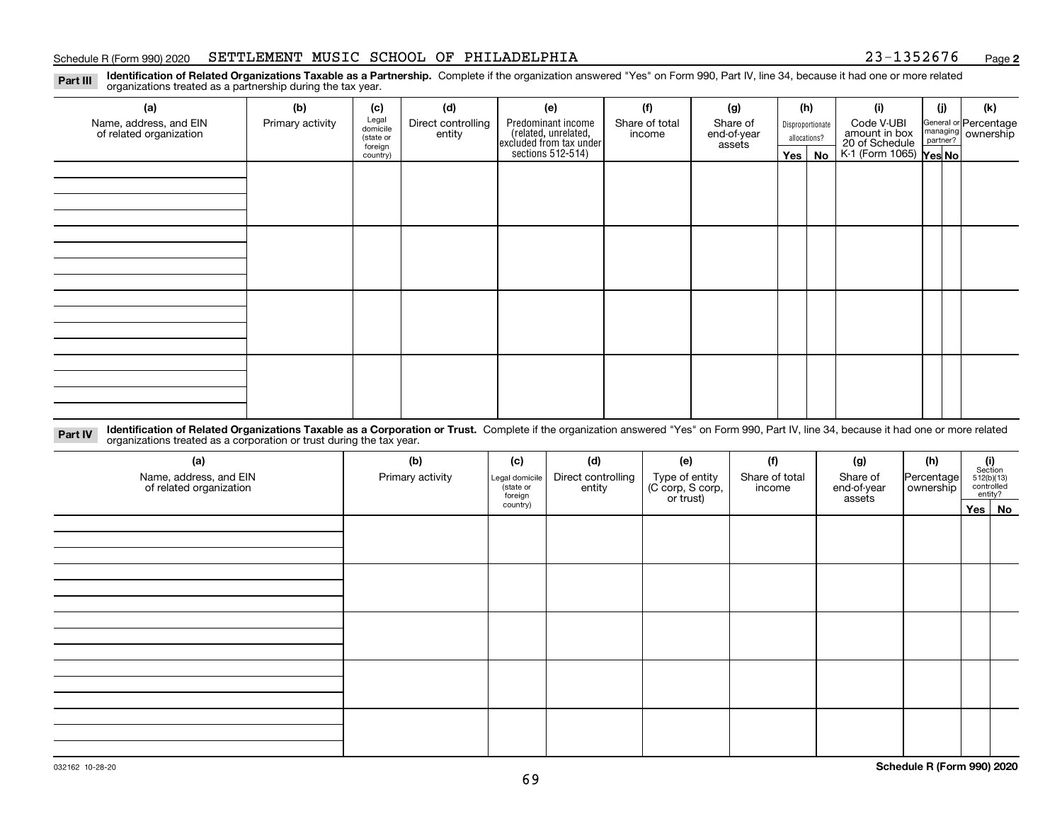Schedule R (Form 990) 2020 SETTLEMENT MUSIC SCHOOL OF PHILADELPHIA 23-1352676 Page **2**

**Part III** **Identification of Related Organizations Taxable as a Partnership.** Complete if the organization answered "Yes" on Form 990, Part IV, line 34, because it had one or more related organizations treated as a partnership during the tax year.

| (a) Name, address, and EIN of related organization | (b) Primary activity | (c) Legal domicile (state or foreign country) | (d) Direct controlling entity | (e) Predominant income (related, unrelated, excluded from tax under sections 512-514) | (f) Share of total income | (g) Share of end-of-year assets | (h) Disproportionate allocations? Yes | No | (i) Code V-UBI amount in box 20 of Schedule K-1 (Form 1065) | (j) General or managing partner? Yes | No | (k) Percentage ownership |
|---|---|---|---|---|---|---|---|---|---|---|---|---|
| | | | | | | | | | | | | |
| | | | | | | | | | | | | |
| | | | | | | | | | | | | |
| | | | | | | | | | | | | |

**Part IV** **Identification of Related Organizations Taxable as a Corporation or Trust.** Complete if the organization answered "Yes" on Form 990, Part IV, line 34, because it had one or more related organizations treated as a corporation or trust during the tax year.

| (a) Name, address, and EIN of related organization | (b) Primary activity | (c) Legal domicile (state or foreign country) | (d) Direct controlling entity | (e) Type of entity (C corp, S corp, or trust) | (f) Share of total income | (g) Share of end-of-year assets | (h) Percentage ownership | (i) Section 512(b)(13) controlled entity? Yes | No |
|---|---|---|---|---|---|---|---|---|---|
| | | | | | | | | | |
| | | | | | | | | | |
| | | | | | | | | | |
| | | | | | | | | | |
| | | | | | | | | | |

032162 10-28-20 **Schedule R (Form 990) 2020**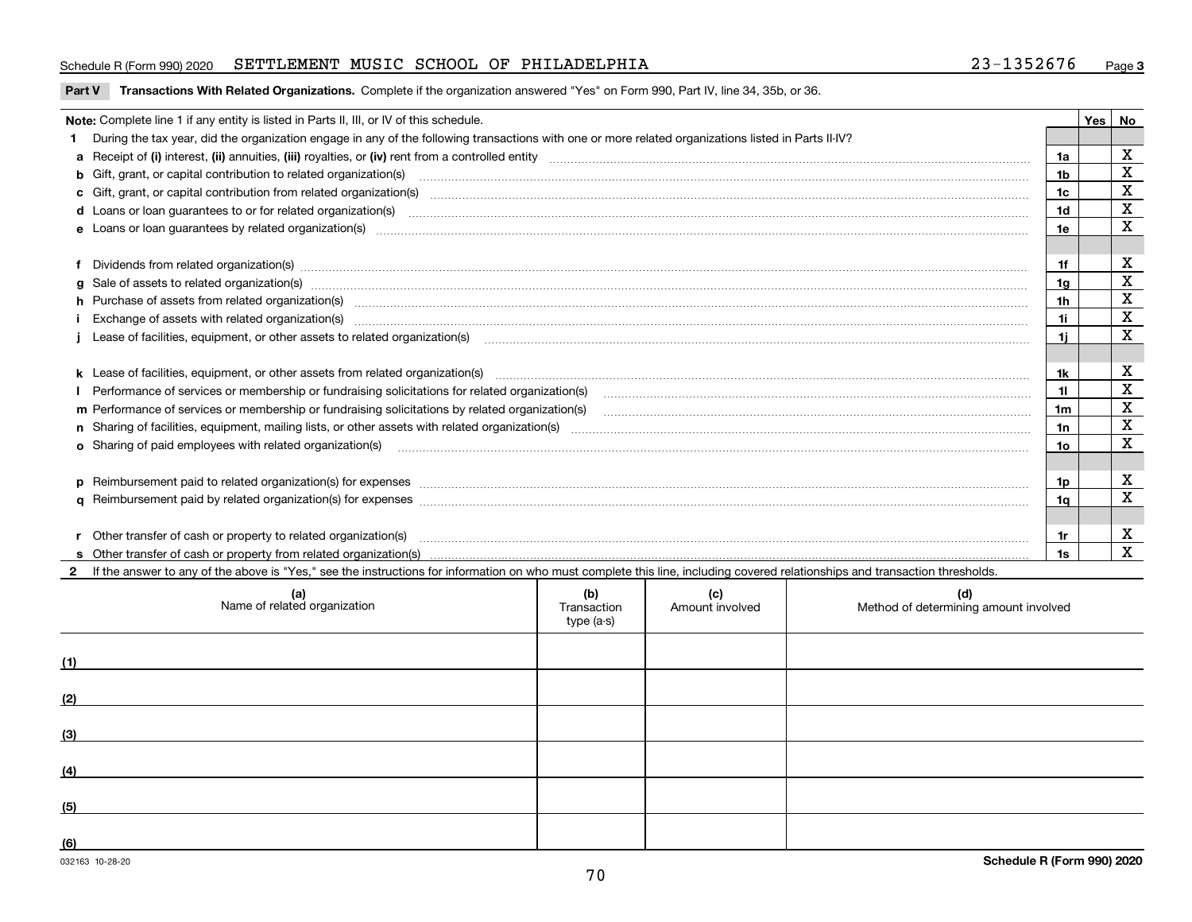Schedule R (Form 990) 2020 SETTLEMENT MUSIC SCHOOL OF PHILADELPHIA 23-1352676 Page 3

**Part V Transactions With Related Organizations.** Complete if the organization answered "Yes" on Form 990, Part IV, line 34, 35b, or 36.

| Note: Complete line 1 if any entity is listed in Parts II, III, or IV of this schedule. | | Yes | No |
|---|---|---|---|
| **1** During the tax year, did the organization engage in any of the following transactions with one or more related organizations listed in Parts II-IV? | | | |
| **a** Receipt of **(i)** interest, **(ii)** annuities, **(iii)** royalties, or **(iv)** rent from a controlled entity | 1a | | X |
| **b** Gift, grant, or capital contribution to related organization(s) | 1b | | X |
| **c** Gift, grant, or capital contribution from related organization(s) | 1c | | X |
| **d** Loans or loan guarantees to or for related organization(s) | 1d | | X |
| **e** Loans or loan guarantees by related organization(s) | 1e | | X |
| **f** Dividends from related organization(s) | 1f | | X |
| **g** Sale of assets to related organization(s) | 1g | | X |
| **h** Purchase of assets from related organization(s) | 1h | | X |
| **i** Exchange of assets with related organization(s) | 1i | | X |
| **j** Lease of facilities, equipment, or other assets to related organization(s) | 1j | | X |
| **k** Lease of facilities, equipment, or other assets from related organization(s) | 1k | | X |
| **l** Performance of services or membership or fundraising solicitations for related organization(s) | 1l | | X |
| **m** Performance of services or membership or fundraising solicitations by related organization(s) | 1m | | X |
| **n** Sharing of facilities, equipment, mailing lists, or other assets with related organization(s) | 1n | | X |
| **o** Sharing of paid employees with related organization(s) | 1o | | X |
| **p** Reimbursement paid to related organization(s) for expenses | 1p | | X |
| **q** Reimbursement paid by related organization(s) for expenses | 1q | | X |
| **r** Other transfer of cash or property to related organization(s) | 1r | | X |
| **s** Other transfer of cash or property from related organization(s) | 1s | | X |

**2** If the answer to any of the above is "Yes," see the instructions for information on who must complete this line, including covered relationships and transaction thresholds.

| | (a) Name of related organization | (b) Transaction type (a-s) | (c) Amount involved | (d) Method of determining amount involved |
|---|---|---|---|---|
| (1) | | | | |
| (2) | | | | |
| (3) | | | | |
| (4) | | | | |
| (5) | | | | |
| (6) | | | | |

032163 10-28-20 **Schedule R (Form 990) 2020**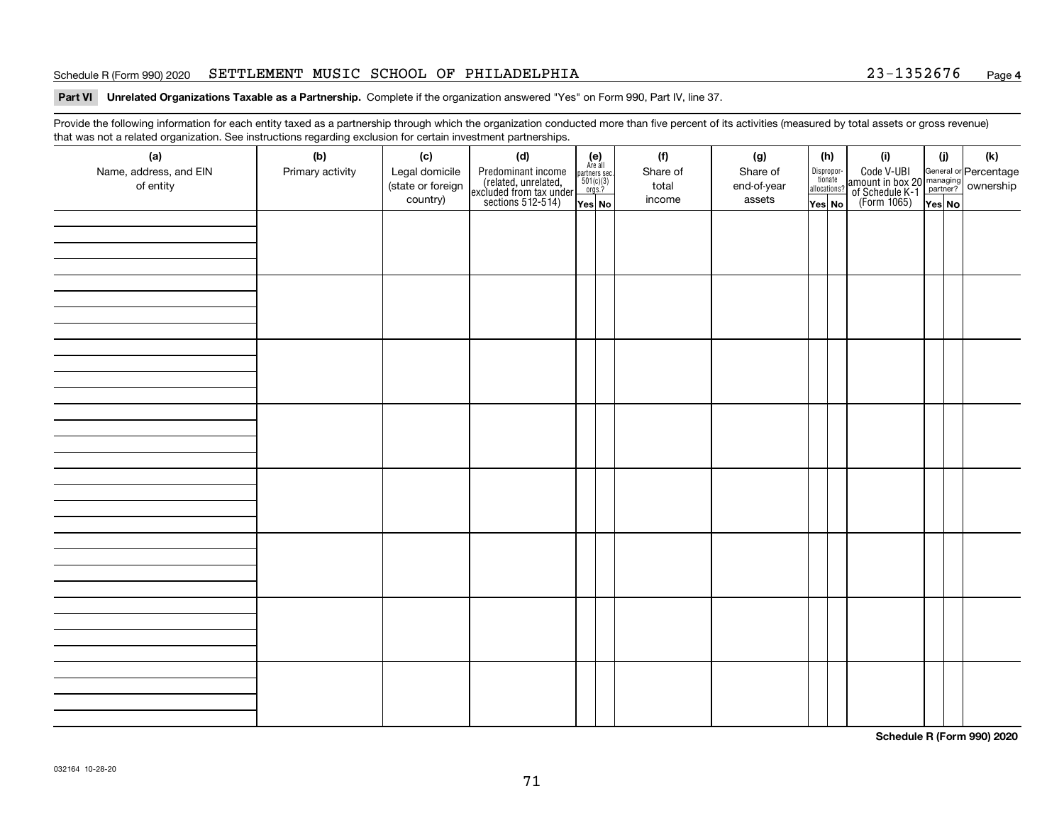## Part VI Unrelated Organizations Taxable as a Partnership.

Complete if the organization answered "Yes" on Form 990, Part IV, line 37.

Provide the following information for each entity taxed as a partnership through which the organization conducted more than five percent of its activities (measured by total assets or gross revenue) that was not a related organization. See instructions regarding exclusion for certain investment partnerships.

| (a) Name, address, and EIN of entity | (b) Primary activity | (c) Legal domicile (state or foreign country) | (d) Predominant income (related, unrelated, excluded from tax under sections 512-514) | (e) Are all partners sec. 501(c)(3) orgs.? Yes | (e) No | (f) Share of total income | (g) Share of end-of-year assets | (h) Disproportionate allocations? Yes | (h) No | (i) Code V-UBI amount in box 20 of Schedule K-1 (Form 1065) | (j) General or managing partner? Yes | (j) No | (k) Percentage ownership |
|---|---|---|---|---|---|---|---|---|---|---|---|---|---|
| | | | | | | | | | | | | | |
| | | | | | | | | | | | | | |
| | | | | | | | | | | | | | |
| | | | | | | | | | | | | | |
| | | | | | | | | | | | | | |
| | | | | | | | | | | | | | |
| | | | | | | | | | | | | | |
| | | | | | | | | | | | | | |

**Schedule R (Form 990) 2020**

032164 10-28-20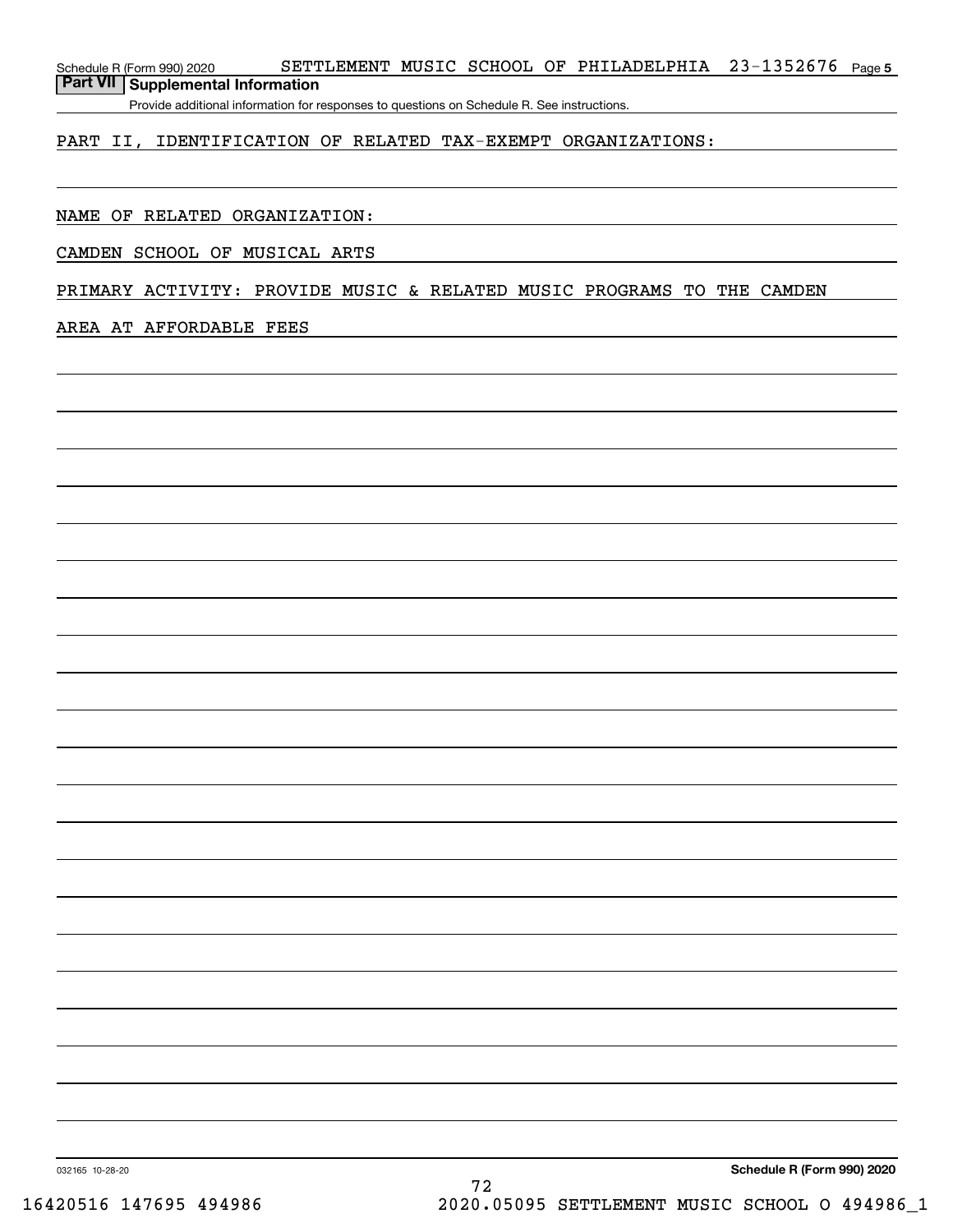Schedule R (Form 990) 2020 SETTLEMENT MUSIC SCHOOL OF PHILADELPHIA 23-1352676 Page 5

## Part VII Supplemental Information

Provide additional information for responses to questions on Schedule R. See instructions.

PART II, IDENTIFICATION OF RELATED TAX-EXEMPT ORGANIZATIONS:

NAME OF RELATED ORGANIZATION:

CAMDEN SCHOOL OF MUSICAL ARTS

PRIMARY ACTIVITY: PROVIDE MUSIC & RELATED MUSIC PROGRAMS TO THE CAMDEN AREA AT AFFORDABLE FEES

032165 10-28-20

Schedule R (Form 990) 2020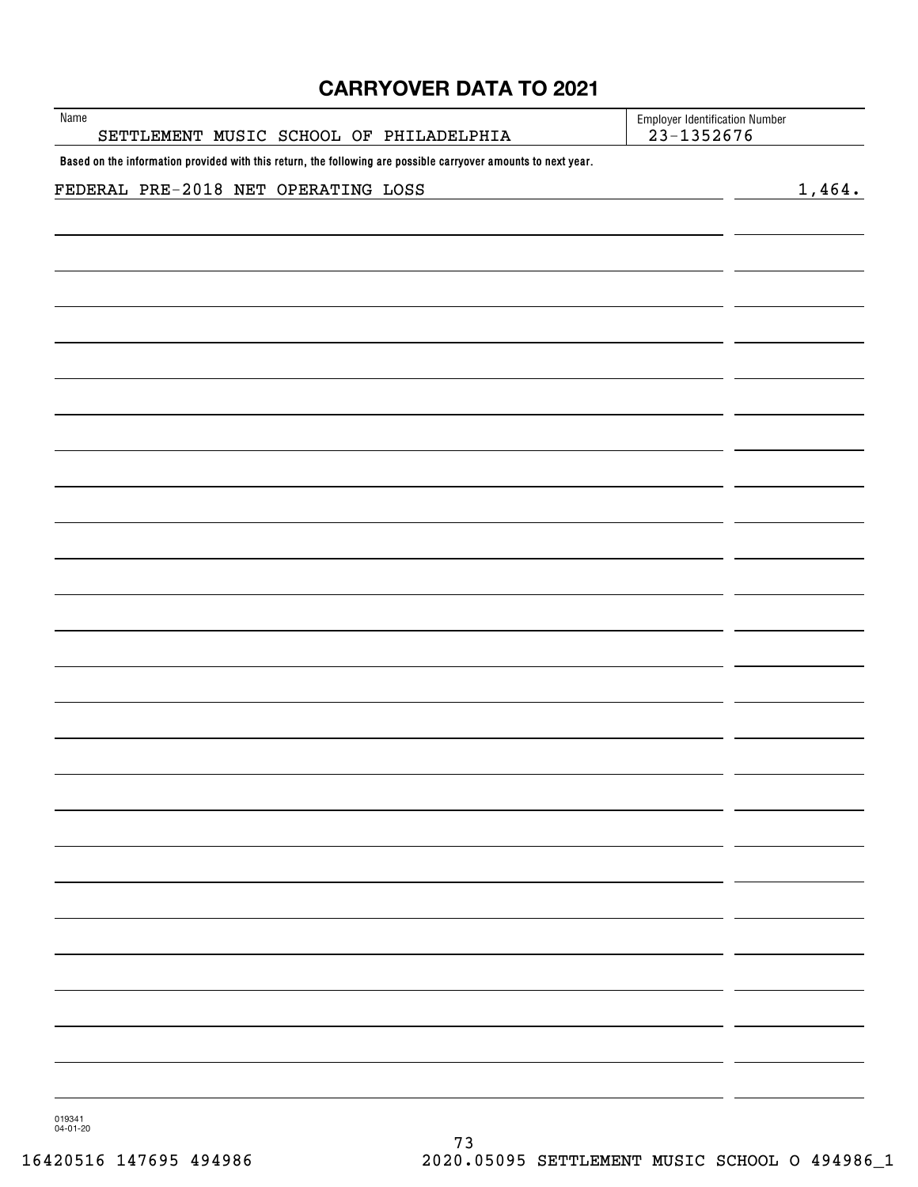# CARRYOVER DATA TO 2021

| Name | Employer Identification Number |
| --- | --- |
| SETTLEMENT MUSIC SCHOOL OF PHILADELPHIA | 23-1352676 |

**Based on the information provided with this return, the following are possible carryover amounts to next year.**

| | |
| --- | --- |
| FEDERAL PRE-2018 NET OPERATING LOSS | 1,464. |

019341
04-01-20

16420516 147695 494986 2020.05095 SETTLEMENT MUSIC SCHOOL O 494986_1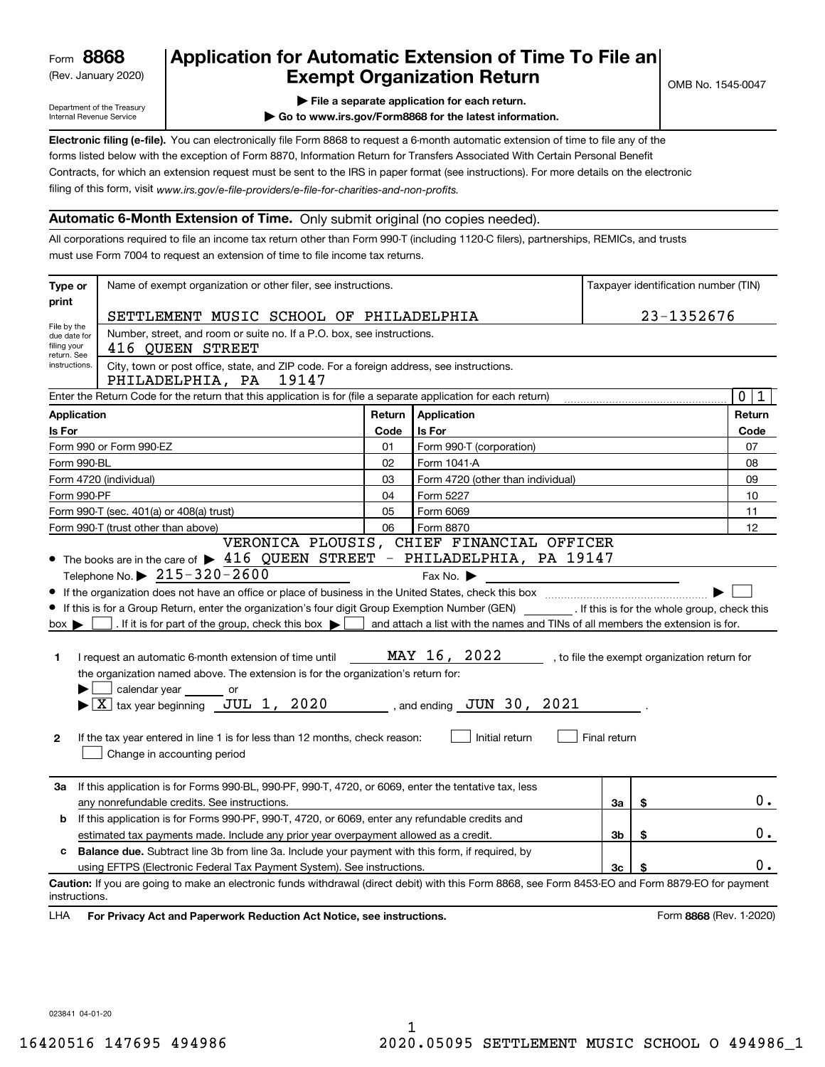Form **8868**
(Rev. January 2020)

Department of the Treasury
Internal Revenue Service

# Application for Automatic Extension of Time To File an Exempt Organization Return

OMB No. 1545-0047

▶ File a separate application for each return.

▶ Go to www.irs.gov/Form8868 for the latest information.

**Electronic filing (e-file).** You can electronically file Form 8868 to request a 6-month automatic extension of time to file any of the forms listed below with the exception of Form 8870, Information Return for Transfers Associated With Certain Personal Benefit Contracts, for which an extension request must be sent to the IRS in paper format (see instructions). For more details on the electronic filing of this form, visit *www.irs.gov/e-file-providers/e-file-for-charities-and-non-profits.*

## Automatic 6-Month Extension of Time. Only submit original (no copies needed).

All corporations required to file an income tax return other than Form 990-T (including 1120-C filers), partnerships, REMICs, and trusts must use Form 7004 to request an extension of time to file income tax returns.

**Type or print**

File by the due date for filing your return. See instructions.

Name of exempt organization or other filer, see instructions.: SETTLEMENT MUSIC SCHOOL OF PHILADELPHIA

Taxpayer identification number (TIN): 23-1352676

Number, street, and room or suite no. If a P.O. box, see instructions.: 416 QUEEN STREET

City, town or post office, state, and ZIP code. For a foreign address, see instructions.: PHILADELPHIA, PA 19147

Enter the Return Code for the return that this application is for (file a separate application for each return) ..... 0 1

| Application Is For | Return Code | Application Is For | Return Code |
|---|---|---|---|
| Form 990 or Form 990-EZ | 01 | Form 990-T (corporation) | 07 |
| Form 990-BL | 02 | Form 1041-A | 08 |
| Form 4720 (individual) | 03 | Form 4720 (other than individual) | 09 |
| Form 990-PF | 04 | Form 5227 | 10 |
| Form 990-T (sec. 401(a) or 408(a) trust) | 05 | Form 6069 | 11 |
| Form 990-T (trust other than above) | 06 | Form 8870 | 12 |

- The books are in the care of ▶ VERONICA PLOUSIS, CHIEF FINANCIAL OFFICER 416 QUEEN STREET - PHILADELPHIA, PA 19147

  Telephone No. ▶ 215-320-2600 Fax No. ▶
- If the organization does not have an office or place of business in the United States, check this box ..... ▶ ☐
- If this is for a Group Return, enter the organization's four digit Group Exemption Number (GEN) ______ . If this is for the whole group, check this box ▶ ☐ . If it is for part of the group, check this box ▶ ☐ and attach a list with the names and TINs of all members the extension is for.

**1** I request an automatic 6-month extension of time until MAY 16, 2022 , to file the exempt organization return for the organization named above. The extension is for the organization's return for:

▶ ☐ calendar year ______ or

▶ ☒ tax year beginning JUL 1, 2020 , and ending JUN 30, 2021 .

**2** If the tax year entered in line 1 is for less than 12 months, check reason: ☐ Initial return ☐ Final return ☐ Change in accounting period

| | | | | |
|---|---|---|---|---|
| **3a** | If this application is for Forms 990-BL, 990-PF, 990-T, 4720, or 6069, enter the tentative tax, less any nonrefundable credits. See instructions. | 3a | $ | 0. |
| **b** | If this application is for Forms 990-PF, 990-T, 4720, or 6069, enter any refundable credits and estimated tax payments made. Include any prior year overpayment allowed as a credit. | 3b | $ | 0. |
| **c** | **Balance due.** Subtract line 3b from line 3a. Include your payment with this form, if required, by using EFTPS (Electronic Federal Tax Payment System). See instructions. | 3c | $ | 0. |

**Caution:** If you are going to make an electronic funds withdrawal (direct debit) with this Form 8868, see Form 8453-EO and Form 8879-EO for payment instructions.

LHA **For Privacy Act and Paperwork Reduction Act Notice, see instructions.** Form **8868** (Rev. 1-2020)

023841 04-01-20

16420516 147695 494986 2020.05095 SETTLEMENT MUSIC SCHOOL O 494986_1